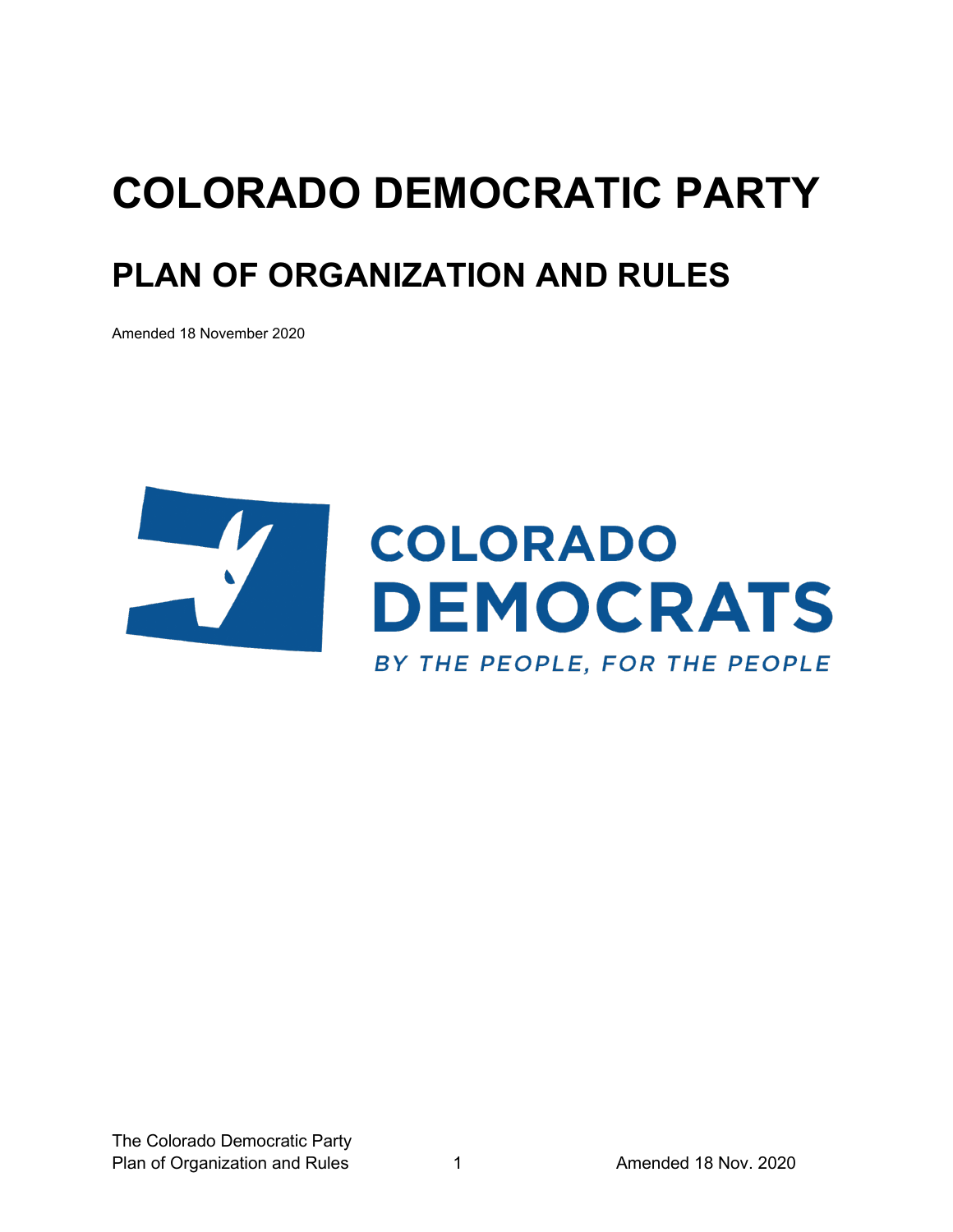# COLORADO DEMOCRATIC PARTY

## PLAN OF ORGANIZATION AND RULES

Amended 18 November 2020

COLORADO
DEMOCRATS
BY THE PEOPLE, FOR THE PEOPLE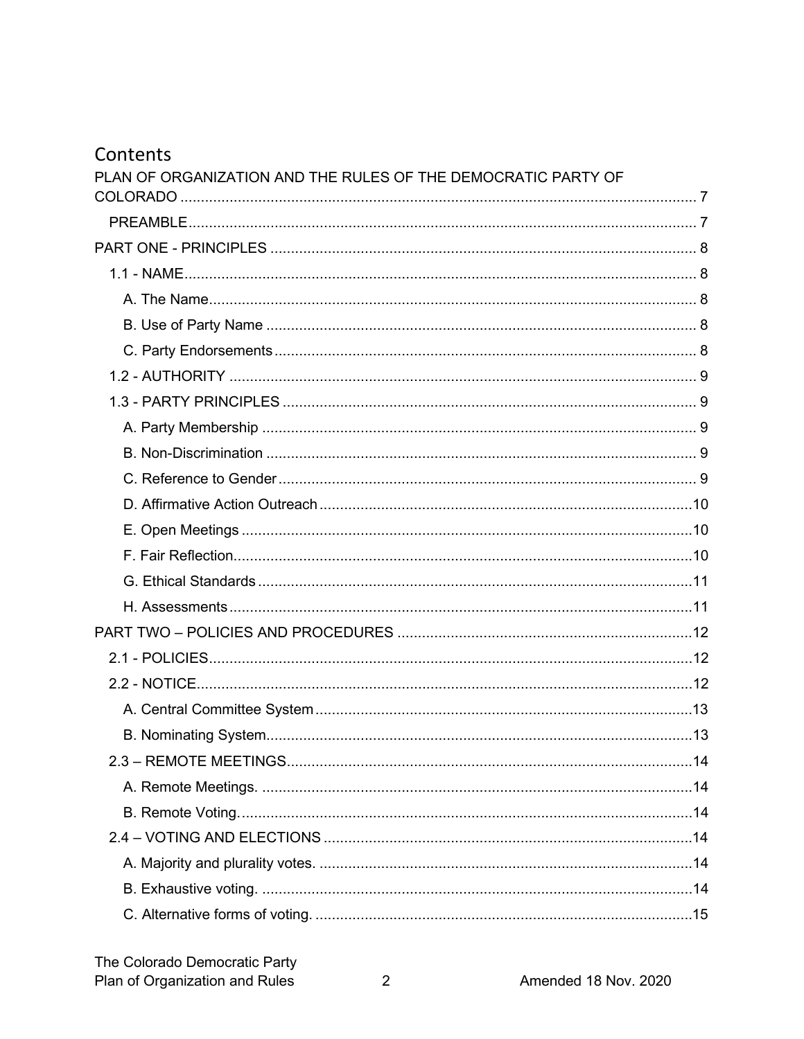# Contents

PLAN OF ORGANIZATION AND THE RULES OF THE DEMOCRATIC PARTY OF COLORADO ..... 7

- PREAMBLE ..... 7

PART ONE - PRINCIPLES ..... 8

- 1.1 - NAME ..... 8
  - A. The Name ..... 8
  - B. Use of Party Name ..... 8
  - C. Party Endorsements ..... 8
- 1.2 - AUTHORITY ..... 9
- 1.3 - PARTY PRINCIPLES ..... 9
  - A. Party Membership ..... 9
  - B. Non-Discrimination ..... 9
  - C. Reference to Gender ..... 9
  - D. Affirmative Action Outreach ..... 10
  - E. Open Meetings ..... 10
  - F. Fair Reflection ..... 10
  - G. Ethical Standards ..... 11
  - H. Assessments ..... 11

PART TWO – POLICIES AND PROCEDURES ..... 12

- 2.1 - POLICIES ..... 12
- 2.2 - NOTICE ..... 12
  - A. Central Committee System ..... 13
  - B. Nominating System ..... 13
- 2.3 – REMOTE MEETINGS ..... 14
  - A. Remote Meetings. ..... 14
  - B. Remote Voting. ..... 14
- 2.4 – VOTING AND ELECTIONS ..... 14
  - A. Majority and plurality votes. ..... 14
  - B. Exhaustive voting. ..... 14
  - C. Alternative forms of voting. ..... 15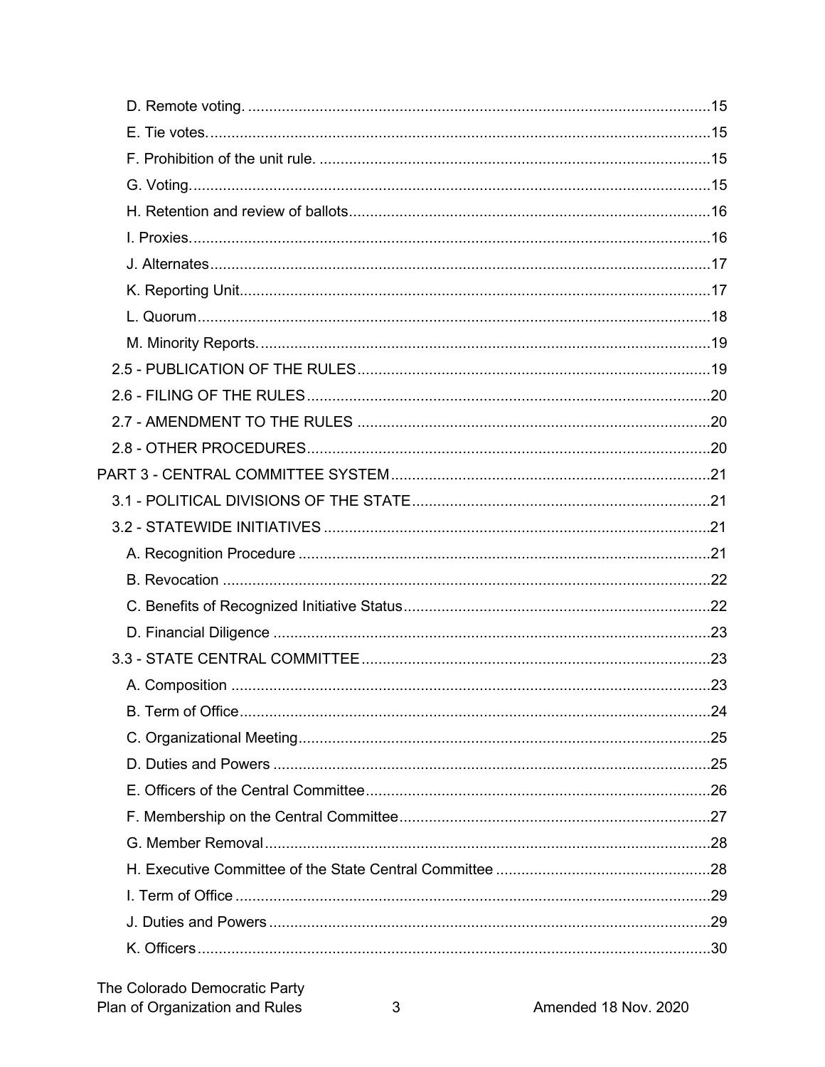D. Remote voting. ....................................................................................................15

E. Tie votes. ...............................................................................................................15

F. Prohibition of the unit rule. ....................................................................................15

G. Voting. ...................................................................................................................15

H. Retention and review of ballots .............................................................................16

I. Proxies. ..................................................................................................................16

J. Alternates ..............................................................................................................17

K. Reporting Unit .......................................................................................................17

L. Quorum .................................................................................................................18

M. Minority Reports. ...................................................................................................19

2.5 - PUBLICATION OF THE RULES ...........................................................................19

2.6 - FILING OF THE RULES ........................................................................................20

2.7 - AMENDMENT TO THE RULES ............................................................................20

2.8 - OTHER PROCEDURES ........................................................................................20

PART 3 - CENTRAL COMMITTEE SYSTEM ....................................................................21

3.1 - POLITICAL DIVISIONS OF THE STATE ...............................................................21

3.2 - STATEWIDE INITIATIVES ....................................................................................21

A. Recognition Procedure .........................................................................................21

B. Revocation ............................................................................................................22

C. Benefits of Recognized Initiative Status ................................................................22

D. Financial Diligence ................................................................................................23

3.3 - STATE CENTRAL COMMITTEE ...........................................................................23

A. Composition .........................................................................................................23

B. Term of Office ........................................................................................................24

C. Organizational Meeting .........................................................................................25

D. Duties and Powers ................................................................................................25

E. Officers of the Central Committee .........................................................................26

F. Membership on the Central Committee .................................................................27

G. Member Removal ..................................................................................................28

H. Executive Committee of the State Central Committee ..........................................28

I. Term of Office .........................................................................................................29

J. Duties and Powers .................................................................................................29

K. Officers ..................................................................................................................30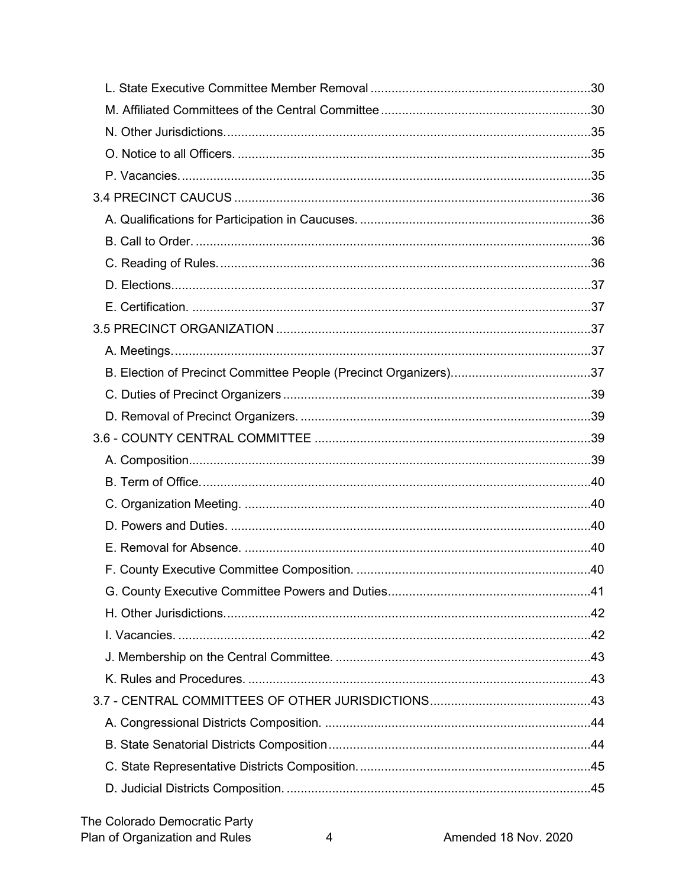L. State Executive Committee Member Removal ..............................................................30

M. Affiliated Committees of the Central Committee ............................................................30

N. Other Jurisdictions. .......................................................................................................35

O. Notice to all Officers. ....................................................................................................35

P. Vacancies. .....................................................................................................................35

3.4 PRECINCT CAUCUS .....................................................................................................36

A. Qualifications for Participation in Caucuses. ..................................................................36

B. Call to Order. .................................................................................................................36

C. Reading of Rules. ..........................................................................................................36

D. Elections. .......................................................................................................................37

E. Certification. ..................................................................................................................37

3.5 PRECINCT ORGANIZATION ..........................................................................................37

A. Meetings. .......................................................................................................................37

B. Election of Precinct Committee People (Precinct Organizers). ........................................37

C. Duties of Precinct Organizers ........................................................................................39

D. Removal of Precinct Organizers. ...................................................................................39

3.6 - COUNTY CENTRAL COMMITTEE ..............................................................................39

A. Composition. ..................................................................................................................39

B. Term of Office. ...............................................................................................................40

C. Organization Meeting. ...................................................................................................40

D. Powers and Duties. .......................................................................................................40

E. Removal for Absence. ...................................................................................................40

F. County Executive Committee Composition. ...................................................................40

G. County Executive Committee Powers and Duties ..........................................................41

H. Other Jurisdictions. ........................................................................................................42

I. Vacancies. ......................................................................................................................42

J. Membership on the Central Committee. .........................................................................43

K. Rules and Procedures. ..................................................................................................43

3.7 - CENTRAL COMMITTEES OF OTHER JURISDICTIONS ..............................................43

A. Congressional Districts Composition. ............................................................................44

B. State Senatorial Districts Composition ...........................................................................44

C. State Representative Districts Composition. ..................................................................45

D. Judicial Districts Composition. .......................................................................................45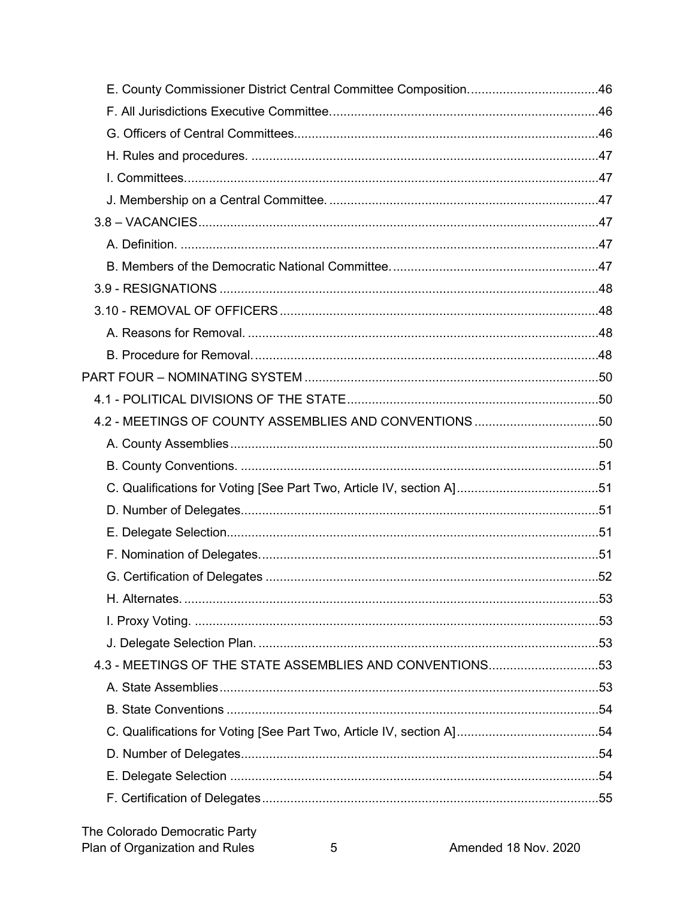E. County Commissioner District Central Committee Composition. ....................................46

F. All Jurisdictions Executive Committee. ..........................................................................46

G. Officers of Central Committees. ....................................................................................46

H. Rules and procedures. .................................................................................................47

I. Committees. ...................................................................................................................47

J. Membership on a Central Committee. ...........................................................................47

3.8 – VACANCIES ...............................................................................................................47

A. Definition. .....................................................................................................................47

B. Members of the Democratic National Committee. .........................................................47

3.9 - RESIGNATIONS .........................................................................................................48

3.10 - REMOVAL OF OFFICERS ........................................................................................48

A. Reasons for Removal. ..................................................................................................48

B. Procedure for Removal. ................................................................................................48

PART FOUR – NOMINATING SYSTEM .................................................................................50

4.1 - POLITICAL DIVISIONS OF THE STATE ......................................................................50

4.2 - MEETINGS OF COUNTY ASSEMBLIES AND CONVENTIONS ..................................50

A. County Assemblies .......................................................................................................50

B. County Conventions. .....................................................................................................51

C. Qualifications for Voting [See Part Two, Article IV, section A] ........................................51

D. Number of Delegates. ...................................................................................................51

E. Delegate Selection. .......................................................................................................51

F. Nomination of Delegates. ..............................................................................................51

G. Certification of Delegates .............................................................................................52

H. Alternates. ....................................................................................................................53

I. Proxy Voting. .................................................................................................................53

J. Delegate Selection Plan. ...............................................................................................53

4.3 - MEETINGS OF THE STATE ASSEMBLIES AND CONVENTIONS ..............................53

A. State Assemblies ..........................................................................................................53

B. State Conventions ........................................................................................................54

C. Qualifications for Voting [See Part Two, Article IV, section A] ........................................54

D. Number of Delegates. ...................................................................................................54

E. Delegate Selection .......................................................................................................54

F. Certification of Delegates ..............................................................................................55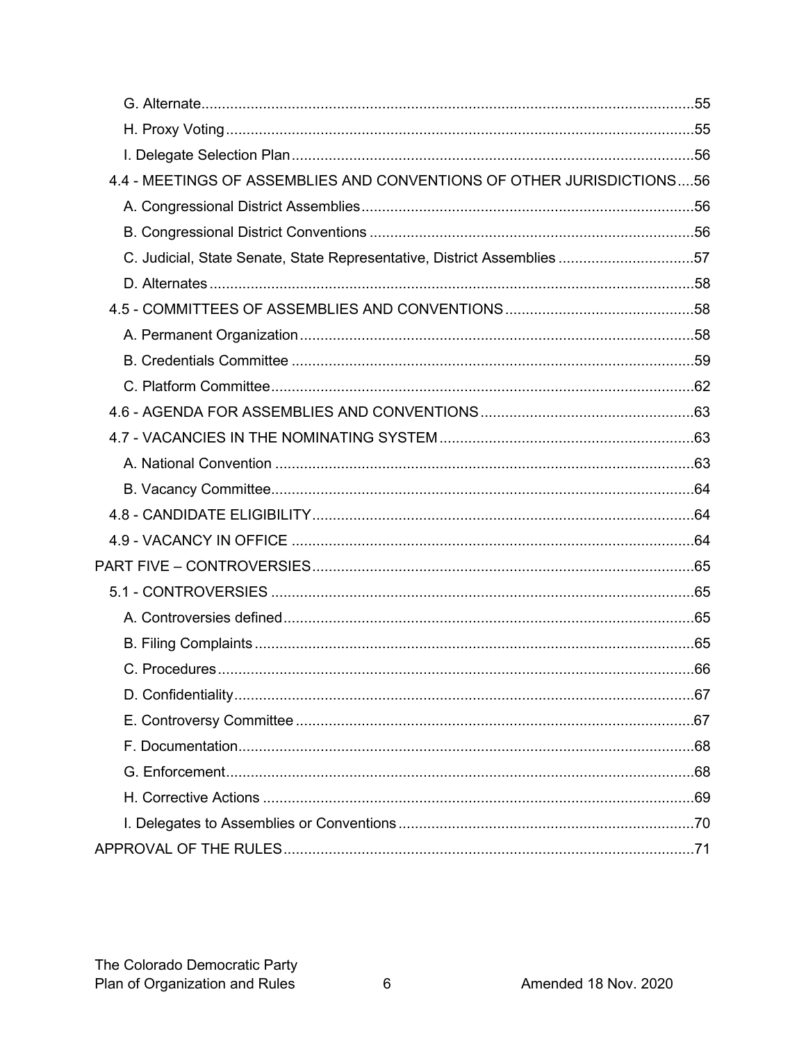G. Alternate........................................................................................................................55

H. Proxy Voting.................................................................................................................55

I. Delegate Selection Plan.................................................................................................56

4.4 - MEETINGS OF ASSEMBLIES AND CONVENTIONS OF OTHER JURISDICTIONS....56

A. Congressional District Assemblies................................................................................56

B. Congressional District Conventions ..............................................................................56

C. Judicial, State Senate, State Representative, District Assemblies .................................57

D. Alternates .....................................................................................................................58

4.5 - COMMITTEES OF ASSEMBLIES AND CONVENTIONS .............................................58

A. Permanent Organization...............................................................................................58

B. Credentials Committee .................................................................................................59

C. Platform Committee......................................................................................................62

4.6 - AGENDA FOR ASSEMBLIES AND CONVENTIONS ...................................................63

4.7 - VACANCIES IN THE NOMINATING SYSTEM ............................................................63

A. National Convention .....................................................................................................63

B. Vacancy Committee......................................................................................................64

4.8 - CANDIDATE ELIGIBILITY............................................................................................64

4.9 - VACANCY IN OFFICE .................................................................................................64

PART FIVE – CONTROVERSIES............................................................................................65

5.1 - CONTROVERSIES ......................................................................................................65

A. Controversies defined...................................................................................................65

B. Filing Complaints..........................................................................................................65

C. Procedures...................................................................................................................66

D. Confidentiality...............................................................................................................67

E. Controversy Committee ................................................................................................67

F. Documentation..............................................................................................................68

G. Enforcement.................................................................................................................68

H. Corrective Actions ........................................................................................................69

I. Delegates to Assemblies or Conventions .......................................................................70

APPROVAL OF THE RULES...................................................................................................71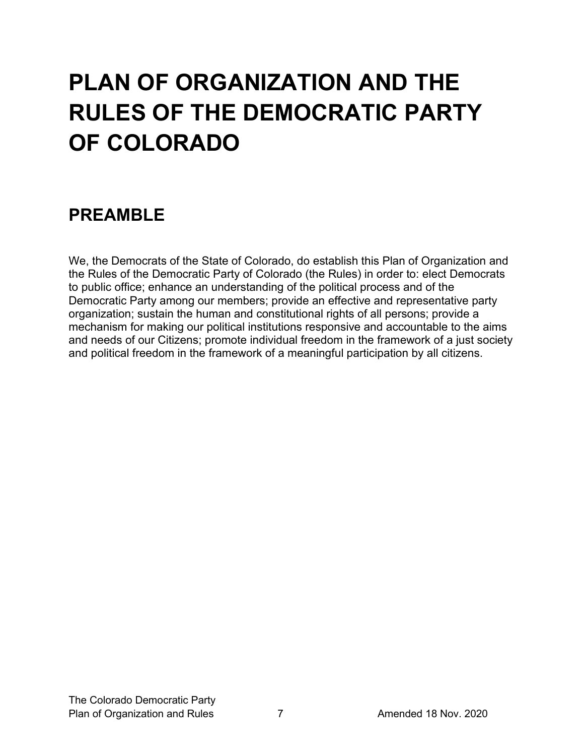# PLAN OF ORGANIZATION AND THE RULES OF THE DEMOCRATIC PARTY OF COLORADO

## PREAMBLE

We, the Democrats of the State of Colorado, do establish this Plan of Organization and the Rules of the Democratic Party of Colorado (the Rules) in order to: elect Democrats to public office; enhance an understanding of the political process and of the Democratic Party among our members; provide an effective and representative party organization; sustain the human and constitutional rights of all persons; provide a mechanism for making our political institutions responsive and accountable to the aims and needs of our Citizens; promote individual freedom in the framework of a just society and political freedom in the framework of a meaningful participation by all citizens.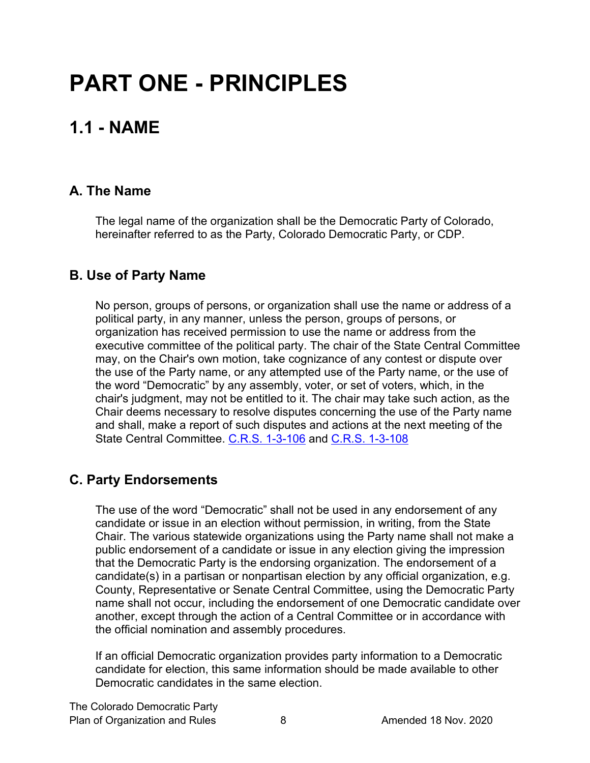# PART ONE - PRINCIPLES

## 1.1 - NAME

### A. The Name

The legal name of the organization shall be the Democratic Party of Colorado, hereinafter referred to as the Party, Colorado Democratic Party, or CDP.

### B. Use of Party Name

No person, groups of persons, or organization shall use the name or address of a political party, in any manner, unless the person, groups of persons, or organization has received permission to use the name or address from the executive committee of the political party. The chair of the State Central Committee may, on the Chair's own motion, take cognizance of any contest or dispute over the use of the Party name, or attempted use of the Party name, or the use of the word "Democratic" by any assembly, voter, or set of voters, which, in the chair's judgment, may not be entitled to it. The chair may take such action, as the Chair deems necessary to resolve disputes concerning the use of the Party name and shall, make a report of such disputes and actions at the next meeting of the State Central Committee. C.R.S. 1-3-106 and C.R.S. 1-3-108

### C. Party Endorsements

The use of the word "Democratic" shall not be used in any endorsement of any candidate or issue in an election without permission, in writing, from the State Chair. The various statewide organizations using the Party name shall not make a public endorsement of a candidate or issue in any election giving the impression that the Democratic Party is the endorsing organization. The endorsement of a candidate(s) in a partisan or nonpartisan election by any official organization, e.g. County, Representative or Senate Central Committee, using the Democratic Party name shall not occur, including the endorsement of one Democratic candidate over another, except through the action of a Central Committee or in accordance with the official nomination and assembly procedures.

If an official Democratic organization provides party information to a Democratic candidate for election, this same information should be made available to other Democratic candidates in the same election.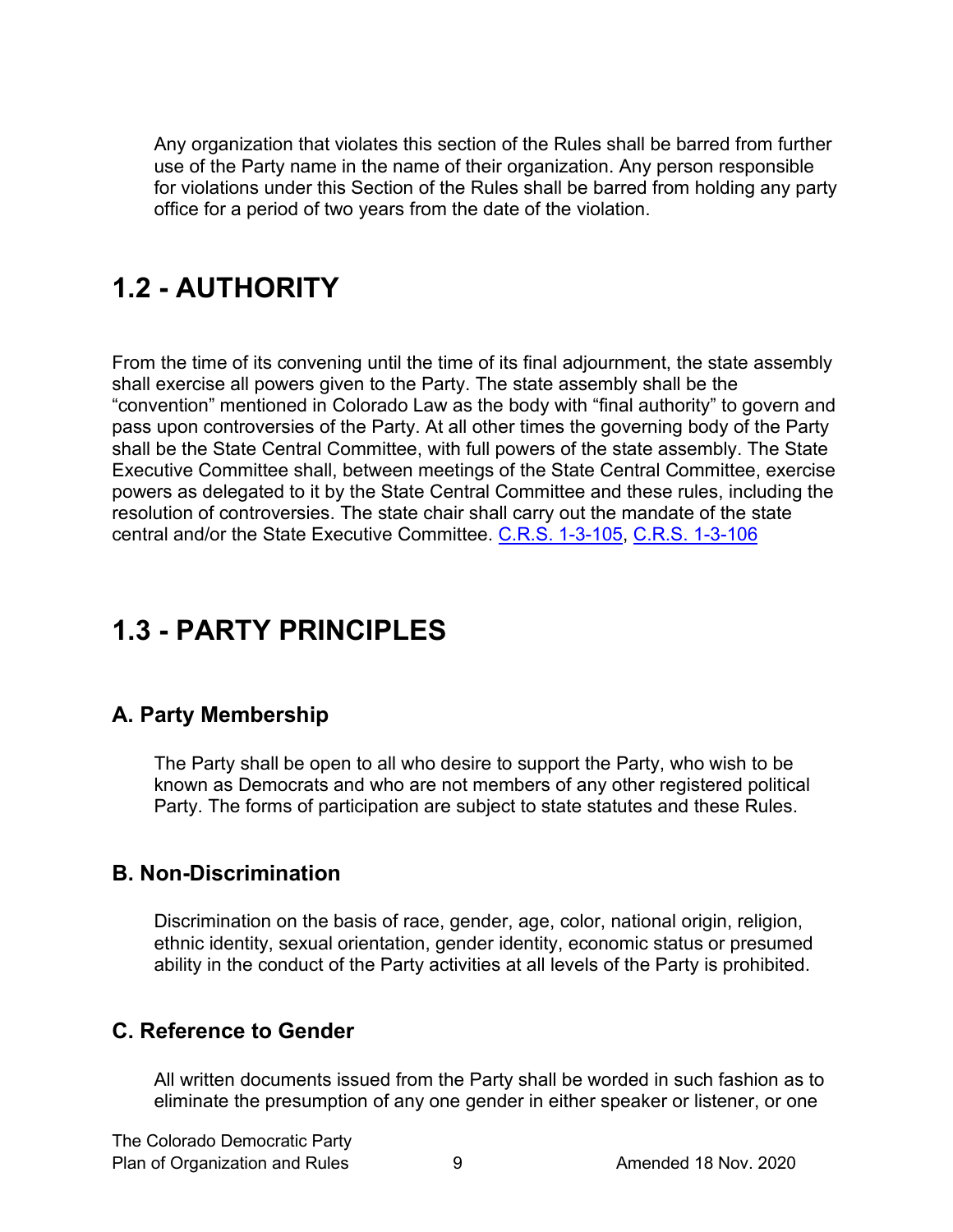Any organization that violates this section of the Rules shall be barred from further use of the Party name in the name of their organization. Any person responsible for violations under this Section of the Rules shall be barred from holding any party office for a period of two years from the date of the violation.

# 1.2 - AUTHORITY

From the time of its convening until the time of its final adjournment, the state assembly shall exercise all powers given to the Party. The state assembly shall be the "convention" mentioned in Colorado Law as the body with "final authority" to govern and pass upon controversies of the Party. At all other times the governing body of the Party shall be the State Central Committee, with full powers of the state assembly. The State Executive Committee shall, between meetings of the State Central Committee, exercise powers as delegated to it by the State Central Committee and these rules, including the resolution of controversies. The state chair shall carry out the mandate of the state central and/or the State Executive Committee. C.R.S. 1-3-105, C.R.S. 1-3-106

# 1.3 - PARTY PRINCIPLES

## A. Party Membership

The Party shall be open to all who desire to support the Party, who wish to be known as Democrats and who are not members of any other registered political Party. The forms of participation are subject to state statutes and these Rules.

## B. Non-Discrimination

Discrimination on the basis of race, gender, age, color, national origin, religion, ethnic identity, sexual orientation, gender identity, economic status or presumed ability in the conduct of the Party activities at all levels of the Party is prohibited.

## C. Reference to Gender

All written documents issued from the Party shall be worded in such fashion as to eliminate the presumption of any one gender in either speaker or listener, or one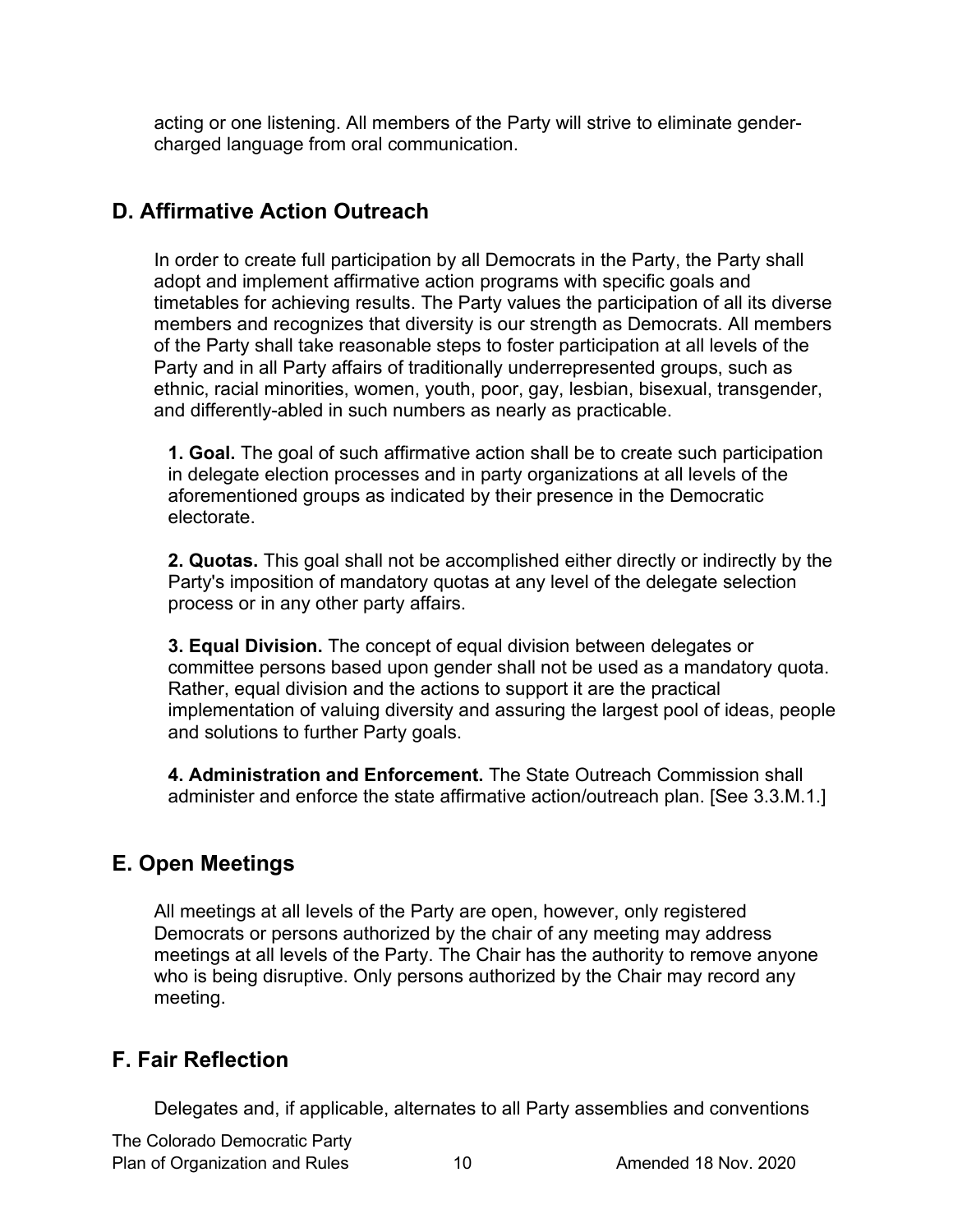acting or one listening. All members of the Party will strive to eliminate gender-charged language from oral communication.

## D. Affirmative Action Outreach

In order to create full participation by all Democrats in the Party, the Party shall adopt and implement affirmative action programs with specific goals and timetables for achieving results. The Party values the participation of all its diverse members and recognizes that diversity is our strength as Democrats. All members of the Party shall take reasonable steps to foster participation at all levels of the Party and in all Party affairs of traditionally underrepresented groups, such as ethnic, racial minorities, women, youth, poor, gay, lesbian, bisexual, transgender, and differently-abled in such numbers as nearly as practicable.

**1. Goal.** The goal of such affirmative action shall be to create such participation in delegate election processes and in party organizations at all levels of the aforementioned groups as indicated by their presence in the Democratic electorate.

**2. Quotas.** This goal shall not be accomplished either directly or indirectly by the Party's imposition of mandatory quotas at any level of the delegate selection process or in any other party affairs.

**3. Equal Division.** The concept of equal division between delegates or committee persons based upon gender shall not be used as a mandatory quota. Rather, equal division and the actions to support it are the practical implementation of valuing diversity and assuring the largest pool of ideas, people and solutions to further Party goals.

**4. Administration and Enforcement.** The State Outreach Commission shall administer and enforce the state affirmative action/outreach plan. [See 3.3.M.1.]

## E. Open Meetings

All meetings at all levels of the Party are open, however, only registered Democrats or persons authorized by the chair of any meeting may address meetings at all levels of the Party. The Chair has the authority to remove anyone who is being disruptive. Only persons authorized by the Chair may record any meeting.

## F. Fair Reflection

Delegates and, if applicable, alternates to all Party assemblies and conventions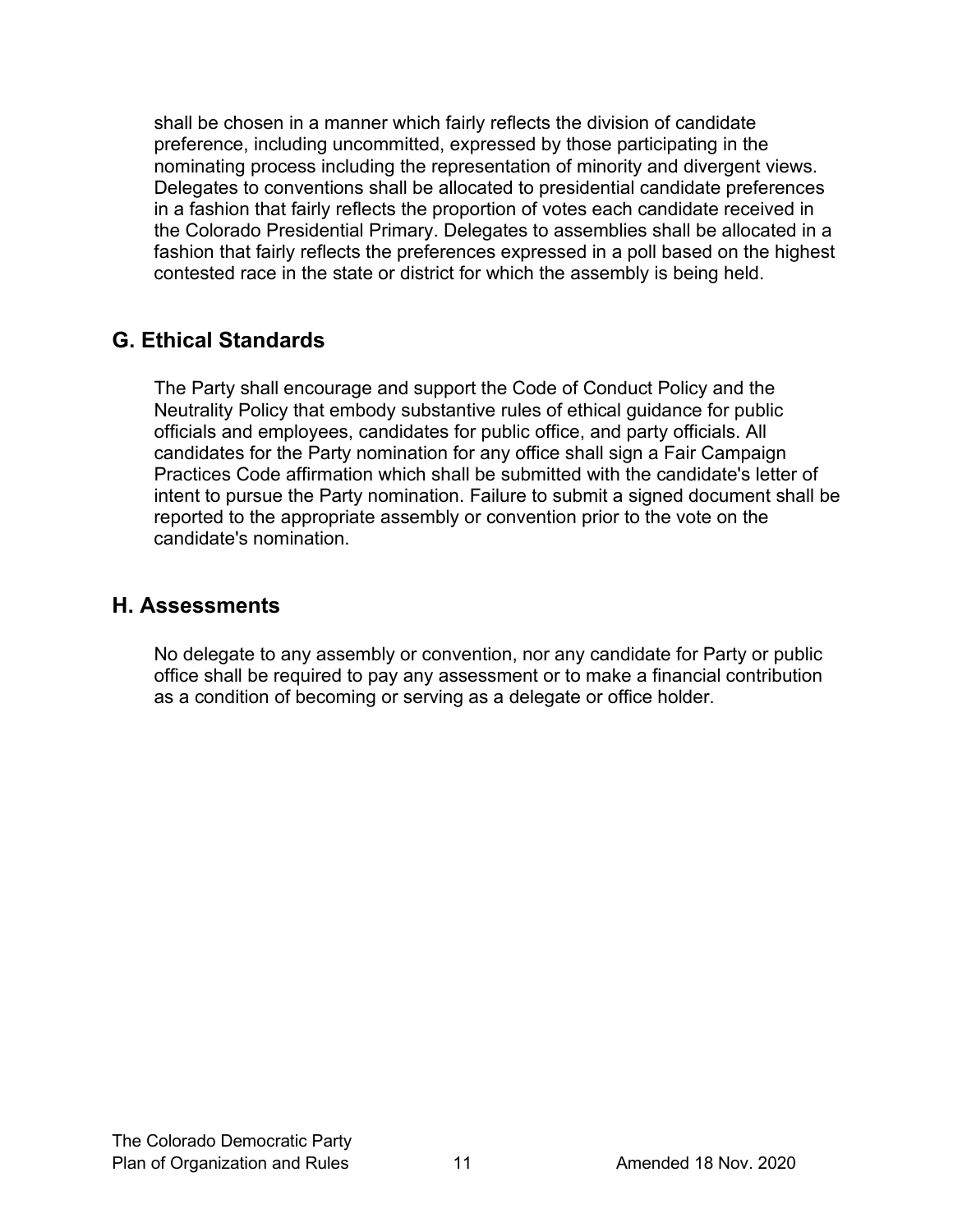shall be chosen in a manner which fairly reflects the division of candidate preference, including uncommitted, expressed by those participating in the nominating process including the representation of minority and divergent views. Delegates to conventions shall be allocated to presidential candidate preferences in a fashion that fairly reflects the proportion of votes each candidate received in the Colorado Presidential Primary. Delegates to assemblies shall be allocated in a fashion that fairly reflects the preferences expressed in a poll based on the highest contested race in the state or district for which the assembly is being held.

## G. Ethical Standards

The Party shall encourage and support the Code of Conduct Policy and the Neutrality Policy that embody substantive rules of ethical guidance for public officials and employees, candidates for public office, and party officials. All candidates for the Party nomination for any office shall sign a Fair Campaign Practices Code affirmation which shall be submitted with the candidate's letter of intent to pursue the Party nomination. Failure to submit a signed document shall be reported to the appropriate assembly or convention prior to the vote on the candidate's nomination.

## H. Assessments

No delegate to any assembly or convention, nor any candidate for Party or public office shall be required to pay any assessment or to make a financial contribution as a condition of becoming or serving as a delegate or office holder.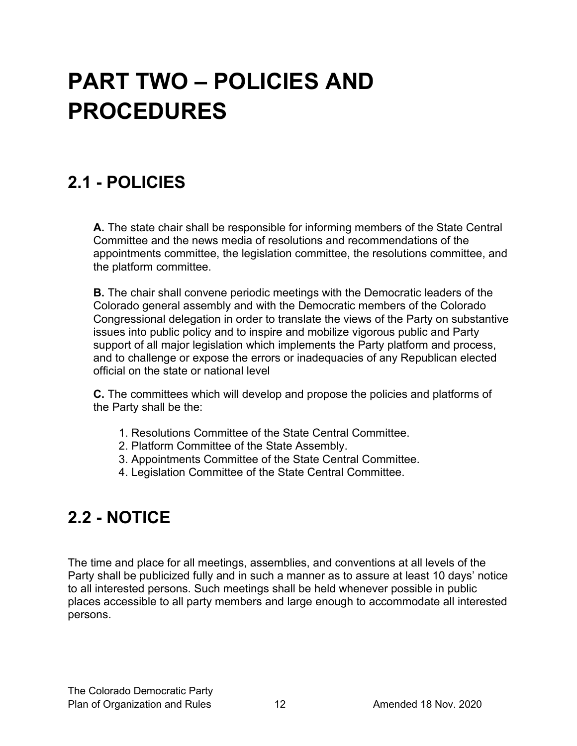# PART TWO – POLICIES AND PROCEDURES

## 2.1 - POLICIES

**A.** The state chair shall be responsible for informing members of the State Central Committee and the news media of resolutions and recommendations of the appointments committee, the legislation committee, the resolutions committee, and the platform committee.

**B.** The chair shall convene periodic meetings with the Democratic leaders of the Colorado general assembly and with the Democratic members of the Colorado Congressional delegation in order to translate the views of the Party on substantive issues into public policy and to inspire and mobilize vigorous public and Party support of all major legislation which implements the Party platform and process, and to challenge or expose the errors or inadequacies of any Republican elected official on the state or national level

**C.** The committees which will develop and propose the policies and platforms of the Party shall be the:

1. Resolutions Committee of the State Central Committee.
2. Platform Committee of the State Assembly.
3. Appointments Committee of the State Central Committee.
4. Legislation Committee of the State Central Committee.

## 2.2 - NOTICE

The time and place for all meetings, assemblies, and conventions at all levels of the Party shall be publicized fully and in such a manner as to assure at least 10 days' notice to all interested persons. Such meetings shall be held whenever possible in public places accessible to all party members and large enough to accommodate all interested persons.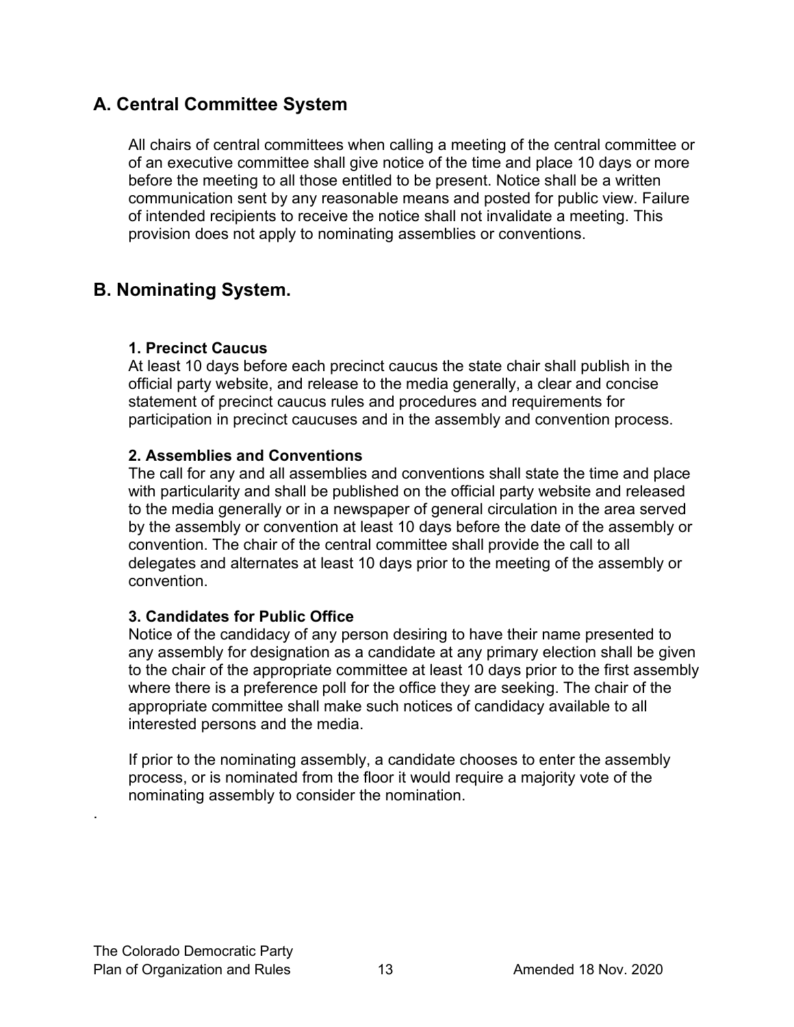## A. Central Committee System

All chairs of central committees when calling a meeting of the central committee or of an executive committee shall give notice of the time and place 10 days or more before the meeting to all those entitled to be present. Notice shall be a written communication sent by any reasonable means and posted for public view. Failure of intended recipients to receive the notice shall not invalidate a meeting. This provision does not apply to nominating assemblies or conventions.

## B. Nominating System.

### 1. Precinct Caucus

At least 10 days before each precinct caucus the state chair shall publish in the official party website, and release to the media generally, a clear and concise statement of precinct caucus rules and procedures and requirements for participation in precinct caucuses and in the assembly and convention process.

### 2. Assemblies and Conventions

The call for any and all assemblies and conventions shall state the time and place with particularity and shall be published on the official party website and released to the media generally or in a newspaper of general circulation in the area served by the assembly or convention at least 10 days before the date of the assembly or convention. The chair of the central committee shall provide the call to all delegates and alternates at least 10 days prior to the meeting of the assembly or convention.

### 3. Candidates for Public Office

Notice of the candidacy of any person desiring to have their name presented to any assembly for designation as a candidate at any primary election shall be given to the chair of the appropriate committee at least 10 days prior to the first assembly where there is a preference poll for the office they are seeking. The chair of the appropriate committee shall make such notices of candidacy available to all interested persons and the media.

If prior to the nominating assembly, a candidate chooses to enter the assembly process, or is nominated from the floor it would require a majority vote of the nominating assembly to consider the nomination.

.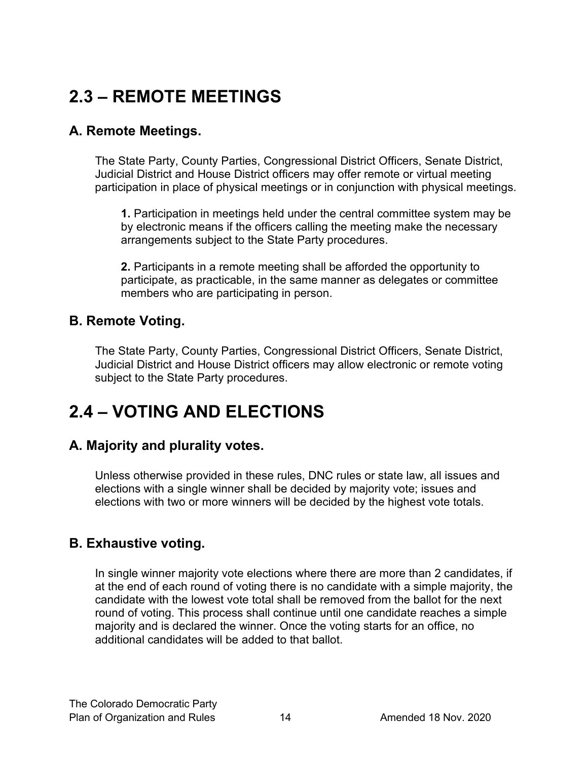## 2.3 – REMOTE MEETINGS

### A. Remote Meetings.

The State Party, County Parties, Congressional District Officers, Senate District, Judicial District and House District officers may offer remote or virtual meeting participation in place of physical meetings or in conjunction with physical meetings.

**1.** Participation in meetings held under the central committee system may be by electronic means if the officers calling the meeting make the necessary arrangements subject to the State Party procedures.

**2.** Participants in a remote meeting shall be afforded the opportunity to participate, as practicable, in the same manner as delegates or committee members who are participating in person.

### B. Remote Voting.

The State Party, County Parties, Congressional District Officers, Senate District, Judicial District and House District officers may allow electronic or remote voting subject to the State Party procedures.

## 2.4 – VOTING AND ELECTIONS

### A. Majority and plurality votes.

Unless otherwise provided in these rules, DNC rules or state law, all issues and elections with a single winner shall be decided by majority vote; issues and elections with two or more winners will be decided by the highest vote totals.

### B. Exhaustive voting.

In single winner majority vote elections where there are more than 2 candidates, if at the end of each round of voting there is no candidate with a simple majority, the candidate with the lowest vote total shall be removed from the ballot for the next round of voting. This process shall continue until one candidate reaches a simple majority and is declared the winner. Once the voting starts for an office, no additional candidates will be added to that ballot.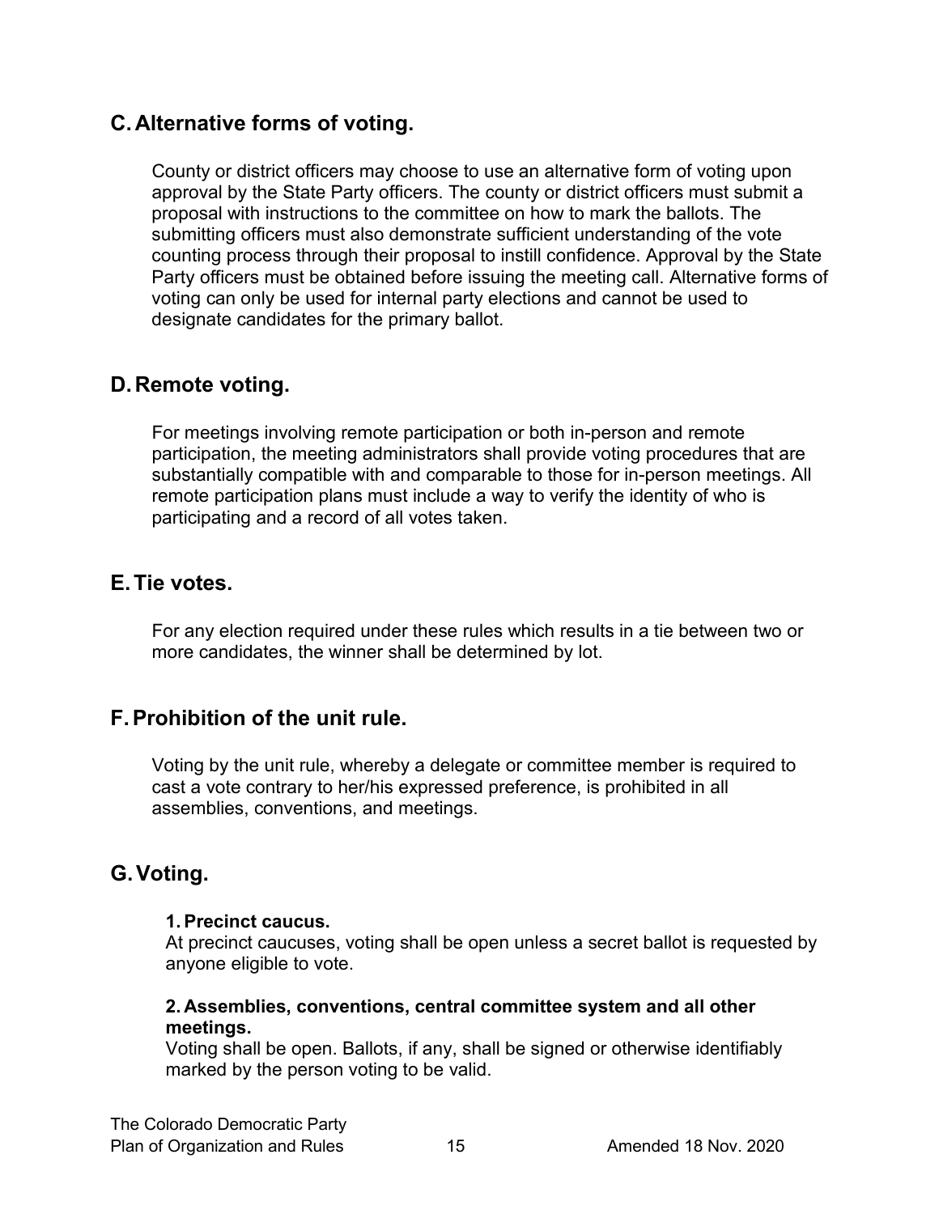## C. Alternative forms of voting.

County or district officers may choose to use an alternative form of voting upon approval by the State Party officers. The county or district officers must submit a proposal with instructions to the committee on how to mark the ballots. The submitting officers must also demonstrate sufficient understanding of the vote counting process through their proposal to instill confidence. Approval by the State Party officers must be obtained before issuing the meeting call. Alternative forms of voting can only be used for internal party elections and cannot be used to designate candidates for the primary ballot.

## D. Remote voting.

For meetings involving remote participation or both in-person and remote participation, the meeting administrators shall provide voting procedures that are substantially compatible with and comparable to those for in-person meetings. All remote participation plans must include a way to verify the identity of who is participating and a record of all votes taken.

## E. Tie votes.

For any election required under these rules which results in a tie between two or more candidates, the winner shall be determined by lot.

## F. Prohibition of the unit rule.

Voting by the unit rule, whereby a delegate or committee member is required to cast a vote contrary to her/his expressed preference, is prohibited in all assemblies, conventions, and meetings.

## G. Voting.

**1. Precinct caucus.**
At precinct caucuses, voting shall be open unless a secret ballot is requested by anyone eligible to vote.

**2. Assemblies, conventions, central committee system and all other meetings.**
Voting shall be open. Ballots, if any, shall be signed or otherwise identifiably marked by the person voting to be valid.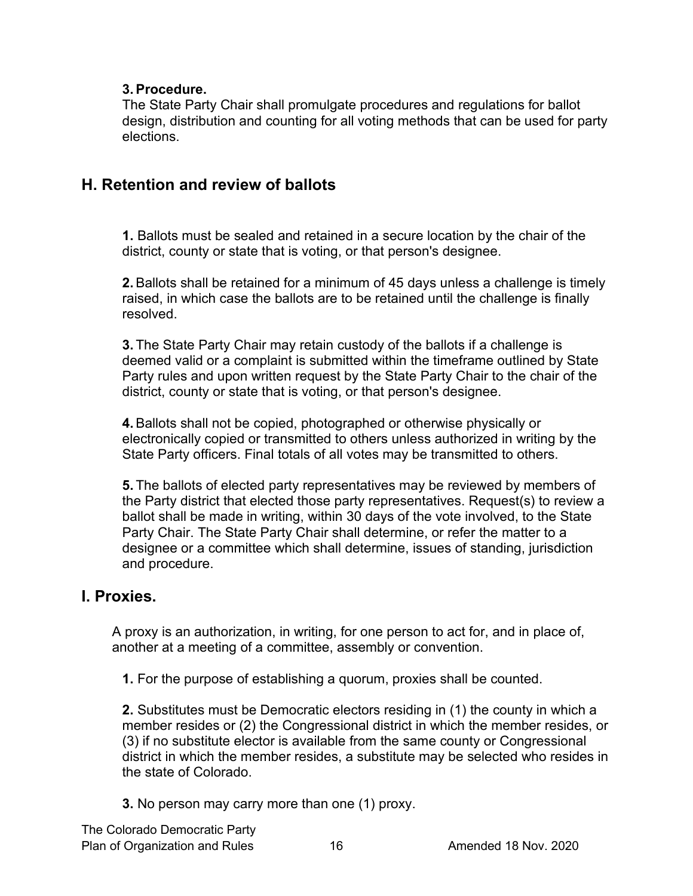**3. Procedure.**
The State Party Chair shall promulgate procedures and regulations for ballot design, distribution and counting for all voting methods that can be used for party elections.

## H. Retention and review of ballots

**1.** Ballots must be sealed and retained in a secure location by the chair of the district, county or state that is voting, or that person's designee.

**2.** Ballots shall be retained for a minimum of 45 days unless a challenge is timely raised, in which case the ballots are to be retained until the challenge is finally resolved.

**3.** The State Party Chair may retain custody of the ballots if a challenge is deemed valid or a complaint is submitted within the timeframe outlined by State Party rules and upon written request by the State Party Chair to the chair of the district, county or state that is voting, or that person's designee.

**4.** Ballots shall not be copied, photographed or otherwise physically or electronically copied or transmitted to others unless authorized in writing by the State Party officers. Final totals of all votes may be transmitted to others.

**5.** The ballots of elected party representatives may be reviewed by members of the Party district that elected those party representatives. Request(s) to review a ballot shall be made in writing, within 30 days of the vote involved, to the State Party Chair. The State Party Chair shall determine, or refer the matter to a designee or a committee which shall determine, issues of standing, jurisdiction and procedure.

## I. Proxies.

A proxy is an authorization, in writing, for one person to act for, and in place of, another at a meeting of a committee, assembly or convention.

**1.** For the purpose of establishing a quorum, proxies shall be counted.

**2.** Substitutes must be Democratic electors residing in (1) the county in which a member resides or (2) the Congressional district in which the member resides, or (3) if no substitute elector is available from the same county or Congressional district in which the member resides, a substitute may be selected who resides in the state of Colorado.

**3.** No person may carry more than one (1) proxy.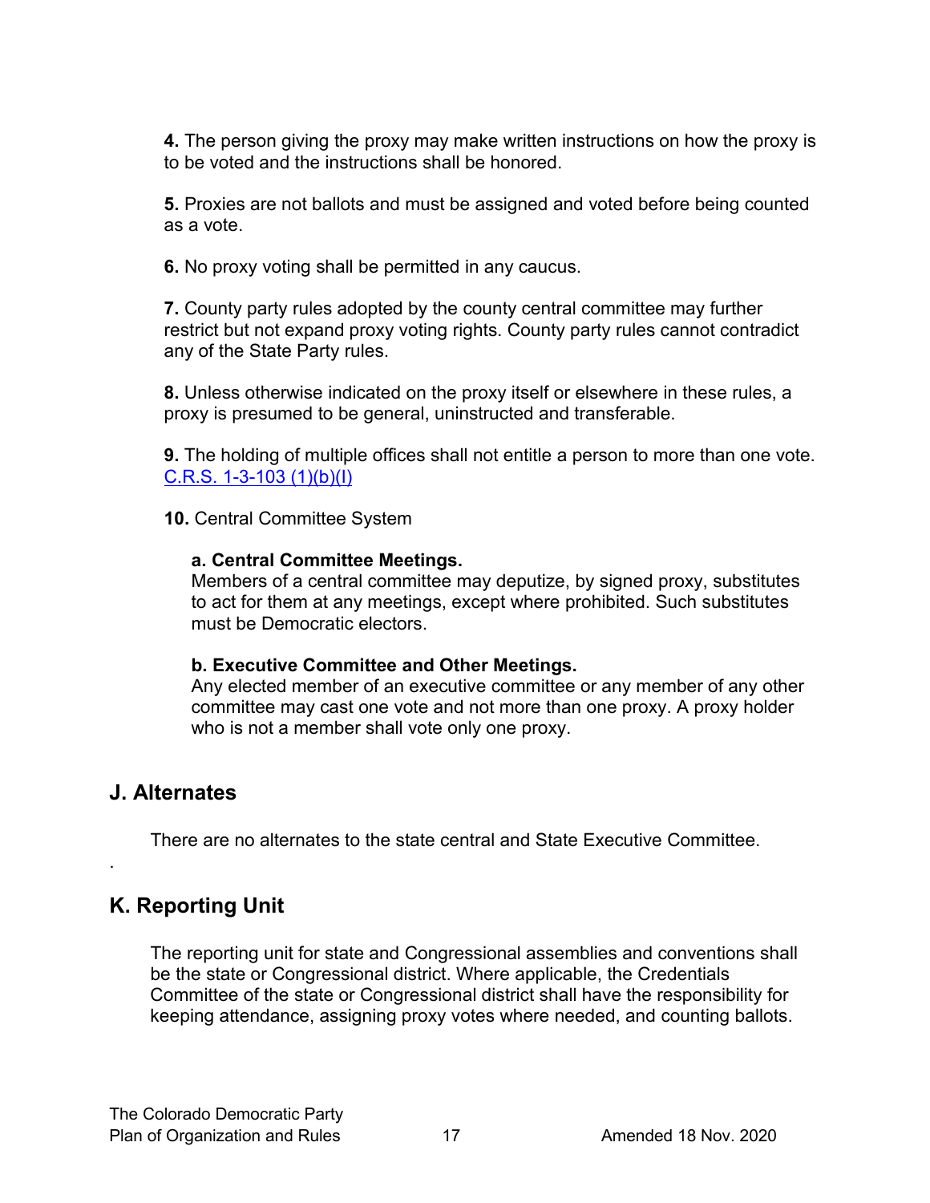**4.** The person giving the proxy may make written instructions on how the proxy is to be voted and the instructions shall be honored.

**5.** Proxies are not ballots and must be assigned and voted before being counted as a vote.

**6.** No proxy voting shall be permitted in any caucus.

**7.** County party rules adopted by the county central committee may further restrict but not expand proxy voting rights. County party rules cannot contradict any of the State Party rules.

**8.** Unless otherwise indicated on the proxy itself or elsewhere in these rules, a proxy is presumed to be general, uninstructed and transferable.

**9.** The holding of multiple offices shall not entitle a person to more than one vote. C.R.S. 1-3-103 (1)(b)(I)

**10.** Central Committee System

**a. Central Committee Meetings.**
Members of a central committee may deputize, by signed proxy, substitutes to act for them at any meetings, except where prohibited. Such substitutes must be Democratic electors.

**b. Executive Committee and Other Meetings.**
Any elected member of an executive committee or any member of any other committee may cast one vote and not more than one proxy. A proxy holder who is not a member shall vote only one proxy.

## J. Alternates

There are no alternates to the state central and State Executive Committee.

## K. Reporting Unit

The reporting unit for state and Congressional assemblies and conventions shall be the state or Congressional district. Where applicable, the Credentials Committee of the state or Congressional district shall have the responsibility for keeping attendance, assigning proxy votes where needed, and counting ballots.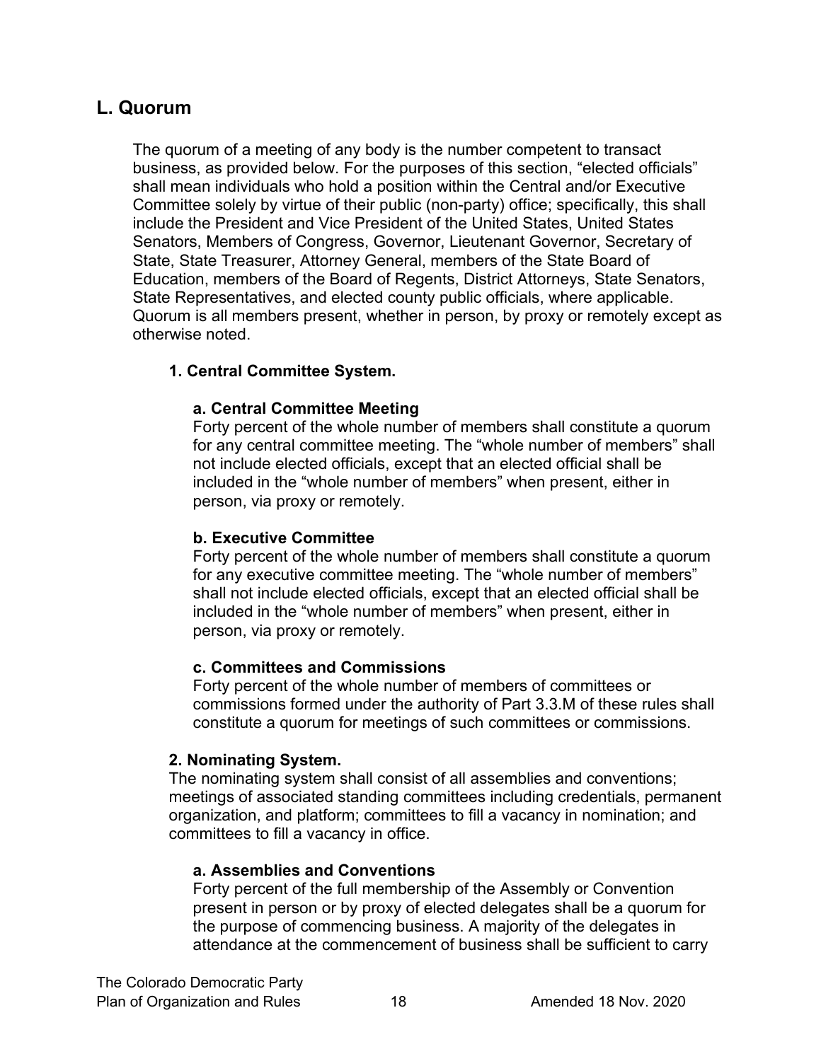## L. Quorum

The quorum of a meeting of any body is the number competent to transact business, as provided below. For the purposes of this section, “elected officials” shall mean individuals who hold a position within the Central and/or Executive Committee solely by virtue of their public (non-party) office; specifically, this shall include the President and Vice President of the United States, United States Senators, Members of Congress, Governor, Lieutenant Governor, Secretary of State, State Treasurer, Attorney General, members of the State Board of Education, members of the Board of Regents, District Attorneys, State Senators, State Representatives, and elected county public officials, where applicable. Quorum is all members present, whether in person, by proxy or remotely except as otherwise noted.

### 1. Central Committee System.

#### a. Central Committee Meeting

Forty percent of the whole number of members shall constitute a quorum for any central committee meeting. The “whole number of members” shall not include elected officials, except that an elected official shall be included in the “whole number of members” when present, either in person, via proxy or remotely.

#### b. Executive Committee

Forty percent of the whole number of members shall constitute a quorum for any executive committee meeting. The “whole number of members” shall not include elected officials, except that an elected official shall be included in the “whole number of members” when present, either in person, via proxy or remotely.

#### c. Committees and Commissions

Forty percent of the whole number of members of committees or commissions formed under the authority of Part 3.3.M of these rules shall constitute a quorum for meetings of such committees or commissions.

### 2. Nominating System.

The nominating system shall consist of all assemblies and conventions; meetings of associated standing committees including credentials, permanent organization, and platform; committees to fill a vacancy in nomination; and committees to fill a vacancy in office.

#### a. Assemblies and Conventions

Forty percent of the full membership of the Assembly or Convention present in person or by proxy of elected delegates shall be a quorum for the purpose of commencing business. A majority of the delegates in attendance at the commencement of business shall be sufficient to carry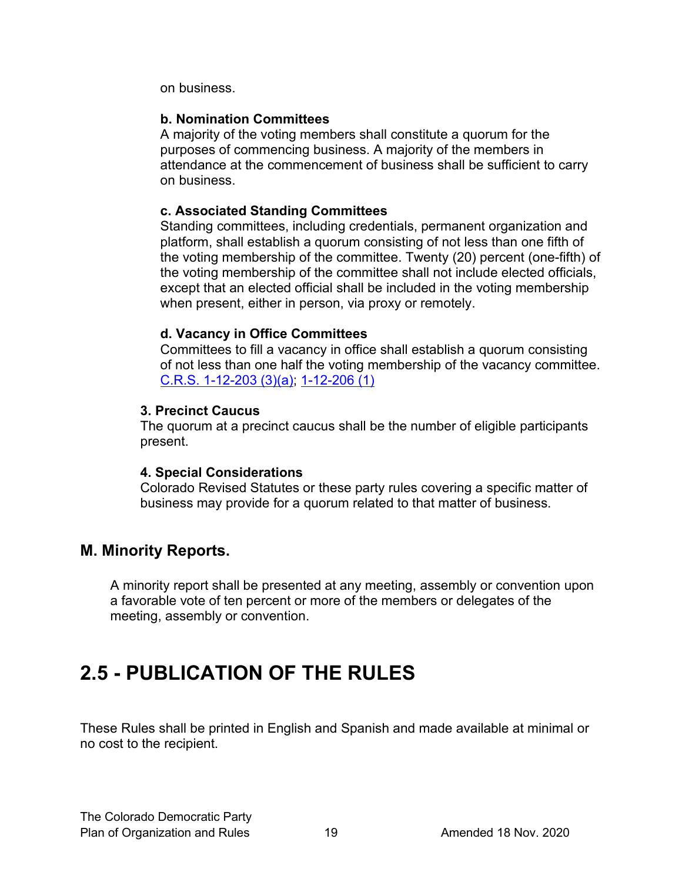on business.

**b. Nomination Committees**
A majority of the voting members shall constitute a quorum for the purposes of commencing business. A majority of the members in attendance at the commencement of business shall be sufficient to carry on business.

**c. Associated Standing Committees**
Standing committees, including credentials, permanent organization and platform, shall establish a quorum consisting of not less than one fifth of the voting membership of the committee. Twenty (20) percent (one-fifth) of the voting membership of the committee shall not include elected officials, except that an elected official shall be included in the voting membership when present, either in person, via proxy or remotely.

**d. Vacancy in Office Committees**
Committees to fill a vacancy in office shall establish a quorum consisting of not less than one half the voting membership of the vacancy committee. C.R.S. 1-12-203 (3)(a); 1-12-206 (1)

**3. Precinct Caucus**
The quorum at a precinct caucus shall be the number of eligible participants present.

**4. Special Considerations**
Colorado Revised Statutes or these party rules covering a specific matter of business may provide for a quorum related to that matter of business.

## M. Minority Reports.

A minority report shall be presented at any meeting, assembly or convention upon a favorable vote of ten percent or more of the members or delegates of the meeting, assembly or convention.

# 2.5 - PUBLICATION OF THE RULES

These Rules shall be printed in English and Spanish and made available at minimal or no cost to the recipient.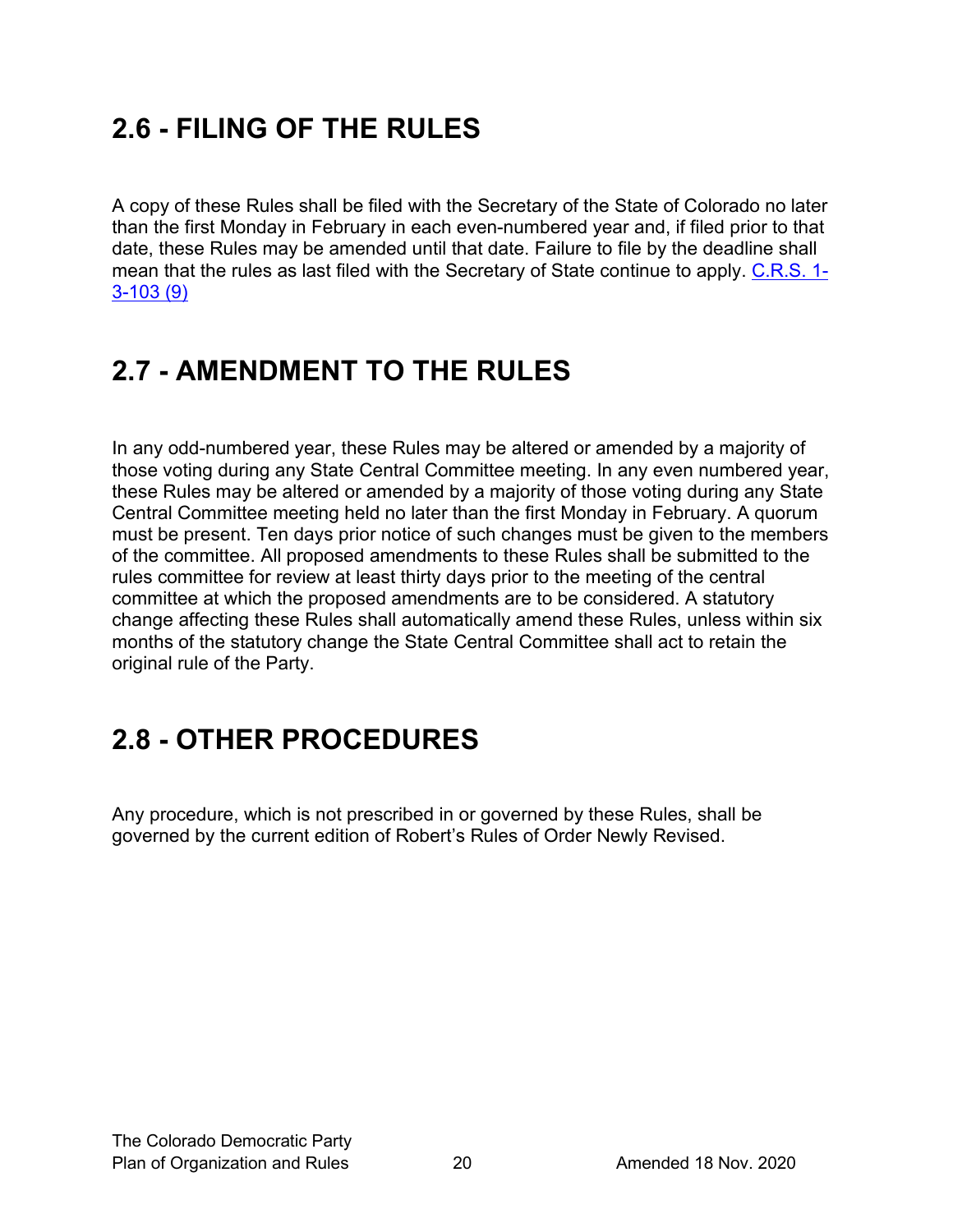## 2.6 - FILING OF THE RULES

A copy of these Rules shall be filed with the Secretary of the State of Colorado no later than the first Monday in February in each even-numbered year and, if filed prior to that date, these Rules may be amended until that date. Failure to file by the deadline shall mean that the rules as last filed with the Secretary of State continue to apply. C.R.S. 1-3-103 (9)

## 2.7 - AMENDMENT TO THE RULES

In any odd-numbered year, these Rules may be altered or amended by a majority of those voting during any State Central Committee meeting. In any even numbered year, these Rules may be altered or amended by a majority of those voting during any State Central Committee meeting held no later than the first Monday in February. A quorum must be present. Ten days prior notice of such changes must be given to the members of the committee. All proposed amendments to these Rules shall be submitted to the rules committee for review at least thirty days prior to the meeting of the central committee at which the proposed amendments are to be considered. A statutory change affecting these Rules shall automatically amend these Rules, unless within six months of the statutory change the State Central Committee shall act to retain the original rule of the Party.

## 2.8 - OTHER PROCEDURES

Any procedure, which is not prescribed in or governed by these Rules, shall be governed by the current edition of Robert's Rules of Order Newly Revised.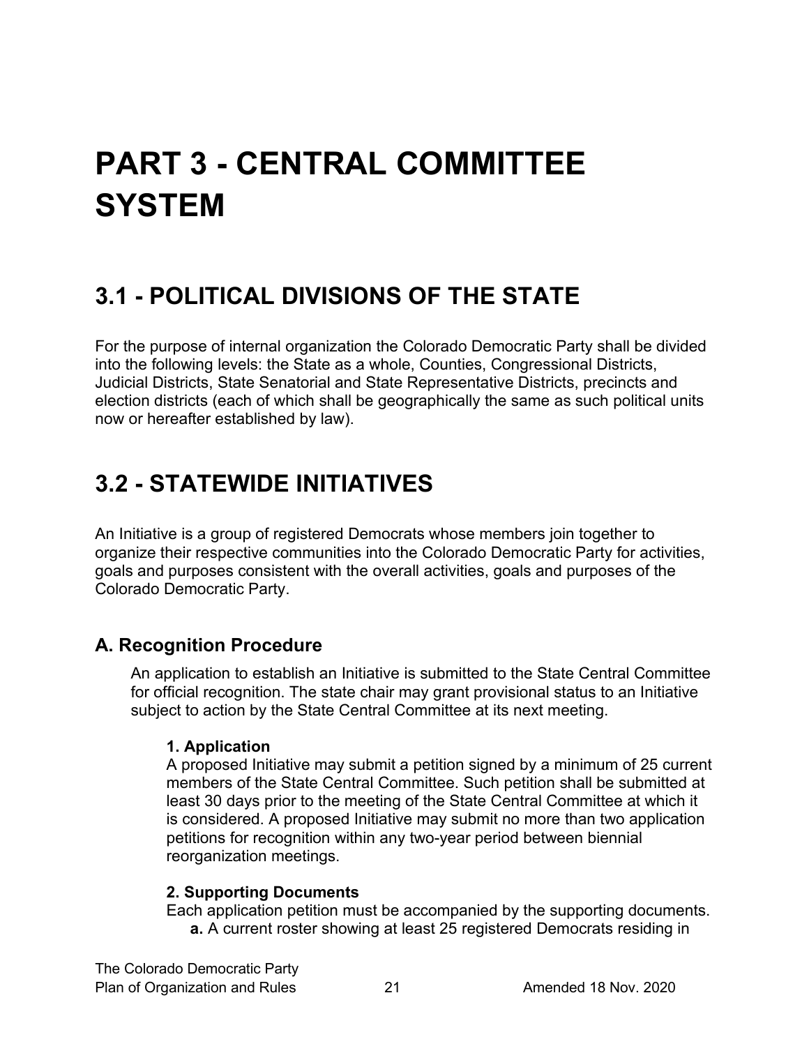# PART 3 - CENTRAL COMMITTEE SYSTEM

## 3.1 - POLITICAL DIVISIONS OF THE STATE

For the purpose of internal organization the Colorado Democratic Party shall be divided into the following levels: the State as a whole, Counties, Congressional Districts, Judicial Districts, State Senatorial and State Representative Districts, precincts and election districts (each of which shall be geographically the same as such political units now or hereafter established by law).

## 3.2 - STATEWIDE INITIATIVES

An Initiative is a group of registered Democrats whose members join together to organize their respective communities into the Colorado Democratic Party for activities, goals and purposes consistent with the overall activities, goals and purposes of the Colorado Democratic Party.

### A. Recognition Procedure

An application to establish an Initiative is submitted to the State Central Committee for official recognition. The state chair may grant provisional status to an Initiative subject to action by the State Central Committee at its next meeting.

**1. Application**
A proposed Initiative may submit a petition signed by a minimum of 25 current members of the State Central Committee. Such petition shall be submitted at least 30 days prior to the meeting of the State Central Committee at which it is considered. A proposed Initiative may submit no more than two application petitions for recognition within any two-year period between biennial reorganization meetings.

**2. Supporting Documents**
Each application petition must be accompanied by the supporting documents.

**a.** A current roster showing at least 25 registered Democrats residing in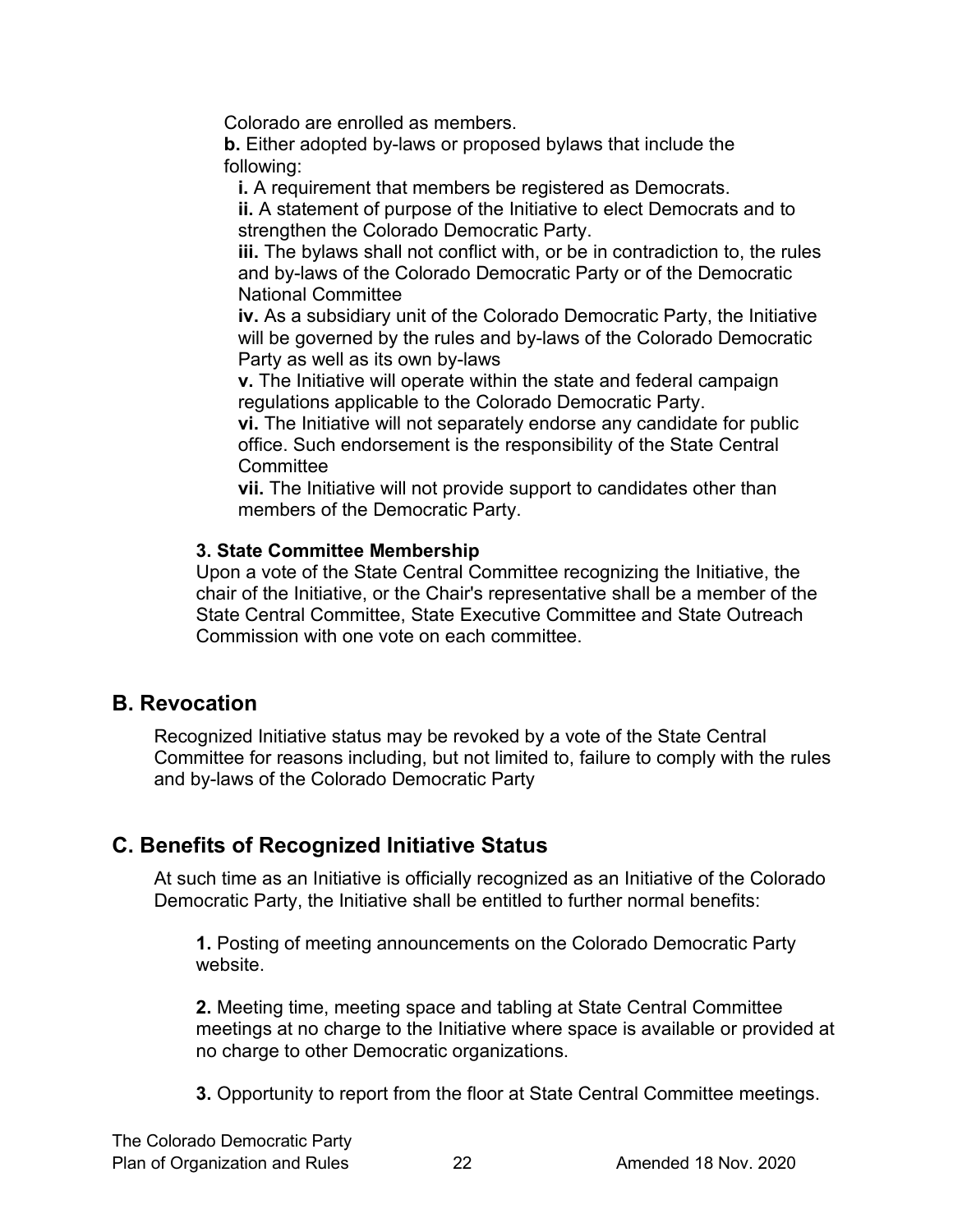Colorado are enrolled as members.

**b.** Either adopted by-laws or proposed bylaws that include the following:

**i.** A requirement that members be registered as Democrats.

**ii.** A statement of purpose of the Initiative to elect Democrats and to strengthen the Colorado Democratic Party.

**iii.** The bylaws shall not conflict with, or be in contradiction to, the rules and by-laws of the Colorado Democratic Party or of the Democratic National Committee

**iv.** As a subsidiary unit of the Colorado Democratic Party, the Initiative will be governed by the rules and by-laws of the Colorado Democratic Party as well as its own by-laws

**v.** The Initiative will operate within the state and federal campaign regulations applicable to the Colorado Democratic Party.

**vi.** The Initiative will not separately endorse any candidate for public office. Such endorsement is the responsibility of the State Central Committee

**vii.** The Initiative will not provide support to candidates other than members of the Democratic Party.

**3. State Committee Membership**

Upon a vote of the State Central Committee recognizing the Initiative, the chair of the Initiative, or the Chair's representative shall be a member of the State Central Committee, State Executive Committee and State Outreach Commission with one vote on each committee.

## B. Revocation

Recognized Initiative status may be revoked by a vote of the State Central Committee for reasons including, but not limited to, failure to comply with the rules and by-laws of the Colorado Democratic Party

## C. Benefits of Recognized Initiative Status

At such time as an Initiative is officially recognized as an Initiative of the Colorado Democratic Party, the Initiative shall be entitled to further normal benefits:

**1.** Posting of meeting announcements on the Colorado Democratic Party website.

**2.** Meeting time, meeting space and tabling at State Central Committee meetings at no charge to the Initiative where space is available or provided at no charge to other Democratic organizations.

**3.** Opportunity to report from the floor at State Central Committee meetings.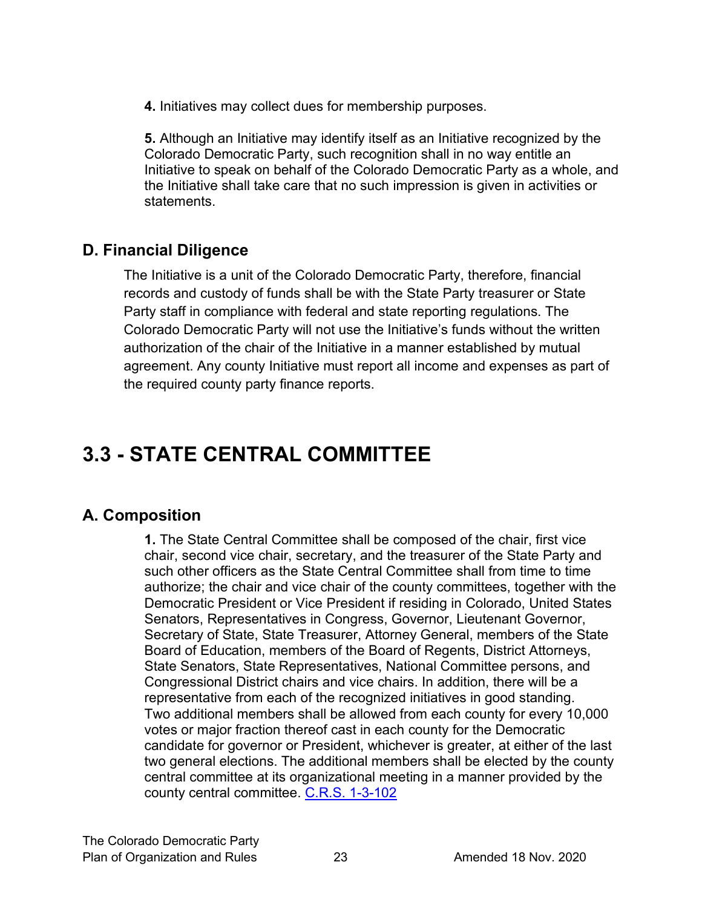**4.** Initiatives may collect dues for membership purposes.

**5.** Although an Initiative may identify itself as an Initiative recognized by the Colorado Democratic Party, such recognition shall in no way entitle an Initiative to speak on behalf of the Colorado Democratic Party as a whole, and the Initiative shall take care that no such impression is given in activities or statements.

## D. Financial Diligence

The Initiative is a unit of the Colorado Democratic Party, therefore, financial records and custody of funds shall be with the State Party treasurer or State Party staff in compliance with federal and state reporting regulations. The Colorado Democratic Party will not use the Initiative's funds without the written authorization of the chair of the Initiative in a manner established by mutual agreement. Any county Initiative must report all income and expenses as part of the required county party finance reports.

# 3.3 - STATE CENTRAL COMMITTEE

## A. Composition

**1.** The State Central Committee shall be composed of the chair, first vice chair, second vice chair, secretary, and the treasurer of the State Party and such other officers as the State Central Committee shall from time to time authorize; the chair and vice chair of the county committees, together with the Democratic President or Vice President if residing in Colorado, United States Senators, Representatives in Congress, Governor, Lieutenant Governor, Secretary of State, State Treasurer, Attorney General, members of the State Board of Education, members of the Board of Regents, District Attorneys, State Senators, State Representatives, National Committee persons, and Congressional District chairs and vice chairs. In addition, there will be a representative from each of the recognized initiatives in good standing. Two additional members shall be allowed from each county for every 10,000 votes or major fraction thereof cast in each county for the Democratic candidate for governor or President, whichever is greater, at either of the last two general elections. The additional members shall be elected by the county central committee at its organizational meeting in a manner provided by the county central committee. C.R.S. 1-3-102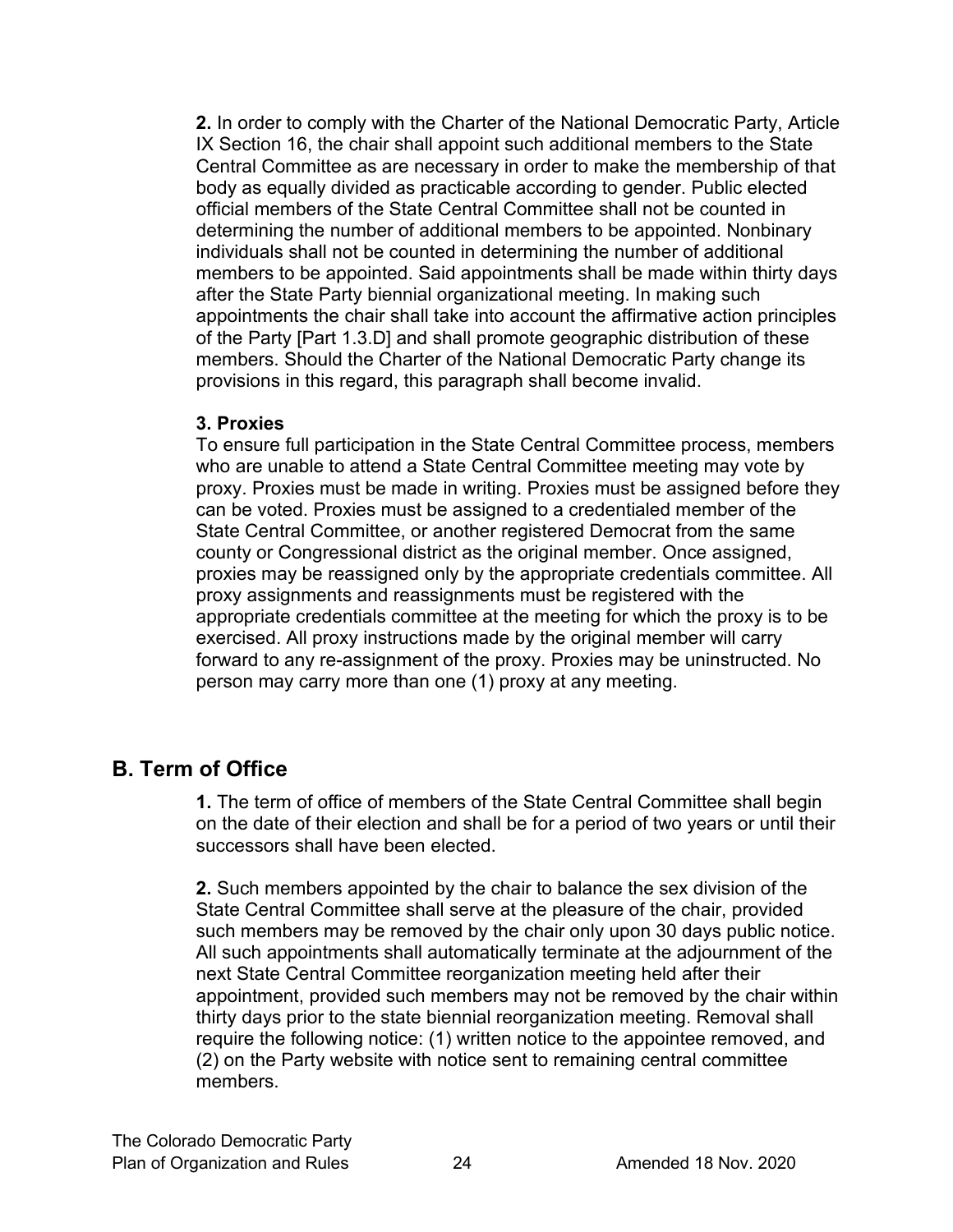**2.** In order to comply with the Charter of the National Democratic Party, Article IX Section 16, the chair shall appoint such additional members to the State Central Committee as are necessary in order to make the membership of that body as equally divided as practicable according to gender. Public elected official members of the State Central Committee shall not be counted in determining the number of additional members to be appointed. Nonbinary individuals shall not be counted in determining the number of additional members to be appointed. Said appointments shall be made within thirty days after the State Party biennial organizational meeting. In making such appointments the chair shall take into account the affirmative action principles of the Party [Part 1.3.D] and shall promote geographic distribution of these members. Should the Charter of the National Democratic Party change its provisions in this regard, this paragraph shall become invalid.

**3. Proxies**

To ensure full participation in the State Central Committee process, members who are unable to attend a State Central Committee meeting may vote by proxy. Proxies must be made in writing. Proxies must be assigned before they can be voted. Proxies must be assigned to a credentialed member of the State Central Committee, or another registered Democrat from the same county or Congressional district as the original member. Once assigned, proxies may be reassigned only by the appropriate credentials committee. All proxy assignments and reassignments must be registered with the appropriate credentials committee at the meeting for which the proxy is to be exercised. All proxy instructions made by the original member will carry forward to any re-assignment of the proxy. Proxies may be uninstructed. No person may carry more than one (1) proxy at any meeting.

## B. Term of Office

**1.** The term of office of members of the State Central Committee shall begin on the date of their election and shall be for a period of two years or until their successors shall have been elected.

**2.** Such members appointed by the chair to balance the sex division of the State Central Committee shall serve at the pleasure of the chair, provided such members may be removed by the chair only upon 30 days public notice. All such appointments shall automatically terminate at the adjournment of the next State Central Committee reorganization meeting held after their appointment, provided such members may not be removed by the chair within thirty days prior to the state biennial reorganization meeting. Removal shall require the following notice: (1) written notice to the appointee removed, and (2) on the Party website with notice sent to remaining central committee members.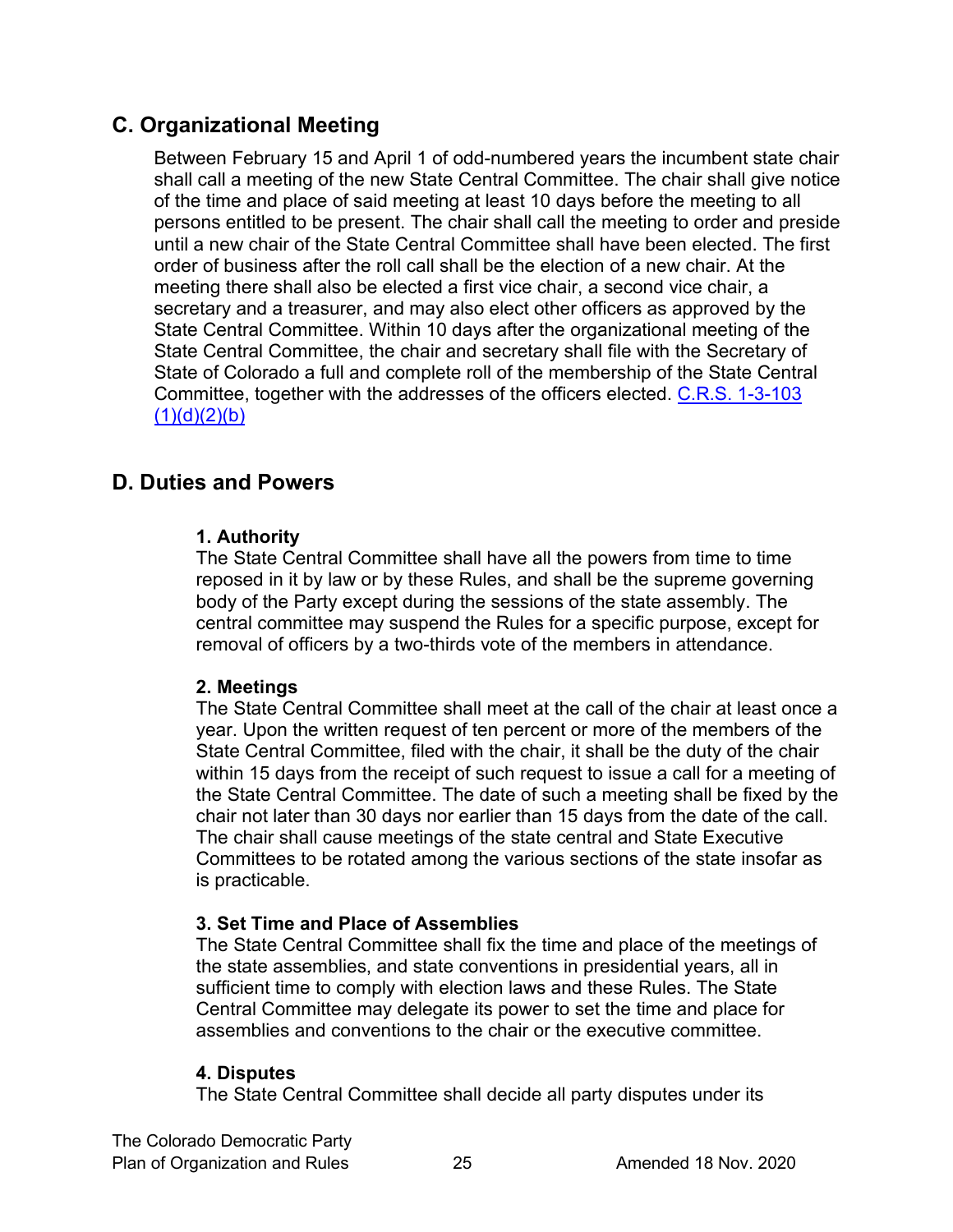## C. Organizational Meeting

Between February 15 and April 1 of odd-numbered years the incumbent state chair shall call a meeting of the new State Central Committee. The chair shall give notice of the time and place of said meeting at least 10 days before the meeting to all persons entitled to be present. The chair shall call the meeting to order and preside until a new chair of the State Central Committee shall have been elected. The first order of business after the roll call shall be the election of a new chair. At the meeting there shall also be elected a first vice chair, a second vice chair, a secretary and a treasurer, and may also elect other officers as approved by the State Central Committee. Within 10 days after the organizational meeting of the State Central Committee, the chair and secretary shall file with the Secretary of State of Colorado a full and complete roll of the membership of the State Central Committee, together with the addresses of the officers elected. C.R.S. 1-3-103 (1)(d)(2)(b)

## D. Duties and Powers

### 1. Authority

The State Central Committee shall have all the powers from time to time reposed in it by law or by these Rules, and shall be the supreme governing body of the Party except during the sessions of the state assembly. The central committee may suspend the Rules for a specific purpose, except for removal of officers by a two-thirds vote of the members in attendance.

### 2. Meetings

The State Central Committee shall meet at the call of the chair at least once a year. Upon the written request of ten percent or more of the members of the State Central Committee, filed with the chair, it shall be the duty of the chair within 15 days from the receipt of such request to issue a call for a meeting of the State Central Committee. The date of such a meeting shall be fixed by the chair not later than 30 days nor earlier than 15 days from the date of the call. The chair shall cause meetings of the state central and State Executive Committees to be rotated among the various sections of the state insofar as is practicable.

### 3. Set Time and Place of Assemblies

The State Central Committee shall fix the time and place of the meetings of the state assemblies, and state conventions in presidential years, all in sufficient time to comply with election laws and these Rules. The State Central Committee may delegate its power to set the time and place for assemblies and conventions to the chair or the executive committee.

### 4. Disputes

The State Central Committee shall decide all party disputes under its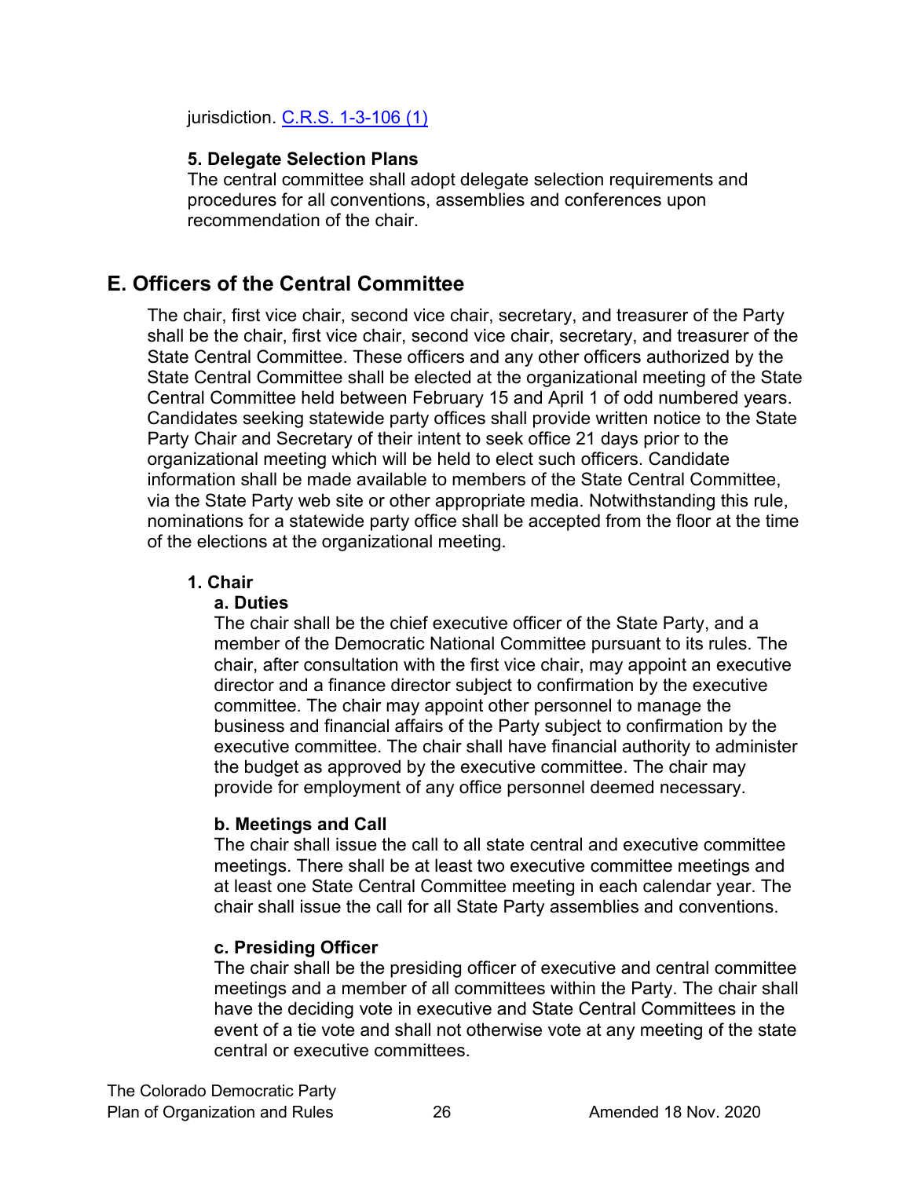jurisdiction. [C.R.S. 1-3-106 (1)]

#### 5. Delegate Selection Plans

The central committee shall adopt delegate selection requirements and procedures for all conventions, assemblies and conferences upon recommendation of the chair.

## E. Officers of the Central Committee

The chair, first vice chair, second vice chair, secretary, and treasurer of the Party shall be the chair, first vice chair, second vice chair, secretary, and treasurer of the State Central Committee. These officers and any other officers authorized by the State Central Committee shall be elected at the organizational meeting of the State Central Committee held between February 15 and April 1 of odd numbered years. Candidates seeking statewide party offices shall provide written notice to the State Party Chair and Secretary of their intent to seek office 21 days prior to the organizational meeting which will be held to elect such officers. Candidate information shall be made available to members of the State Central Committee, via the State Party web site or other appropriate media. Notwithstanding this rule, nominations for a statewide party office shall be accepted from the floor at the time of the elections at the organizational meeting.

### 1. Chair

#### a. Duties

The chair shall be the chief executive officer of the State Party, and a member of the Democratic National Committee pursuant to its rules. The chair, after consultation with the first vice chair, may appoint an executive director and a finance director subject to confirmation by the executive committee. The chair may appoint other personnel to manage the business and financial affairs of the Party subject to confirmation by the executive committee. The chair shall have financial authority to administer the budget as approved by the executive committee. The chair may provide for employment of any office personnel deemed necessary.

#### b. Meetings and Call

The chair shall issue the call to all state central and executive committee meetings. There shall be at least two executive committee meetings and at least one State Central Committee meeting in each calendar year. The chair shall issue the call for all State Party assemblies and conventions.

#### c. Presiding Officer

The chair shall be the presiding officer of executive and central committee meetings and a member of all committees within the Party. The chair shall have the deciding vote in executive and State Central Committees in the event of a tie vote and shall not otherwise vote at any meeting of the state central or executive committees.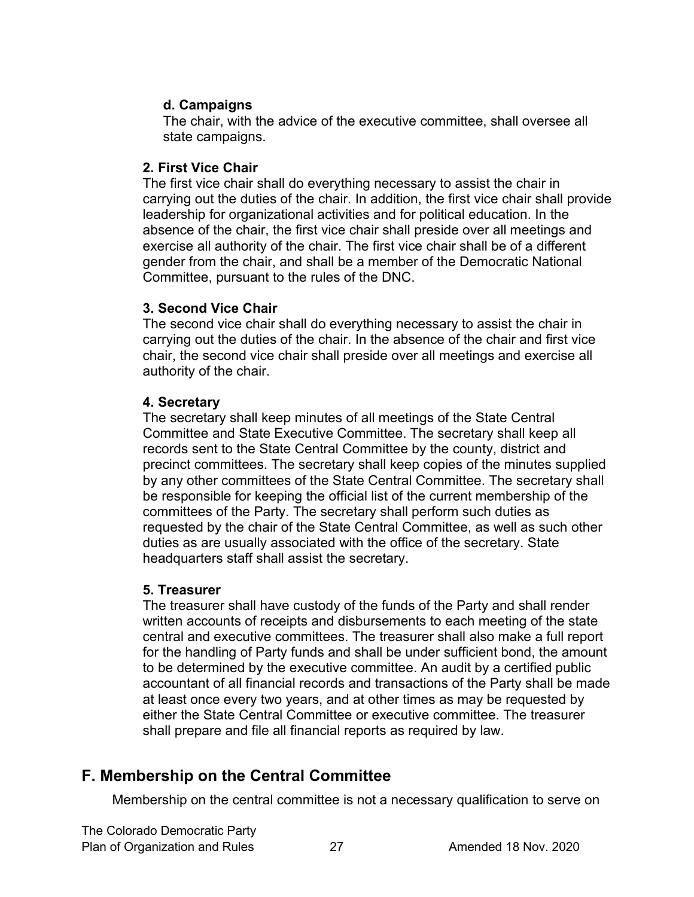#### d. Campaigns

The chair, with the advice of the executive committee, shall oversee all state campaigns.

### 2. First Vice Chair

The first vice chair shall do everything necessary to assist the chair in carrying out the duties of the chair. In addition, the first vice chair shall provide leadership for organizational activities and for political education. In the absence of the chair, the first vice chair shall preside over all meetings and exercise all authority of the chair. The first vice chair shall be of a different gender from the chair, and shall be a member of the Democratic National Committee, pursuant to the rules of the DNC.

### 3. Second Vice Chair

The second vice chair shall do everything necessary to assist the chair in carrying out the duties of the chair. In the absence of the chair and first vice chair, the second vice chair shall preside over all meetings and exercise all authority of the chair.

### 4. Secretary

The secretary shall keep minutes of all meetings of the State Central Committee and State Executive Committee. The secretary shall keep all records sent to the State Central Committee by the county, district and precinct committees. The secretary shall keep copies of the minutes supplied by any other committees of the State Central Committee. The secretary shall be responsible for keeping the official list of the current membership of the committees of the Party. The secretary shall perform such duties as requested by the chair of the State Central Committee, as well as such other duties as are usually associated with the office of the secretary. State headquarters staff shall assist the secretary.

### 5. Treasurer

The treasurer shall have custody of the funds of the Party and shall render written accounts of receipts and disbursements to each meeting of the state central and executive committees. The treasurer shall also make a full report for the handling of Party funds and shall be under sufficient bond, the amount to be determined by the executive committee. An audit by a certified public accountant of all financial records and transactions of the Party shall be made at least once every two years, and at other times as may be requested by either the State Central Committee or executive committee. The treasurer shall prepare and file all financial reports as required by law.

## F. Membership on the Central Committee

Membership on the central committee is not a necessary qualification to serve on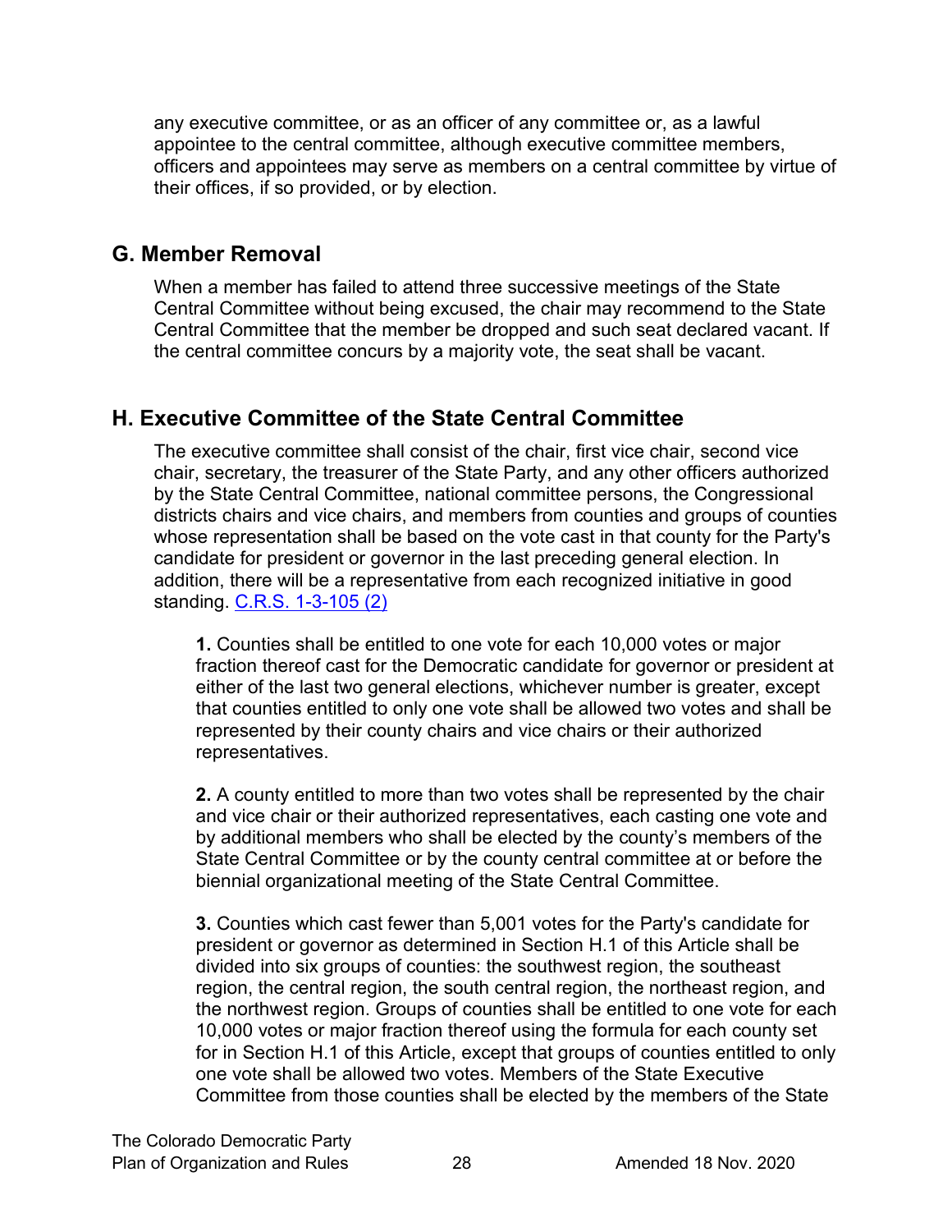any executive committee, or as an officer of any committee or, as a lawful appointee to the central committee, although executive committee members, officers and appointees may serve as members on a central committee by virtue of their offices, if so provided, or by election.

## G. Member Removal

When a member has failed to attend three successive meetings of the State Central Committee without being excused, the chair may recommend to the State Central Committee that the member be dropped and such seat declared vacant. If the central committee concurs by a majority vote, the seat shall be vacant.

## H. Executive Committee of the State Central Committee

The executive committee shall consist of the chair, first vice chair, second vice chair, secretary, the treasurer of the State Party, and any other officers authorized by the State Central Committee, national committee persons, the Congressional districts chairs and vice chairs, and members from counties and groups of counties whose representation shall be based on the vote cast in that county for the Party's candidate for president or governor in the last preceding general election. In addition, there will be a representative from each recognized initiative in good standing. C.R.S. 1-3-105 (2)

**1.** Counties shall be entitled to one vote for each 10,000 votes or major fraction thereof cast for the Democratic candidate for governor or president at either of the last two general elections, whichever number is greater, except that counties entitled to only one vote shall be allowed two votes and shall be represented by their county chairs and vice chairs or their authorized representatives.

**2.** A county entitled to more than two votes shall be represented by the chair and vice chair or their authorized representatives, each casting one vote and by additional members who shall be elected by the county's members of the State Central Committee or by the county central committee at or before the biennial organizational meeting of the State Central Committee.

**3.** Counties which cast fewer than 5,001 votes for the Party's candidate for president or governor as determined in Section H.1 of this Article shall be divided into six groups of counties: the southwest region, the southeast region, the central region, the south central region, the northeast region, and the northwest region. Groups of counties shall be entitled to one vote for each 10,000 votes or major fraction thereof using the formula for each county set for in Section H.1 of this Article, except that groups of counties entitled to only one vote shall be allowed two votes. Members of the State Executive Committee from those counties shall be elected by the members of the State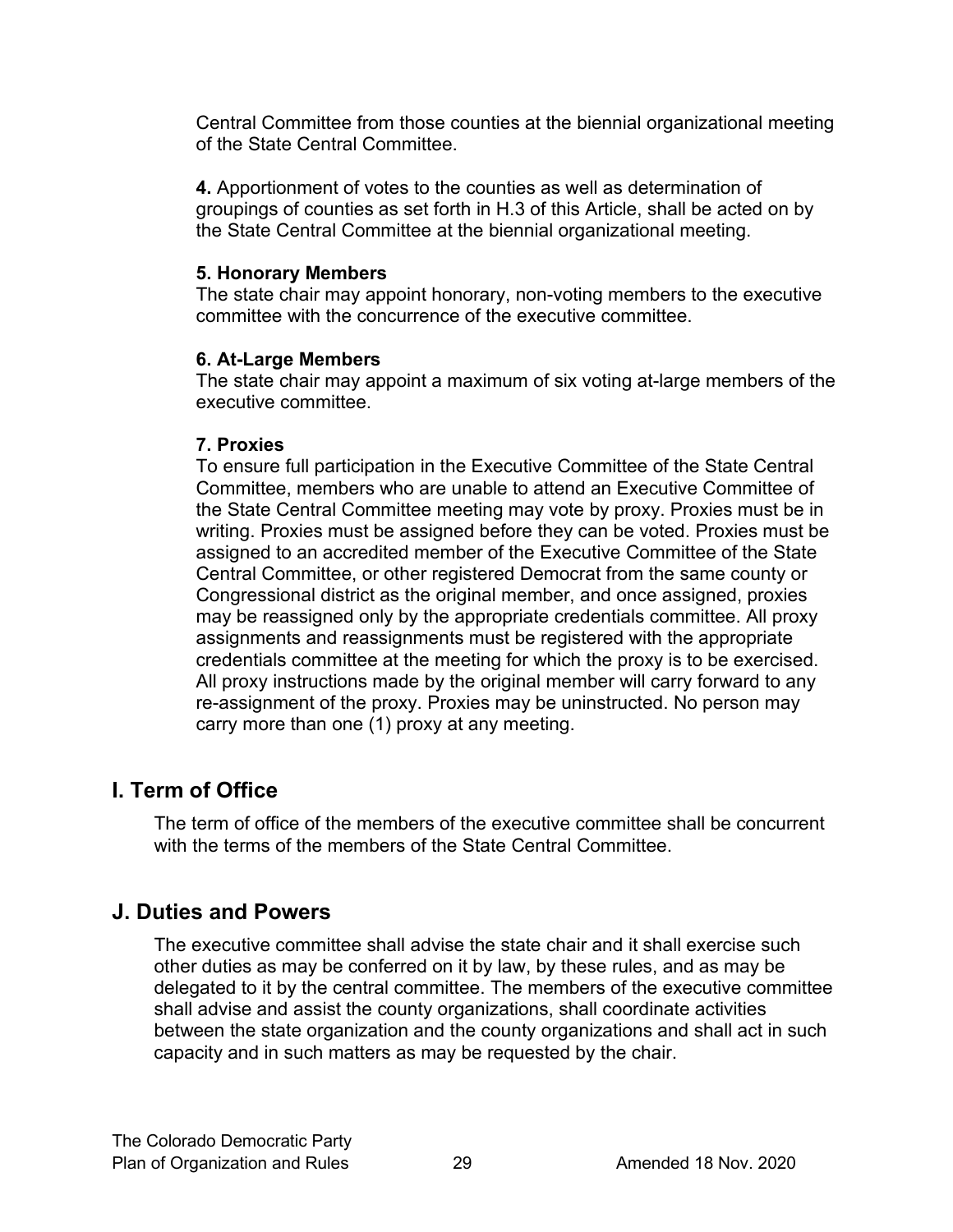Central Committee from those counties at the biennial organizational meeting of the State Central Committee.

**4.** Apportionment of votes to the counties as well as determination of groupings of counties as set forth in H.3 of this Article, shall be acted on by the State Central Committee at the biennial organizational meeting.

**5. Honorary Members**
The state chair may appoint honorary, non-voting members to the executive committee with the concurrence of the executive committee.

**6. At-Large Members**
The state chair may appoint a maximum of six voting at-large members of the executive committee.

**7. Proxies**
To ensure full participation in the Executive Committee of the State Central Committee, members who are unable to attend an Executive Committee of the State Central Committee meeting may vote by proxy. Proxies must be in writing. Proxies must be assigned before they can be voted. Proxies must be assigned to an accredited member of the Executive Committee of the State Central Committee, or other registered Democrat from the same county or Congressional district as the original member, and once assigned, proxies may be reassigned only by the appropriate credentials committee. All proxy assignments and reassignments must be registered with the appropriate credentials committee at the meeting for which the proxy is to be exercised. All proxy instructions made by the original member will carry forward to any re-assignment of the proxy. Proxies may be uninstructed. No person may carry more than one (1) proxy at any meeting.

## I. Term of Office

The term of office of the members of the executive committee shall be concurrent with the terms of the members of the State Central Committee.

## J. Duties and Powers

The executive committee shall advise the state chair and it shall exercise such other duties as may be conferred on it by law, by these rules, and as may be delegated to it by the central committee. The members of the executive committee shall advise and assist the county organizations, shall coordinate activities between the state organization and the county organizations and shall act in such capacity and in such matters as may be requested by the chair.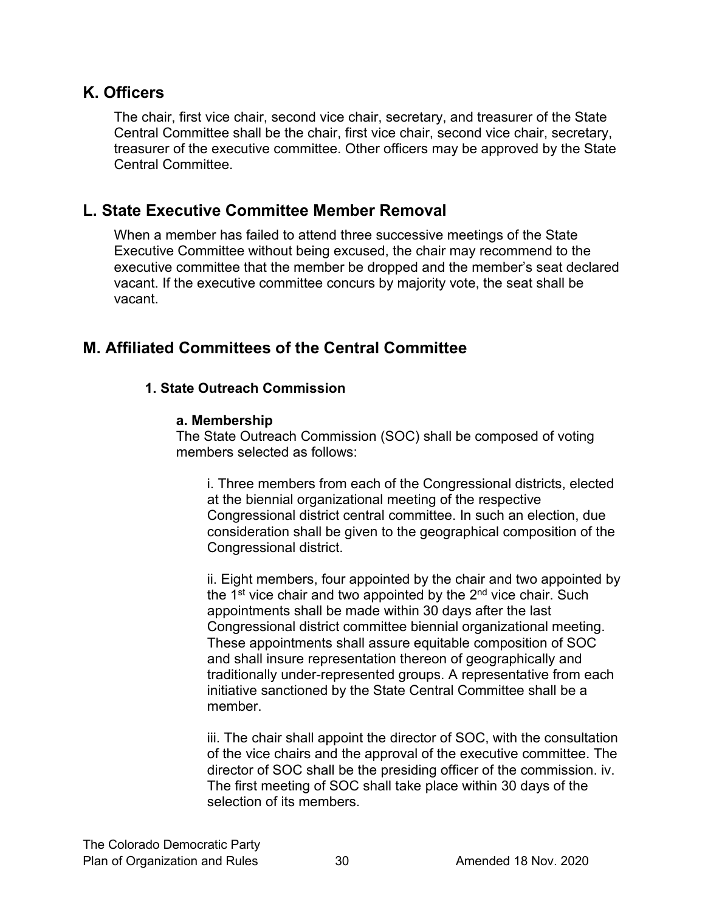## K. Officers

The chair, first vice chair, second vice chair, secretary, and treasurer of the State Central Committee shall be the chair, first vice chair, second vice chair, secretary, treasurer of the executive committee. Other officers may be approved by the State Central Committee.

## L. State Executive Committee Member Removal

When a member has failed to attend three successive meetings of the State Executive Committee without being excused, the chair may recommend to the executive committee that the member be dropped and the member's seat declared vacant. If the executive committee concurs by majority vote, the seat shall be vacant.

## M. Affiliated Committees of the Central Committee

### 1. State Outreach Commission

#### a. Membership

The State Outreach Commission (SOC) shall be composed of voting members selected as follows:

i. Three members from each of the Congressional districts, elected at the biennial organizational meeting of the respective Congressional district central committee. In such an election, due consideration shall be given to the geographical composition of the Congressional district.

ii. Eight members, four appointed by the chair and two appointed by the 1st vice chair and two appointed by the 2nd vice chair. Such appointments shall be made within 30 days after the last Congressional district committee biennial organizational meeting. These appointments shall assure equitable composition of SOC and shall insure representation thereon of geographically and traditionally under-represented groups. A representative from each initiative sanctioned by the State Central Committee shall be a member.

iii. The chair shall appoint the director of SOC, with the consultation of the vice chairs and the approval of the executive committee. The director of SOC shall be the presiding officer of the commission. iv. The first meeting of SOC shall take place within 30 days of the selection of its members.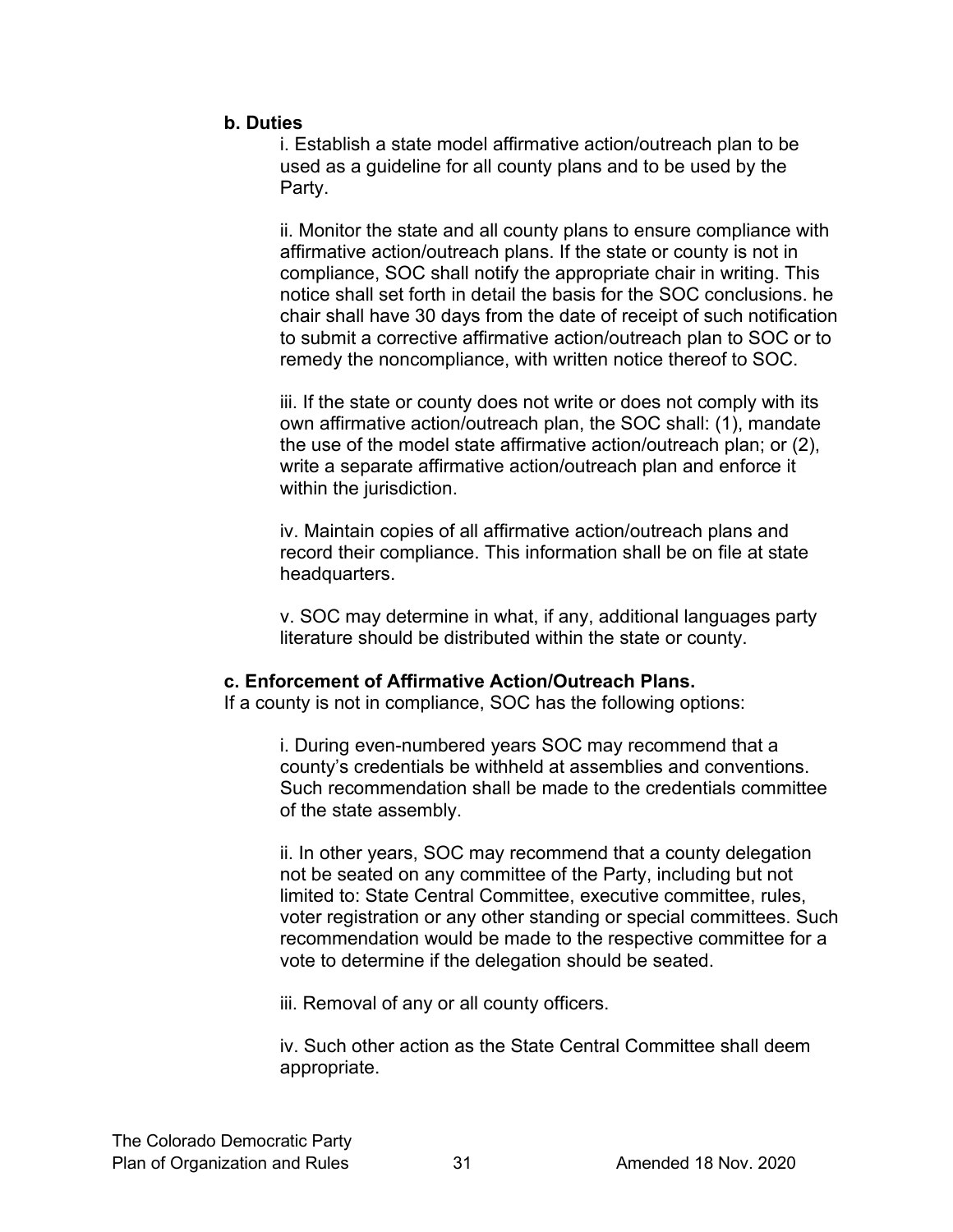**b. Duties**

i. Establish a state model affirmative action/outreach plan to be used as a guideline for all county plans and to be used by the Party.

ii. Monitor the state and all county plans to ensure compliance with affirmative action/outreach plans. If the state or county is not in compliance, SOC shall notify the appropriate chair in writing. This notice shall set forth in detail the basis for the SOC conclusions. he chair shall have 30 days from the date of receipt of such notification to submit a corrective affirmative action/outreach plan to SOC or to remedy the noncompliance, with written notice thereof to SOC.

iii. If the state or county does not write or does not comply with its own affirmative action/outreach plan, the SOC shall: (1), mandate the use of the model state affirmative action/outreach plan; or (2), write a separate affirmative action/outreach plan and enforce it within the jurisdiction.

iv. Maintain copies of all affirmative action/outreach plans and record their compliance. This information shall be on file at state headquarters.

v. SOC may determine in what, if any, additional languages party literature should be distributed within the state or county.

**c. Enforcement of Affirmative Action/Outreach Plans.**

If a county is not in compliance, SOC has the following options:

i. During even-numbered years SOC may recommend that a county's credentials be withheld at assemblies and conventions. Such recommendation shall be made to the credentials committee of the state assembly.

ii. In other years, SOC may recommend that a county delegation not be seated on any committee of the Party, including but not limited to: State Central Committee, executive committee, rules, voter registration or any other standing or special committees. Such recommendation would be made to the respective committee for a vote to determine if the delegation should be seated.

iii. Removal of any or all county officers.

iv. Such other action as the State Central Committee shall deem appropriate.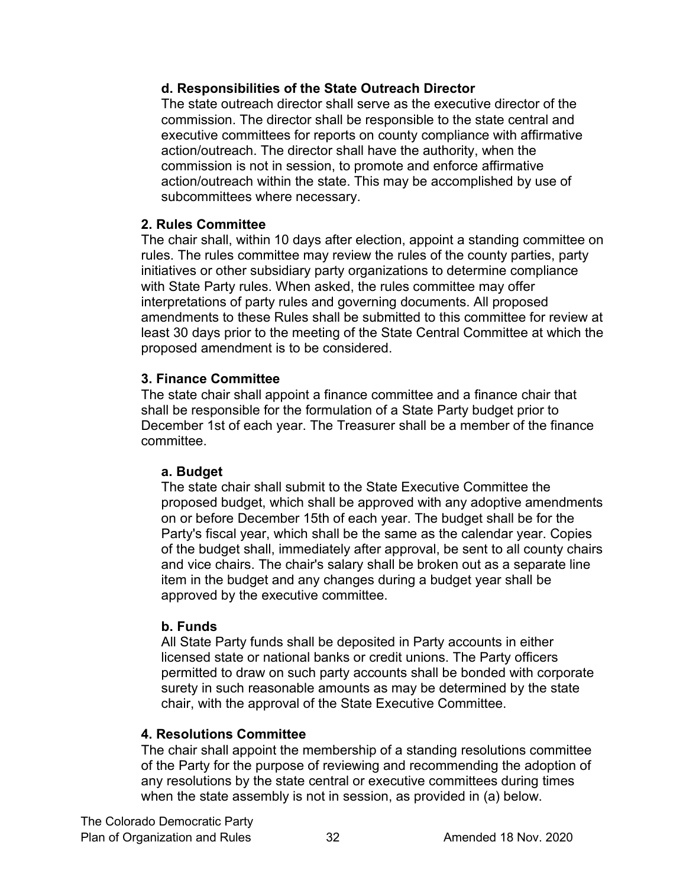#### d. Responsibilities of the State Outreach Director

The state outreach director shall serve as the executive director of the commission. The director shall be responsible to the state central and executive committees for reports on county compliance with affirmative action/outreach. The director shall have the authority, when the commission is not in session, to promote and enforce affirmative action/outreach within the state. This may be accomplished by use of subcommittees where necessary.

### 2. Rules Committee

The chair shall, within 10 days after election, appoint a standing committee on rules. The rules committee may review the rules of the county parties, party initiatives or other subsidiary party organizations to determine compliance with State Party rules. When asked, the rules committee may offer interpretations of party rules and governing documents. All proposed amendments to these Rules shall be submitted to this committee for review at least 30 days prior to the meeting of the State Central Committee at which the proposed amendment is to be considered.

### 3. Finance Committee

The state chair shall appoint a finance committee and a finance chair that shall be responsible for the formulation of a State Party budget prior to December 1st of each year. The Treasurer shall be a member of the finance committee.

#### a. Budget

The state chair shall submit to the State Executive Committee the proposed budget, which shall be approved with any adoptive amendments on or before December 15th of each year. The budget shall be for the Party's fiscal year, which shall be the same as the calendar year. Copies of the budget shall, immediately after approval, be sent to all county chairs and vice chairs. The chair's salary shall be broken out as a separate line item in the budget and any changes during a budget year shall be approved by the executive committee.

#### b. Funds

All State Party funds shall be deposited in Party accounts in either licensed state or national banks or credit unions. The Party officers permitted to draw on such party accounts shall be bonded with corporate surety in such reasonable amounts as may be determined by the state chair, with the approval of the State Executive Committee.

### 4. Resolutions Committee

The chair shall appoint the membership of a standing resolutions committee of the Party for the purpose of reviewing and recommending the adoption of any resolutions by the state central or executive committees during times when the state assembly is not in session, as provided in (a) below.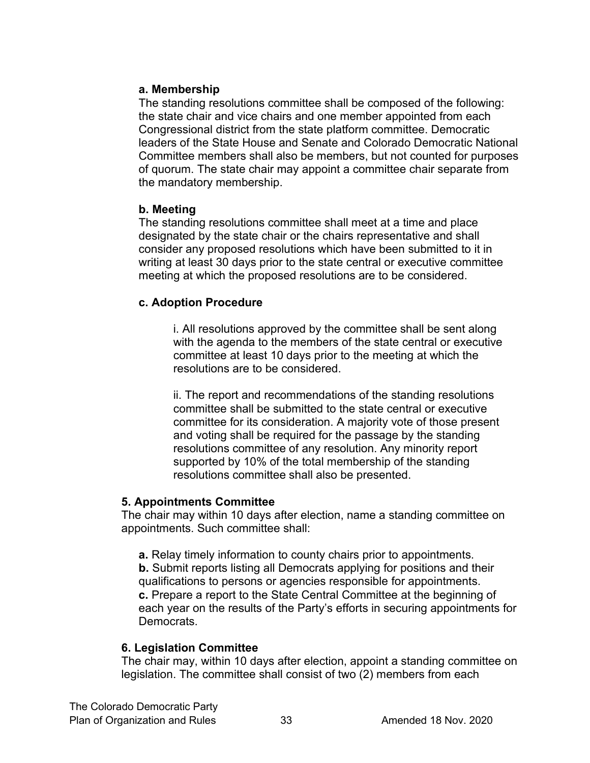**a. Membership**

The standing resolutions committee shall be composed of the following: the state chair and vice chairs and one member appointed from each Congressional district from the state platform committee. Democratic leaders of the State House and Senate and Colorado Democratic National Committee members shall also be members, but not counted for purposes of quorum. The state chair may appoint a committee chair separate from the mandatory membership.

**b. Meeting**

The standing resolutions committee shall meet at a time and place designated by the state chair or the chairs representative and shall consider any proposed resolutions which have been submitted to it in writing at least 30 days prior to the state central or executive committee meeting at which the proposed resolutions are to be considered.

**c. Adoption Procedure**

i. All resolutions approved by the committee shall be sent along with the agenda to the members of the state central or executive committee at least 10 days prior to the meeting at which the resolutions are to be considered.

ii. The report and recommendations of the standing resolutions committee shall be submitted to the state central or executive committee for its consideration. A majority vote of those present and voting shall be required for the passage by the standing resolutions committee of any resolution. Any minority report supported by 10% of the total membership of the standing resolutions committee shall also be presented.

**5. Appointments Committee**

The chair may within 10 days after election, name a standing committee on appointments. Such committee shall:

**a.** Relay timely information to county chairs prior to appointments.
**b.** Submit reports listing all Democrats applying for positions and their qualifications to persons or agencies responsible for appointments.
**c.** Prepare a report to the State Central Committee at the beginning of each year on the results of the Party's efforts in securing appointments for Democrats.

**6. Legislation Committee**

The chair may, within 10 days after election, appoint a standing committee on legislation. The committee shall consist of two (2) members from each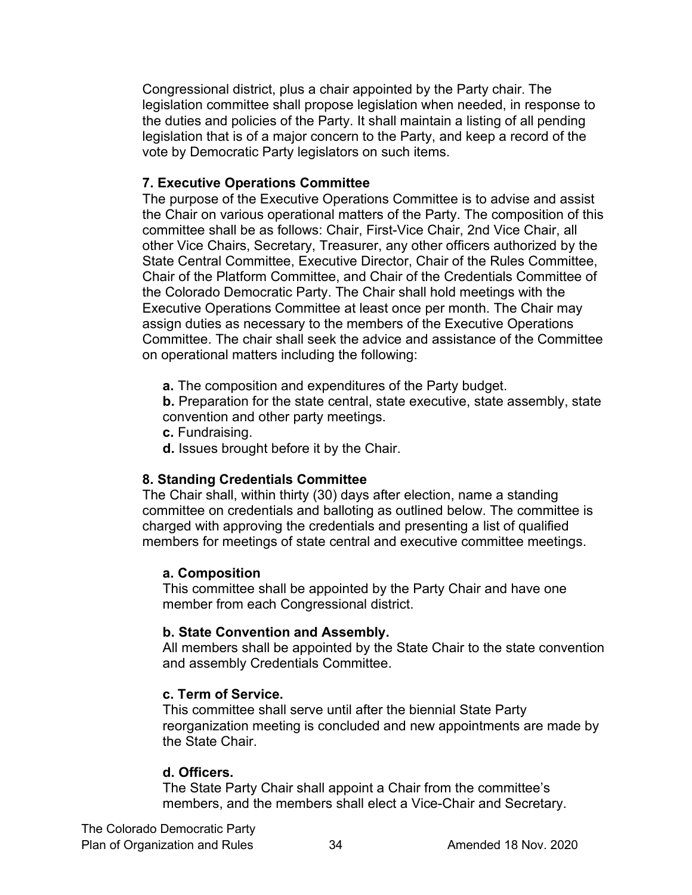Congressional district, plus a chair appointed by the Party chair. The legislation committee shall propose legislation when needed, in response to the duties and policies of the Party. It shall maintain a listing of all pending legislation that is of a major concern to the Party, and keep a record of the vote by Democratic Party legislators on such items.

**7. Executive Operations Committee**

The purpose of the Executive Operations Committee is to advise and assist the Chair on various operational matters of the Party. The composition of this committee shall be as follows: Chair, First-Vice Chair, 2nd Vice Chair, all other Vice Chairs, Secretary, Treasurer, any other officers authorized by the State Central Committee, Executive Director, Chair of the Rules Committee, Chair of the Platform Committee, and Chair of the Credentials Committee of the Colorado Democratic Party. The Chair shall hold meetings with the Executive Operations Committee at least once per month. The Chair may assign duties as necessary to the members of the Executive Operations Committee. The chair shall seek the advice and assistance of the Committee on operational matters including the following:

**a.** The composition and expenditures of the Party budget.
**b.** Preparation for the state central, state executive, state assembly, state convention and other party meetings.
**c.** Fundraising.
**d.** Issues brought before it by the Chair.

**8. Standing Credentials Committee**

The Chair shall, within thirty (30) days after election, name a standing committee on credentials and balloting as outlined below. The committee is charged with approving the credentials and presenting a list of qualified members for meetings of state central and executive committee meetings.

**a. Composition**

This committee shall be appointed by the Party Chair and have one member from each Congressional district.

**b. State Convention and Assembly.**

All members shall be appointed by the State Chair to the state convention and assembly Credentials Committee.

**c. Term of Service.**

This committee shall serve until after the biennial State Party reorganization meeting is concluded and new appointments are made by the State Chair.

**d. Officers.**

The State Party Chair shall appoint a Chair from the committee's members, and the members shall elect a Vice-Chair and Secretary.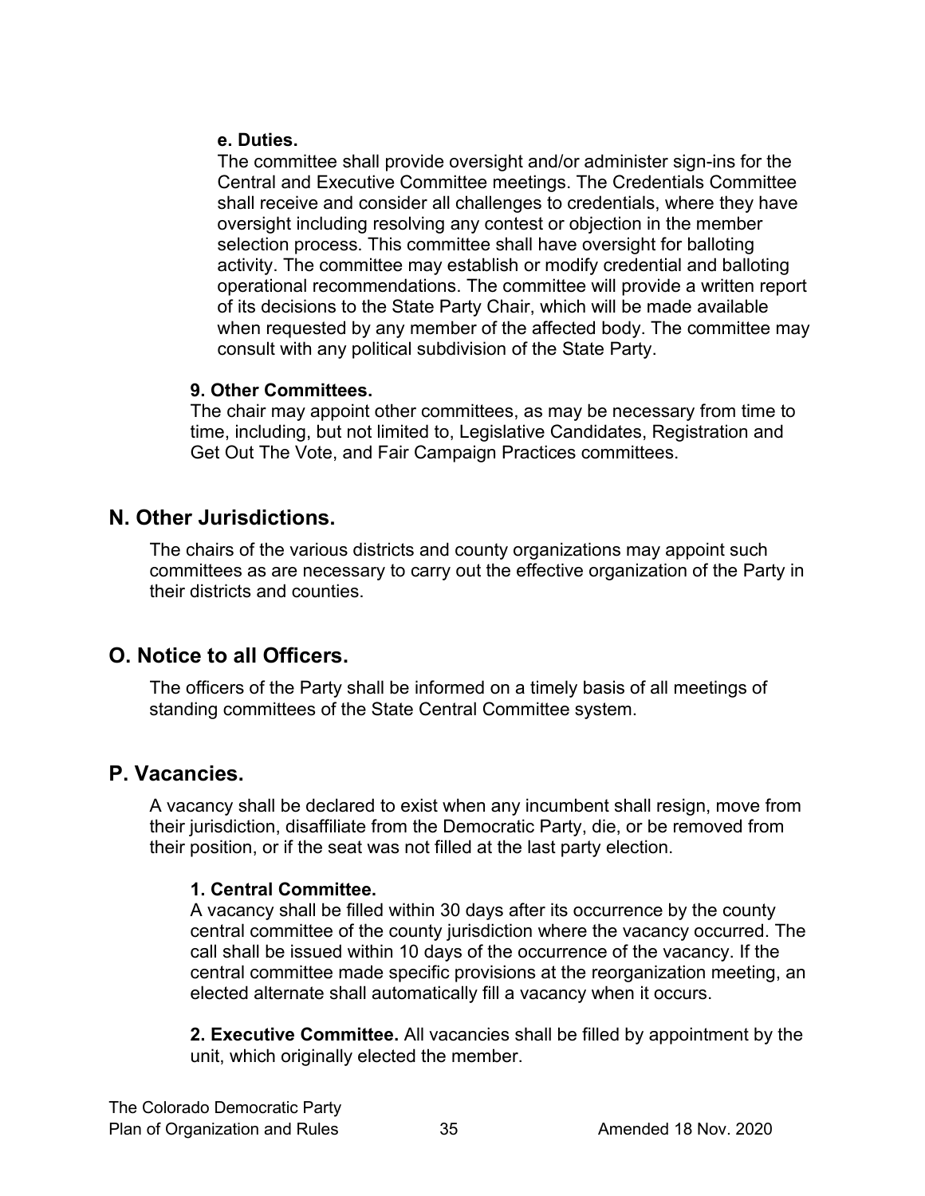**e. Duties.**

The committee shall provide oversight and/or administer sign-ins for the Central and Executive Committee meetings. The Credentials Committee shall receive and consider all challenges to credentials, where they have oversight including resolving any contest or objection in the member selection process. This committee shall have oversight for balloting activity. The committee may establish or modify credential and balloting operational recommendations. The committee will provide a written report of its decisions to the State Party Chair, which will be made available when requested by any member of the affected body. The committee may consult with any political subdivision of the State Party.

**9. Other Committees.**

The chair may appoint other committees, as may be necessary from time to time, including, but not limited to, Legislative Candidates, Registration and Get Out The Vote, and Fair Campaign Practices committees.

## N. Other Jurisdictions.

The chairs of the various districts and county organizations may appoint such committees as are necessary to carry out the effective organization of the Party in their districts and counties.

## O. Notice to all Officers.

The officers of the Party shall be informed on a timely basis of all meetings of standing committees of the State Central Committee system.

## P. Vacancies.

A vacancy shall be declared to exist when any incumbent shall resign, move from their jurisdiction, disaffiliate from the Democratic Party, die, or be removed from their position, or if the seat was not filled at the last party election.

**1. Central Committee.**

A vacancy shall be filled within 30 days after its occurrence by the county central committee of the county jurisdiction where the vacancy occurred. The call shall be issued within 10 days of the occurrence of the vacancy. If the central committee made specific provisions at the reorganization meeting, an elected alternate shall automatically fill a vacancy when it occurs.

**2. Executive Committee.** All vacancies shall be filled by appointment by the unit, which originally elected the member.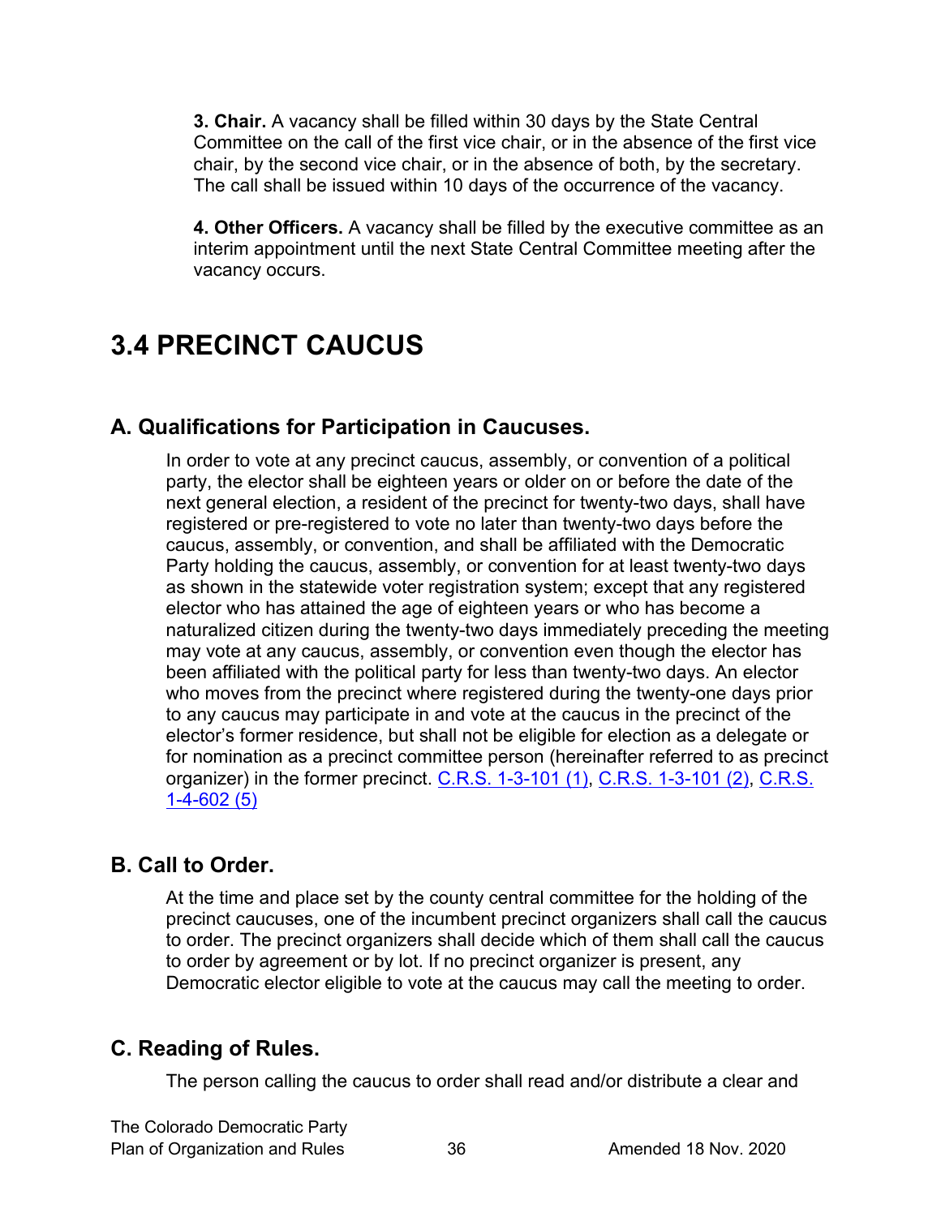**3. Chair.** A vacancy shall be filled within 30 days by the State Central Committee on the call of the first vice chair, or in the absence of the first vice chair, by the second vice chair, or in the absence of both, by the secretary. The call shall be issued within 10 days of the occurrence of the vacancy.

**4. Other Officers.** A vacancy shall be filled by the executive committee as an interim appointment until the next State Central Committee meeting after the vacancy occurs.

# 3.4 PRECINCT CAUCUS

## A. Qualifications for Participation in Caucuses.

In order to vote at any precinct caucus, assembly, or convention of a political party, the elector shall be eighteen years or older on or before the date of the next general election, a resident of the precinct for twenty-two days, shall have registered or pre-registered to vote no later than twenty-two days before the caucus, assembly, or convention, and shall be affiliated with the Democratic Party holding the caucus, assembly, or convention for at least twenty-two days as shown in the statewide voter registration system; except that any registered elector who has attained the age of eighteen years or who has become a naturalized citizen during the twenty-two days immediately preceding the meeting may vote at any caucus, assembly, or convention even though the elector has been affiliated with the political party for less than twenty-two days. An elector who moves from the precinct where registered during the twenty-one days prior to any caucus may participate in and vote at the caucus in the precinct of the elector's former residence, but shall not be eligible for election as a delegate or for nomination as a precinct committee person (hereinafter referred to as precinct organizer) in the former precinct. C.R.S. 1-3-101 (1), C.R.S. 1-3-101 (2), C.R.S. 1-4-602 (5)

## B. Call to Order.

At the time and place set by the county central committee for the holding of the precinct caucuses, one of the incumbent precinct organizers shall call the caucus to order. The precinct organizers shall decide which of them shall call the caucus to order by agreement or by lot. If no precinct organizer is present, any Democratic elector eligible to vote at the caucus may call the meeting to order.

## C. Reading of Rules.

The person calling the caucus to order shall read and/or distribute a clear and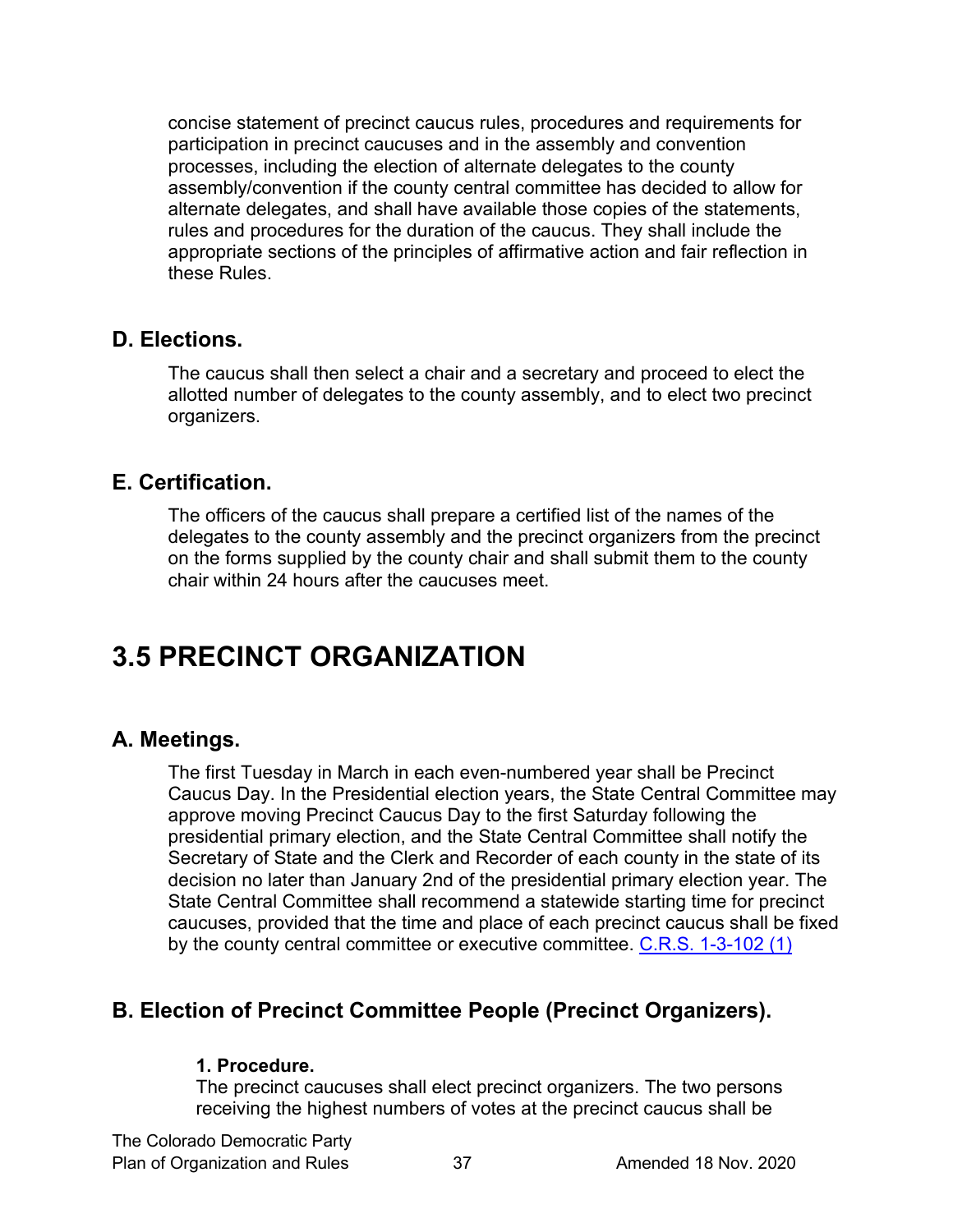concise statement of precinct caucus rules, procedures and requirements for participation in precinct caucuses and in the assembly and convention processes, including the election of alternate delegates to the county assembly/convention if the county central committee has decided to allow for alternate delegates, and shall have available those copies of the statements, rules and procedures for the duration of the caucus. They shall include the appropriate sections of the principles of affirmative action and fair reflection in these Rules.

### D. Elections.

The caucus shall then select a chair and a secretary and proceed to elect the allotted number of delegates to the county assembly, and to elect two precinct organizers.

### E. Certification.

The officers of the caucus shall prepare a certified list of the names of the delegates to the county assembly and the precinct organizers from the precinct on the forms supplied by the county chair and shall submit them to the county chair within 24 hours after the caucuses meet.

## 3.5 PRECINCT ORGANIZATION

### A. Meetings.

The first Tuesday in March in each even-numbered year shall be Precinct Caucus Day. In the Presidential election years, the State Central Committee may approve moving Precinct Caucus Day to the first Saturday following the presidential primary election, and the State Central Committee shall notify the Secretary of State and the Clerk and Recorder of each county in the state of its decision no later than January 2nd of the presidential primary election year. The State Central Committee shall recommend a statewide starting time for precinct caucuses, provided that the time and place of each precinct caucus shall be fixed by the county central committee or executive committee. C.R.S. 1-3-102 (1)

### B. Election of Precinct Committee People (Precinct Organizers).

#### 1. Procedure.

The precinct caucuses shall elect precinct organizers. The two persons receiving the highest numbers of votes at the precinct caucus shall be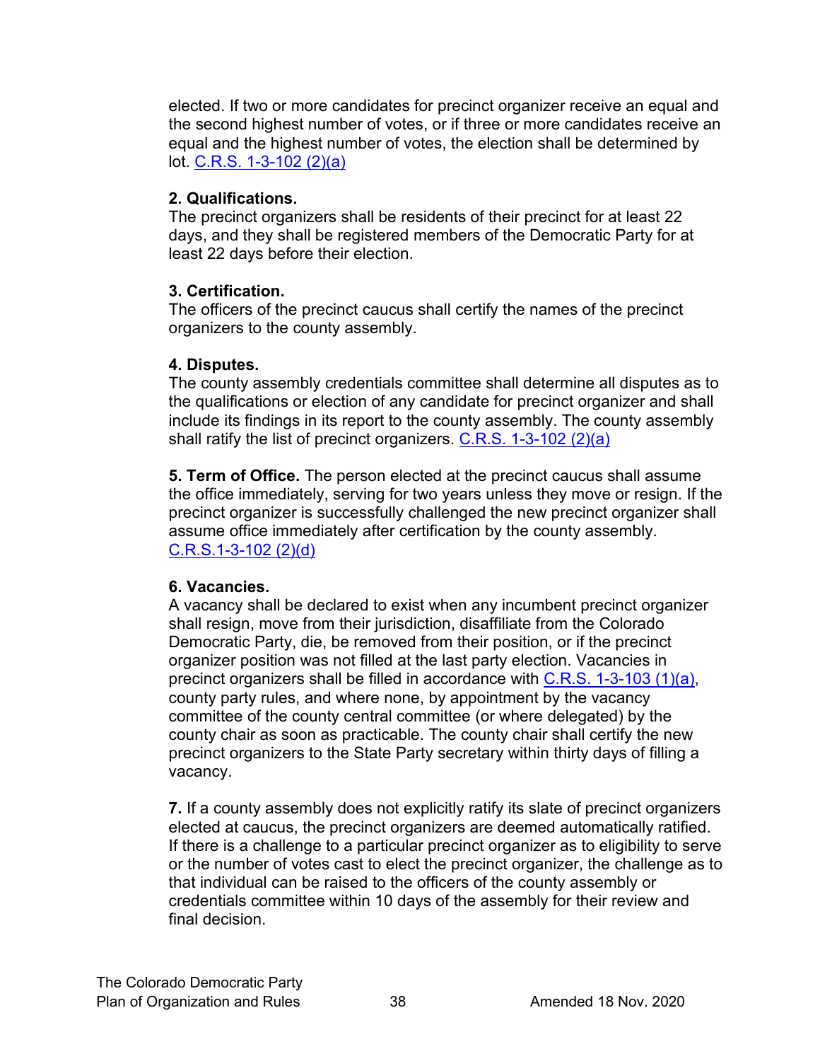elected. If two or more candidates for precinct organizer receive an equal and the second highest number of votes, or if three or more candidates receive an equal and the highest number of votes, the election shall be determined by lot. C.R.S. 1-3-102 (2)(a)

**2. Qualifications.**
The precinct organizers shall be residents of their precinct for at least 22 days, and they shall be registered members of the Democratic Party for at least 22 days before their election.

**3. Certification.**
The officers of the precinct caucus shall certify the names of the precinct organizers to the county assembly.

**4. Disputes.**
The county assembly credentials committee shall determine all disputes as to the qualifications or election of any candidate for precinct organizer and shall include its findings in its report to the county assembly. The county assembly shall ratify the list of precinct organizers. C.R.S. 1-3-102 (2)(a)

**5. Term of Office.** The person elected at the precinct caucus shall assume the office immediately, serving for two years unless they move or resign. If the precinct organizer is successfully challenged the new precinct organizer shall assume office immediately after certification by the county assembly. C.R.S.1-3-102 (2)(d)

**6. Vacancies.**
A vacancy shall be declared to exist when any incumbent precinct organizer shall resign, move from their jurisdiction, disaffiliate from the Colorado Democratic Party, die, be removed from their position, or if the precinct organizer position was not filled at the last party election. Vacancies in precinct organizers shall be filled in accordance with C.R.S. 1-3-103 (1)(a), county party rules, and where none, by appointment by the vacancy committee of the county central committee (or where delegated) by the county chair as soon as practicable. The county chair shall certify the new precinct organizers to the State Party secretary within thirty days of filling a vacancy.

**7.** If a county assembly does not explicitly ratify its slate of precinct organizers elected at caucus, the precinct organizers are deemed automatically ratified. If there is a challenge to a particular precinct organizer as to eligibility to serve or the number of votes cast to elect the precinct organizer, the challenge as to that individual can be raised to the officers of the county assembly or credentials committee within 10 days of the assembly for their review and final decision.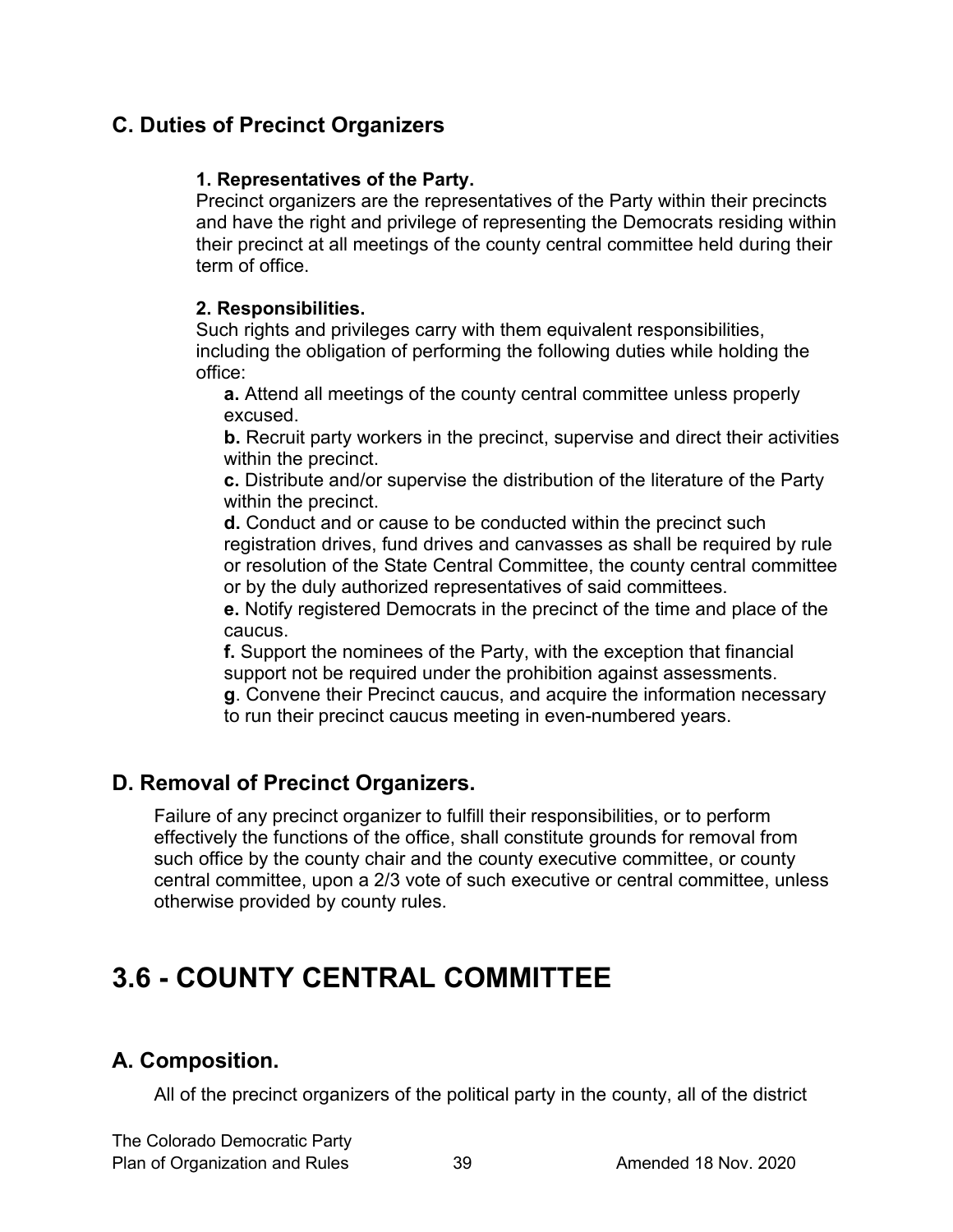## C. Duties of Precinct Organizers

**1. Representatives of the Party.**
Precinct organizers are the representatives of the Party within their precincts and have the right and privilege of representing the Democrats residing within their precinct at all meetings of the county central committee held during their term of office.

**2. Responsibilities.**
Such rights and privileges carry with them equivalent responsibilities, including the obligation of performing the following duties while holding the office:

**a.** Attend all meetings of the county central committee unless properly excused.
**b.** Recruit party workers in the precinct, supervise and direct their activities within the precinct.
**c.** Distribute and/or supervise the distribution of the literature of the Party within the precinct.
**d.** Conduct and or cause to be conducted within the precinct such registration drives, fund drives and canvasses as shall be required by rule or resolution of the State Central Committee, the county central committee or by the duly authorized representatives of said committees.
**e.** Notify registered Democrats in the precinct of the time and place of the caucus.
**f.** Support the nominees of the Party, with the exception that financial support not be required under the prohibition against assessments.
**g**. Convene their Precinct caucus, and acquire the information necessary to run their precinct caucus meeting in even-numbered years.

## D. Removal of Precinct Organizers.

Failure of any precinct organizer to fulfill their responsibilities, or to perform effectively the functions of the office, shall constitute grounds for removal from such office by the county chair and the county executive committee, or county central committee, upon a 2/3 vote of such executive or central committee, unless otherwise provided by county rules.

# 3.6 - COUNTY CENTRAL COMMITTEE

## A. Composition.

All of the precinct organizers of the political party in the county, all of the district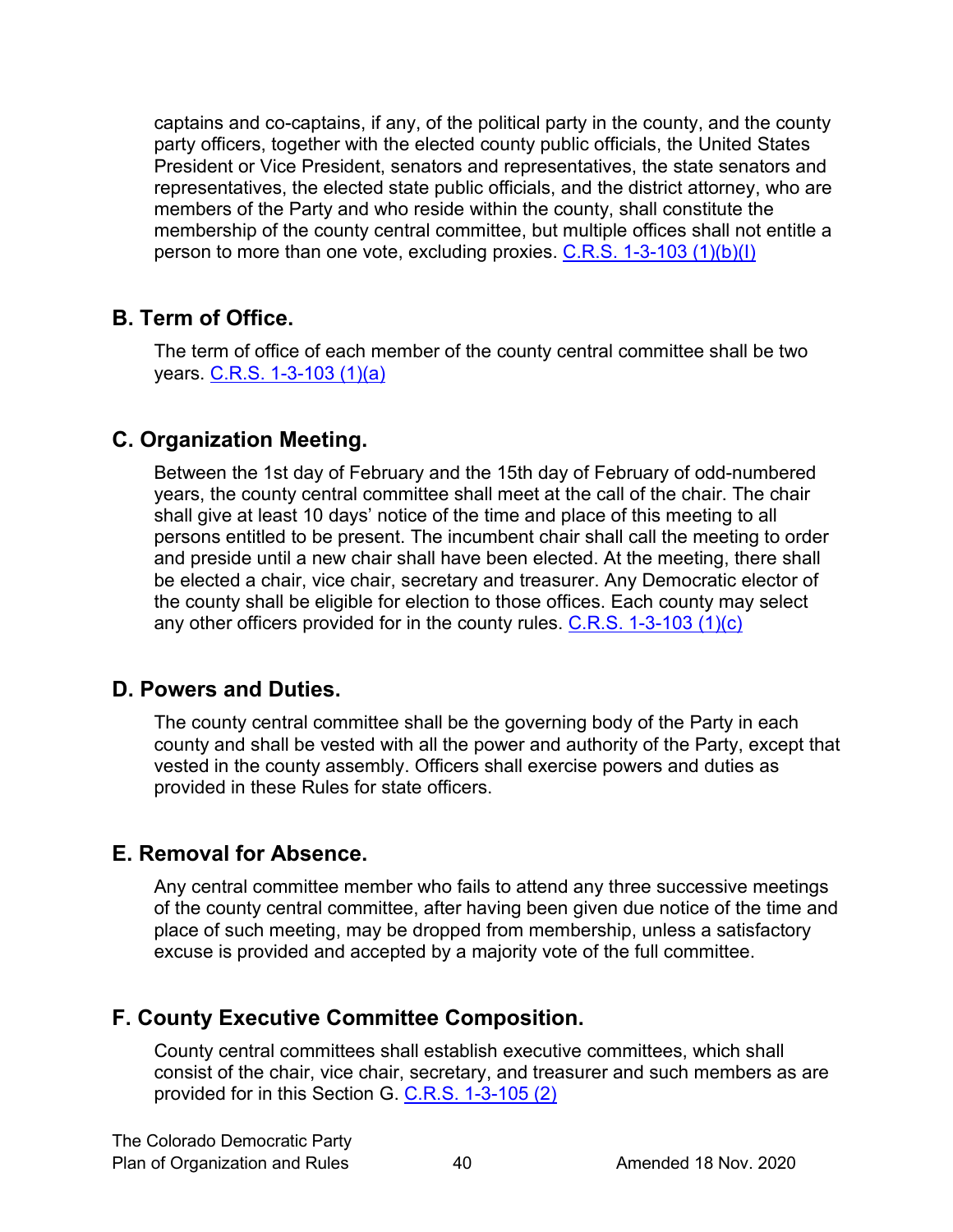captains and co-captains, if any, of the political party in the county, and the county party officers, together with the elected county public officials, the United States President or Vice President, senators and representatives, the state senators and representatives, the elected state public officials, and the district attorney, who are members of the Party and who reside within the county, shall constitute the membership of the county central committee, but multiple offices shall not entitle a person to more than one vote, excluding proxies. C.R.S. 1-3-103 (1)(b)(I)

## B. Term of Office.

The term of office of each member of the county central committee shall be two years. C.R.S. 1-3-103 (1)(a)

## C. Organization Meeting.

Between the 1st day of February and the 15th day of February of odd-numbered years, the county central committee shall meet at the call of the chair. The chair shall give at least 10 days' notice of the time and place of this meeting to all persons entitled to be present. The incumbent chair shall call the meeting to order and preside until a new chair shall have been elected. At the meeting, there shall be elected a chair, vice chair, secretary and treasurer. Any Democratic elector of the county shall be eligible for election to those offices. Each county may select any other officers provided for in the county rules. C.R.S. 1-3-103 (1)(c)

## D. Powers and Duties.

The county central committee shall be the governing body of the Party in each county and shall be vested with all the power and authority of the Party, except that vested in the county assembly. Officers shall exercise powers and duties as provided in these Rules for state officers.

## E. Removal for Absence.

Any central committee member who fails to attend any three successive meetings of the county central committee, after having been given due notice of the time and place of such meeting, may be dropped from membership, unless a satisfactory excuse is provided and accepted by a majority vote of the full committee.

## F. County Executive Committee Composition.

County central committees shall establish executive committees, which shall consist of the chair, vice chair, secretary, and treasurer and such members as are provided for in this Section G. C.R.S. 1-3-105 (2)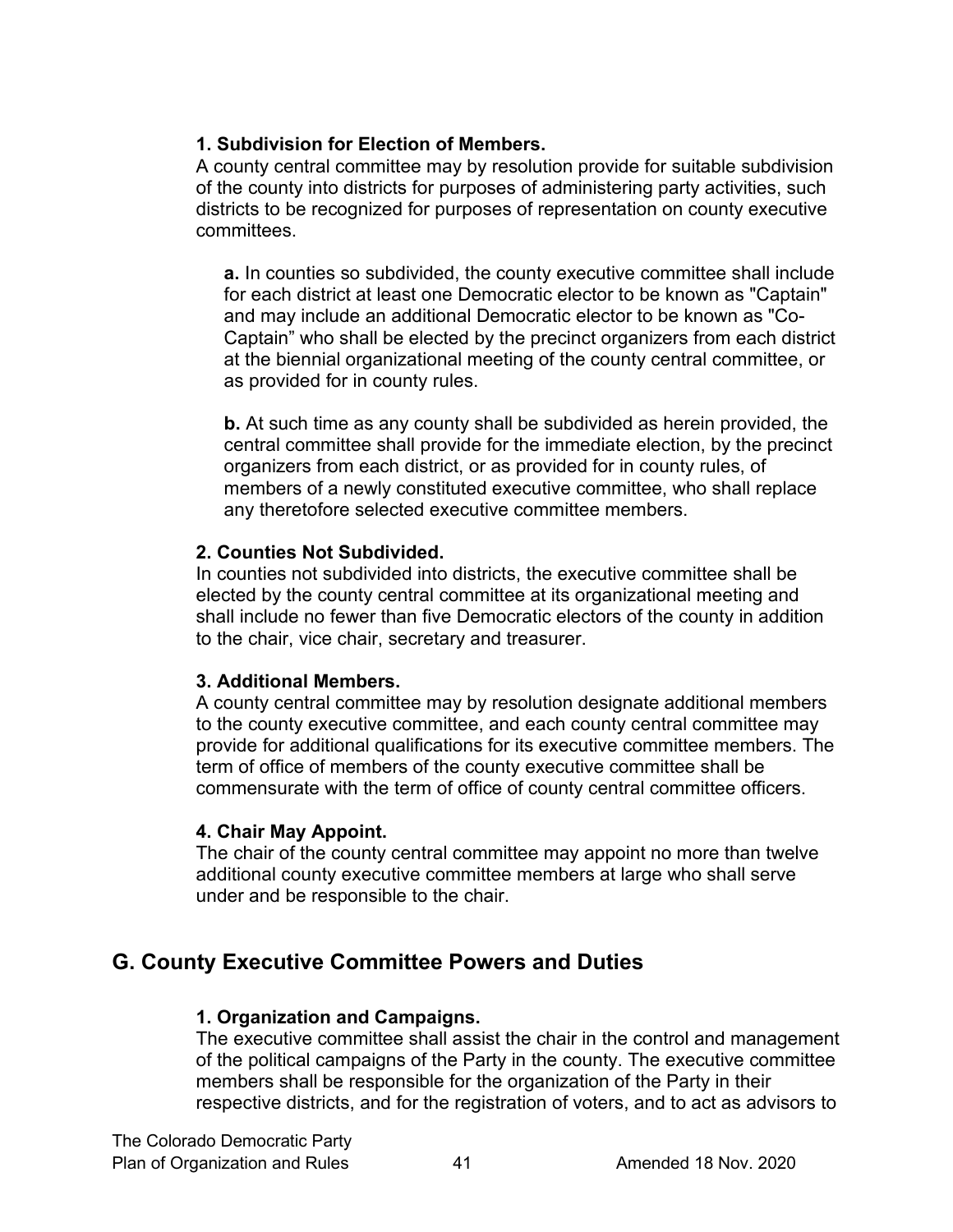**1. Subdivision for Election of Members.**
A county central committee may by resolution provide for suitable subdivision of the county into districts for purposes of administering party activities, such districts to be recognized for purposes of representation on county executive committees.

**a.** In counties so subdivided, the county executive committee shall include for each district at least one Democratic elector to be known as "Captain" and may include an additional Democratic elector to be known as "Co-Captain" who shall be elected by the precinct organizers from each district at the biennial organizational meeting of the county central committee, or as provided for in county rules.

**b.** At such time as any county shall be subdivided as herein provided, the central committee shall provide for the immediate election, by the precinct organizers from each district, or as provided for in county rules, of members of a newly constituted executive committee, who shall replace any theretofore selected executive committee members.

**2. Counties Not Subdivided.**
In counties not subdivided into districts, the executive committee shall be elected by the county central committee at its organizational meeting and shall include no fewer than five Democratic electors of the county in addition to the chair, vice chair, secretary and treasurer.

**3. Additional Members.**
A county central committee may by resolution designate additional members to the county executive committee, and each county central committee may provide for additional qualifications for its executive committee members. The term of office of members of the county executive committee shall be commensurate with the term of office of county central committee officers.

**4. Chair May Appoint.**
The chair of the county central committee may appoint no more than twelve additional county executive committee members at large who shall serve under and be responsible to the chair.

## G. County Executive Committee Powers and Duties

**1. Organization and Campaigns.**
The executive committee shall assist the chair in the control and management of the political campaigns of the Party in the county. The executive committee members shall be responsible for the organization of the Party in their respective districts, and for the registration of voters, and to act as advisors to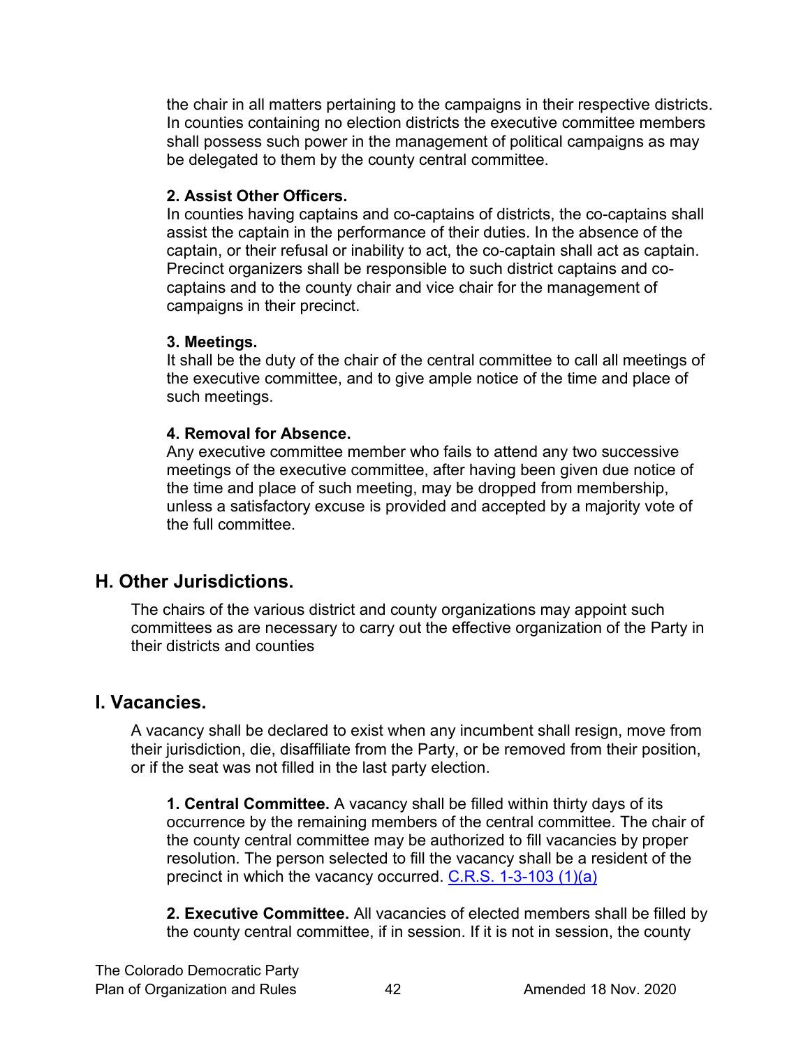the chair in all matters pertaining to the campaigns in their respective districts. In counties containing no election districts the executive committee members shall possess such power in the management of political campaigns as may be delegated to them by the county central committee.

**2. Assist Other Officers.**
In counties having captains and co-captains of districts, the co-captains shall assist the captain in the performance of their duties. In the absence of the captain, or their refusal or inability to act, the co-captain shall act as captain. Precinct organizers shall be responsible to such district captains and co-captains and to the county chair and vice chair for the management of campaigns in their precinct.

**3. Meetings.**
It shall be the duty of the chair of the central committee to call all meetings of the executive committee, and to give ample notice of the time and place of such meetings.

**4. Removal for Absence.**
Any executive committee member who fails to attend any two successive meetings of the executive committee, after having been given due notice of the time and place of such meeting, may be dropped from membership, unless a satisfactory excuse is provided and accepted by a majority vote of the full committee.

## H. Other Jurisdictions.

The chairs of the various district and county organizations may appoint such committees as are necessary to carry out the effective organization of the Party in their districts and counties

## I. Vacancies.

A vacancy shall be declared to exist when any incumbent shall resign, move from their jurisdiction, die, disaffiliate from the Party, or be removed from their position, or if the seat was not filled in the last party election.

**1. Central Committee.** A vacancy shall be filled within thirty days of its occurrence by the remaining members of the central committee. The chair of the county central committee may be authorized to fill vacancies by proper resolution. The person selected to fill the vacancy shall be a resident of the precinct in which the vacancy occurred. C.R.S. 1-3-103 (1)(a)

**2. Executive Committee.** All vacancies of elected members shall be filled by the county central committee, if in session. If it is not in session, the county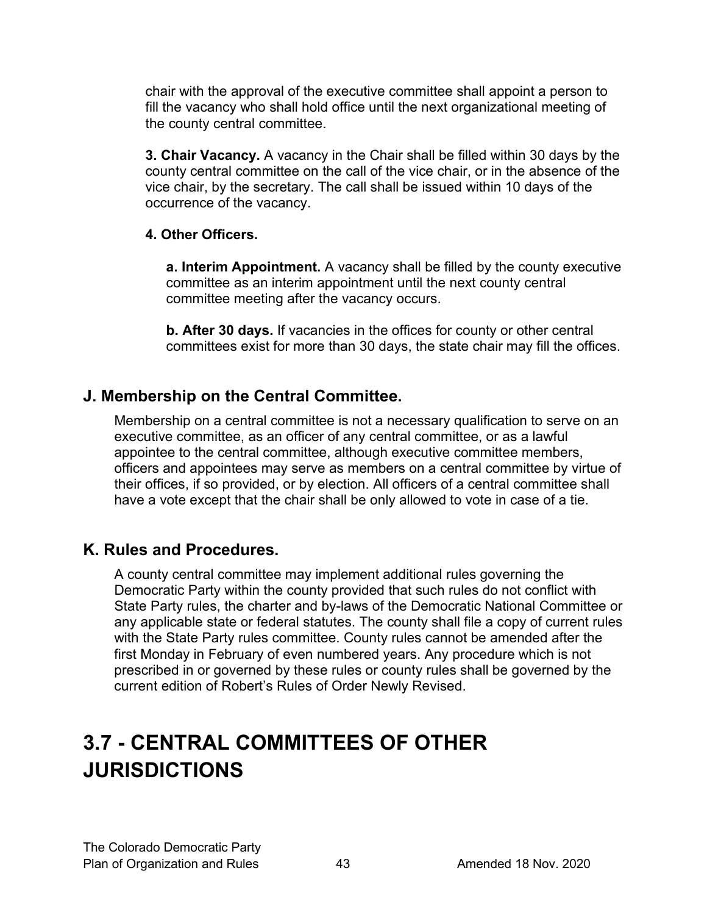chair with the approval of the executive committee shall appoint a person to fill the vacancy who shall hold office until the next organizational meeting of the county central committee.

**3. Chair Vacancy.** A vacancy in the Chair shall be filled within 30 days by the county central committee on the call of the vice chair, or in the absence of the vice chair, by the secretary. The call shall be issued within 10 days of the occurrence of the vacancy.

**4. Other Officers.**

**a. Interim Appointment.** A vacancy shall be filled by the county executive committee as an interim appointment until the next county central committee meeting after the vacancy occurs.

**b. After 30 days.** If vacancies in the offices for county or other central committees exist for more than 30 days, the state chair may fill the offices.

## J. Membership on the Central Committee.

Membership on a central committee is not a necessary qualification to serve on an executive committee, as an officer of any central committee, or as a lawful appointee to the central committee, although executive committee members, officers and appointees may serve as members on a central committee by virtue of their offices, if so provided, or by election. All officers of a central committee shall have a vote except that the chair shall be only allowed to vote in case of a tie.

## K. Rules and Procedures.

A county central committee may implement additional rules governing the Democratic Party within the county provided that such rules do not conflict with State Party rules, the charter and by-laws of the Democratic National Committee or any applicable state or federal statutes. The county shall file a copy of current rules with the State Party rules committee. County rules cannot be amended after the first Monday in February of even numbered years. Any procedure which is not prescribed in or governed by these rules or county rules shall be governed by the current edition of Robert's Rules of Order Newly Revised.

# 3.7 - CENTRAL COMMITTEES OF OTHER JURISDICTIONS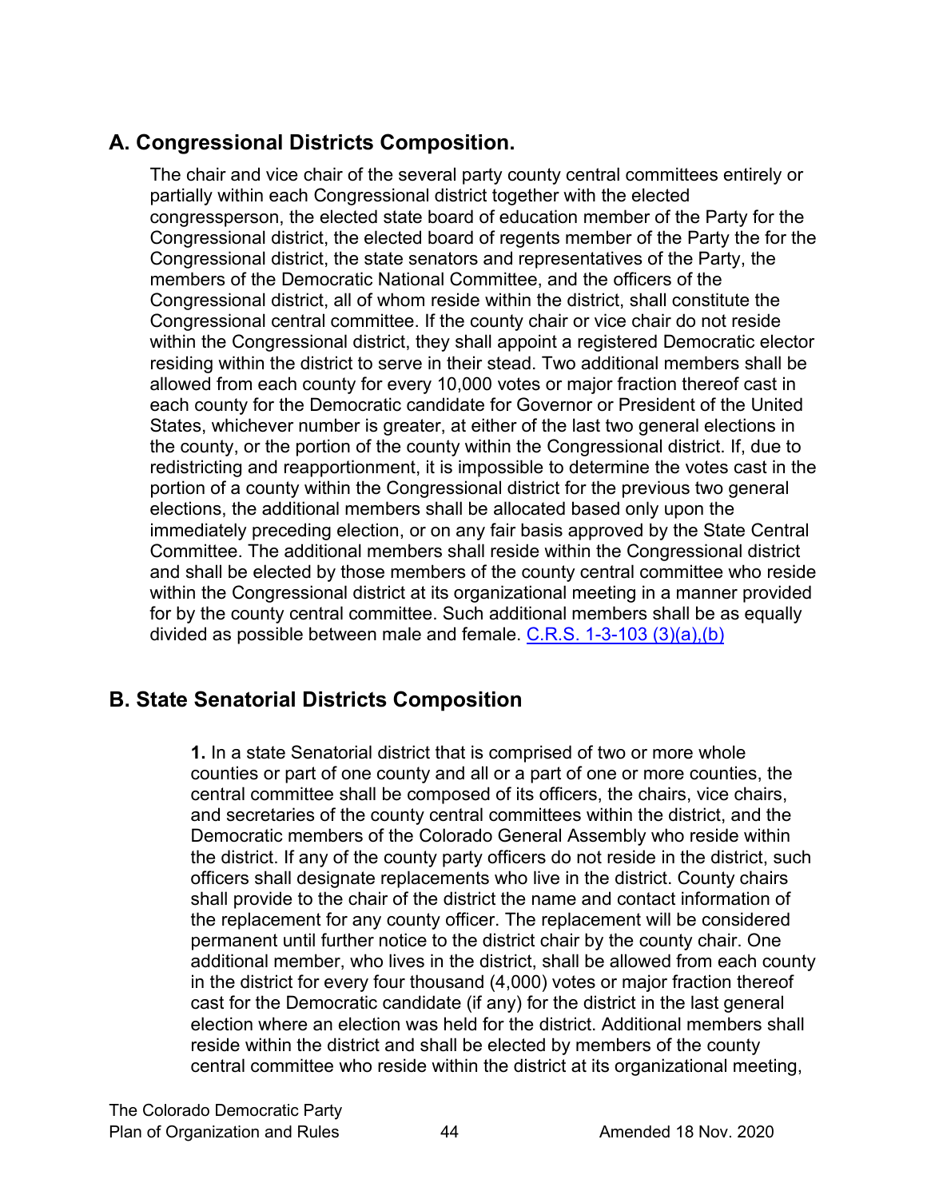## A. Congressional Districts Composition.

The chair and vice chair of the several party county central committees entirely or partially within each Congressional district together with the elected congressperson, the elected state board of education member of the Party for the Congressional district, the elected board of regents member of the Party the for the Congressional district, the state senators and representatives of the Party, the members of the Democratic National Committee, and the officers of the Congressional district, all of whom reside within the district, shall constitute the Congressional central committee. If the county chair or vice chair do not reside within the Congressional district, they shall appoint a registered Democratic elector residing within the district to serve in their stead. Two additional members shall be allowed from each county for every 10,000 votes or major fraction thereof cast in each county for the Democratic candidate for Governor or President of the United States, whichever number is greater, at either of the last two general elections in the county, or the portion of the county within the Congressional district. If, due to redistricting and reapportionment, it is impossible to determine the votes cast in the portion of a county within the Congressional district for the previous two general elections, the additional members shall be allocated based only upon the immediately preceding election, or on any fair basis approved by the State Central Committee. The additional members shall reside within the Congressional district and shall be elected by those members of the county central committee who reside within the Congressional district at its organizational meeting in a manner provided for by the county central committee. Such additional members shall be as equally divided as possible between male and female. C.R.S. 1-3-103 (3)(a),(b)

## B. State Senatorial Districts Composition

**1.** In a state Senatorial district that is comprised of two or more whole counties or part of one county and all or a part of one or more counties, the central committee shall be composed of its officers, the chairs, vice chairs, and secretaries of the county central committees within the district, and the Democratic members of the Colorado General Assembly who reside within the district. If any of the county party officers do not reside in the district, such officers shall designate replacements who live in the district. County chairs shall provide to the chair of the district the name and contact information of the replacement for any county officer. The replacement will be considered permanent until further notice to the district chair by the county chair. One additional member, who lives in the district, shall be allowed from each county in the district for every four thousand (4,000) votes or major fraction thereof cast for the Democratic candidate (if any) for the district in the last general election where an election was held for the district. Additional members shall reside within the district and shall be elected by members of the county central committee who reside within the district at its organizational meeting,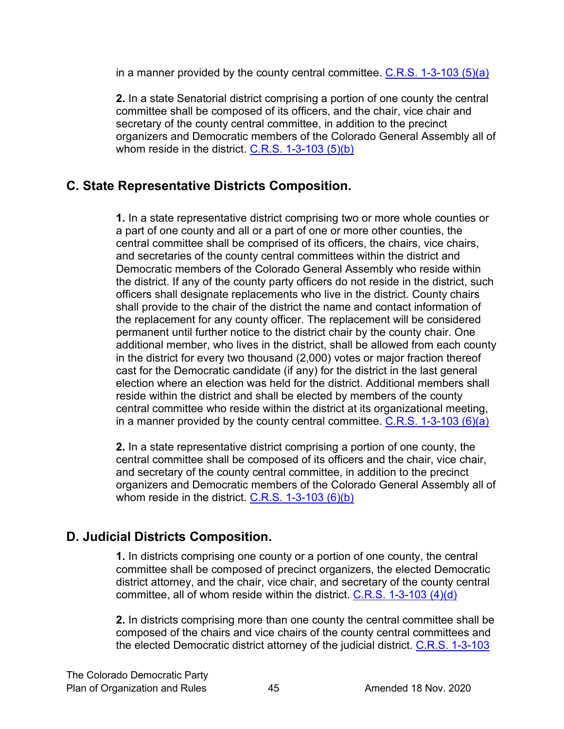in a manner provided by the county central committee. [C.R.S. 1-3-103 (5)(a)]

**2.** In a state Senatorial district comprising a portion of one county the central committee shall be composed of its officers, and the chair, vice chair and secretary of the county central committee, in addition to the precinct organizers and Democratic members of the Colorado General Assembly all of whom reside in the district. [C.R.S. 1-3-103 (5)(b)]

## C. State Representative Districts Composition.

**1.** In a state representative district comprising two or more whole counties or a part of one county and all or a part of one or more other counties, the central committee shall be comprised of its officers, the chairs, vice chairs, and secretaries of the county central committees within the district and Democratic members of the Colorado General Assembly who reside within the district. If any of the county party officers do not reside in the district, such officers shall designate replacements who live in the district. County chairs shall provide to the chair of the district the name and contact information of the replacement for any county officer. The replacement will be considered permanent until further notice to the district chair by the county chair. One additional member, who lives in the district, shall be allowed from each county in the district for every two thousand (2,000) votes or major fraction thereof cast for the Democratic candidate (if any) for the district in the last general election where an election was held for the district. Additional members shall reside within the district and shall be elected by members of the county central committee who reside within the district at its organizational meeting, in a manner provided by the county central committee. [C.R.S. 1-3-103 (6)(a)]

**2.** In a state representative district comprising a portion of one county, the central committee shall be composed of its officers and the chair, vice chair, and secretary of the county central committee, in addition to the precinct organizers and Democratic members of the Colorado General Assembly all of whom reside in the district. [C.R.S. 1-3-103 (6)(b)]

## D. Judicial Districts Composition.

**1.** In districts comprising one county or a portion of one county, the central committee shall be composed of precinct organizers, the elected Democratic district attorney, and the chair, vice chair, and secretary of the county central committee, all of whom reside within the district. [C.R.S. 1-3-103 (4)(d)]

**2.** In districts comprising more than one county the central committee shall be composed of the chairs and vice chairs of the county central committees and the elected Democratic district attorney of the judicial district. [C.R.S. 1-3-103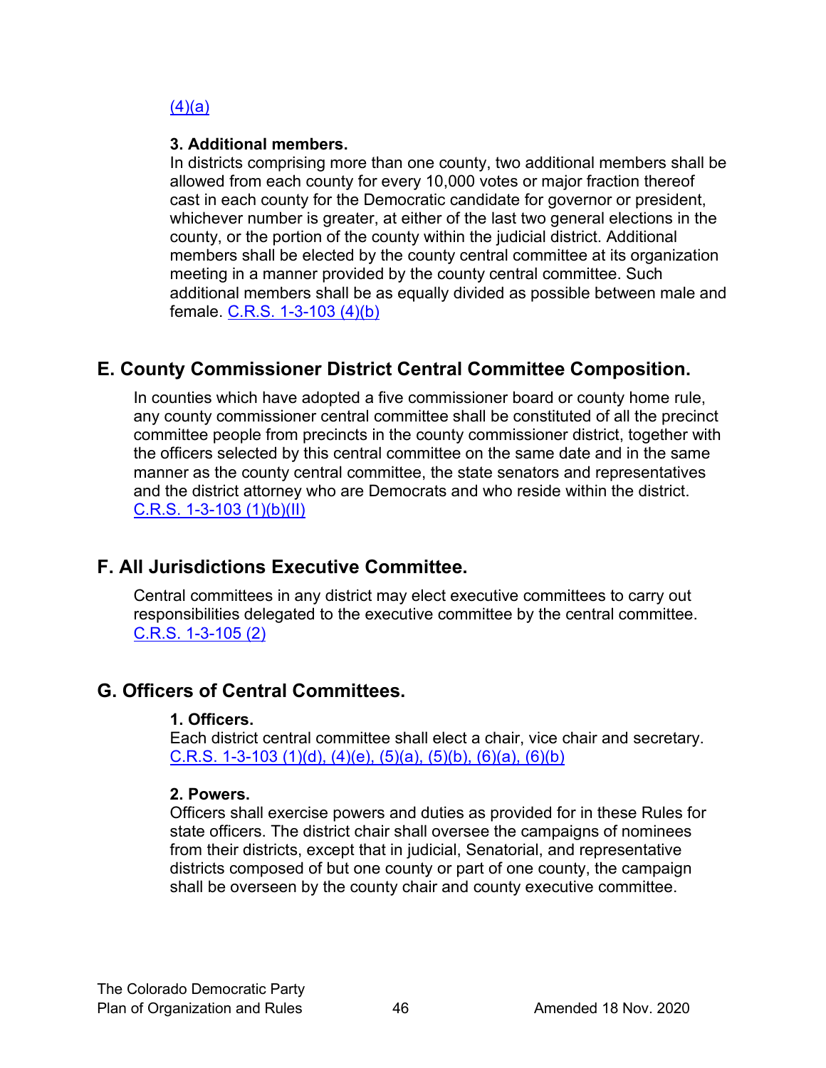(4)(a)

**3. Additional members.**
In districts comprising more than one county, two additional members shall be allowed from each county for every 10,000 votes or major fraction thereof cast in each county for the Democratic candidate for governor or president, whichever number is greater, at either of the last two general elections in the county, or the portion of the county within the judicial district. Additional members shall be elected by the county central committee at its organization meeting in a manner provided by the county central committee. Such additional members shall be as equally divided as possible between male and female. C.R.S. 1-3-103 (4)(b)

## E. County Commissioner District Central Committee Composition.

In counties which have adopted a five commissioner board or county home rule, any county commissioner central committee shall be constituted of all the precinct committee people from precincts in the county commissioner district, together with the officers selected by this central committee on the same date and in the same manner as the county central committee, the state senators and representatives and the district attorney who are Democrats and who reside within the district. C.R.S. 1-3-103 (1)(b)(II)

## F. All Jurisdictions Executive Committee.

Central committees in any district may elect executive committees to carry out responsibilities delegated to the executive committee by the central committee. C.R.S. 1-3-105 (2)

## G. Officers of Central Committees.

**1. Officers.**
Each district central committee shall elect a chair, vice chair and secretary. C.R.S. 1-3-103 (1)(d), (4)(e), (5)(a), (5)(b), (6)(a), (6)(b)

**2. Powers.**
Officers shall exercise powers and duties as provided for in these Rules for state officers. The district chair shall oversee the campaigns of nominees from their districts, except that in judicial, Senatorial, and representative districts composed of but one county or part of one county, the campaign shall be overseen by the county chair and county executive committee.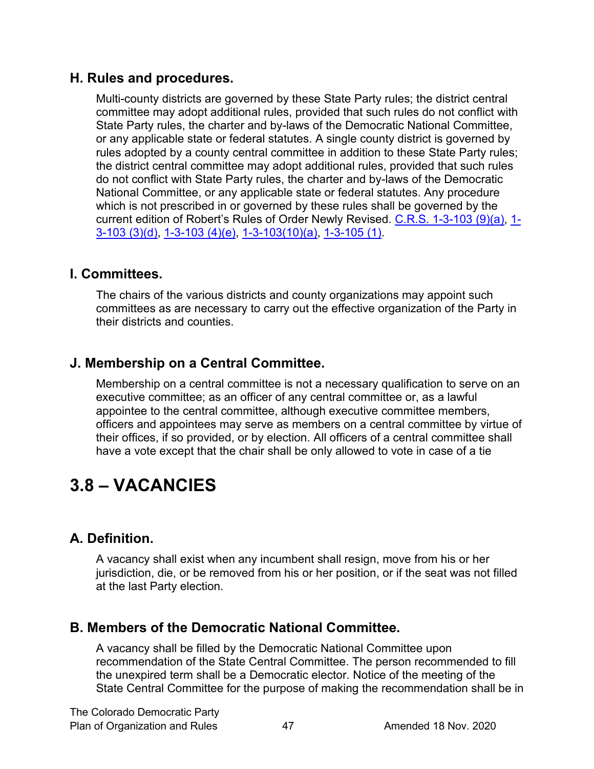### H. Rules and procedures.

Multi-county districts are governed by these State Party rules; the district central committee may adopt additional rules, provided that such rules do not conflict with State Party rules, the charter and by-laws of the Democratic National Committee, or any applicable state or federal statutes. A single county district is governed by rules adopted by a county central committee in addition to these State Party rules; the district central committee may adopt additional rules, provided that such rules do not conflict with State Party rules, the charter and by-laws of the Democratic National Committee, or any applicable state or federal statutes. Any procedure which is not prescribed in or governed by these rules shall be governed by the current edition of Robert's Rules of Order Newly Revised. C.R.S. 1-3-103 (9)(a), 1-3-103 (3)(d), 1-3-103 (4)(e), 1-3-103(10)(a), 1-3-105 (1).

### I. Committees.

The chairs of the various districts and county organizations may appoint such committees as are necessary to carry out the effective organization of the Party in their districts and counties.

### J. Membership on a Central Committee.

Membership on a central committee is not a necessary qualification to serve on an executive committee; as an officer of any central committee or, as a lawful appointee to the central committee, although executive committee members, officers and appointees may serve as members on a central committee by virtue of their offices, if so provided, or by election. All officers of a central committee shall have a vote except that the chair shall be only allowed to vote in case of a tie

## 3.8 – VACANCIES

### A. Definition.

A vacancy shall exist when any incumbent shall resign, move from his or her jurisdiction, die, or be removed from his or her position, or if the seat was not filled at the last Party election.

### B. Members of the Democratic National Committee.

A vacancy shall be filled by the Democratic National Committee upon recommendation of the State Central Committee. The person recommended to fill the unexpired term shall be a Democratic elector. Notice of the meeting of the State Central Committee for the purpose of making the recommendation shall be in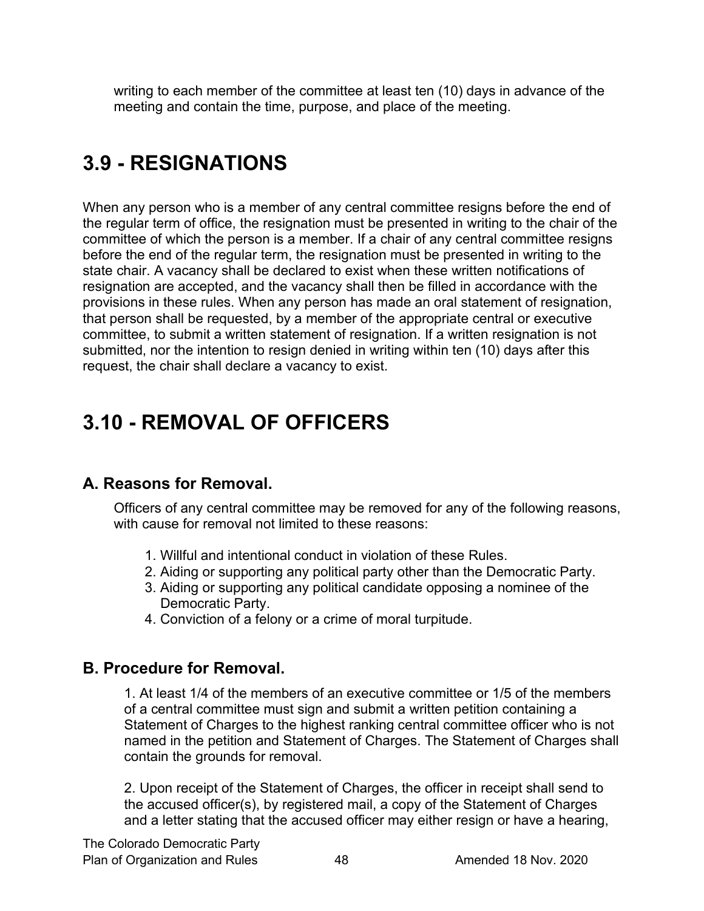writing to each member of the committee at least ten (10) days in advance of the meeting and contain the time, purpose, and place of the meeting.

# 3.9 - RESIGNATIONS

When any person who is a member of any central committee resigns before the end of the regular term of office, the resignation must be presented in writing to the chair of the committee of which the person is a member. If a chair of any central committee resigns before the end of the regular term, the resignation must be presented in writing to the state chair. A vacancy shall be declared to exist when these written notifications of resignation are accepted, and the vacancy shall then be filled in accordance with the provisions in these rules. When any person has made an oral statement of resignation, that person shall be requested, by a member of the appropriate central or executive committee, to submit a written statement of resignation. If a written resignation is not submitted, nor the intention to resign denied in writing within ten (10) days after this request, the chair shall declare a vacancy to exist.

# 3.10 - REMOVAL OF OFFICERS

## A. Reasons for Removal.

Officers of any central committee may be removed for any of the following reasons, with cause for removal not limited to these reasons:

1. Willful and intentional conduct in violation of these Rules.
2. Aiding or supporting any political party other than the Democratic Party.
3. Aiding or supporting any political candidate opposing a nominee of the Democratic Party.
4. Conviction of a felony or a crime of moral turpitude.

## B. Procedure for Removal.

1. At least 1/4 of the members of an executive committee or 1/5 of the members of a central committee must sign and submit a written petition containing a Statement of Charges to the highest ranking central committee officer who is not named in the petition and Statement of Charges. The Statement of Charges shall contain the grounds for removal.

2. Upon receipt of the Statement of Charges, the officer in receipt shall send to the accused officer(s), by registered mail, a copy of the Statement of Charges and a letter stating that the accused officer may either resign or have a hearing,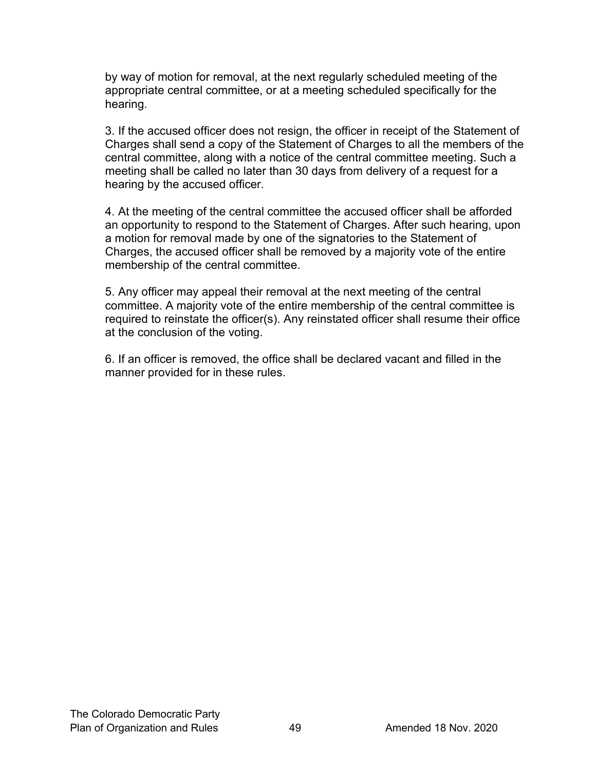by way of motion for removal, at the next regularly scheduled meeting of the appropriate central committee, or at a meeting scheduled specifically for the hearing.

3. If the accused officer does not resign, the officer in receipt of the Statement of Charges shall send a copy of the Statement of Charges to all the members of the central committee, along with a notice of the central committee meeting. Such a meeting shall be called no later than 30 days from delivery of a request for a hearing by the accused officer.

4. At the meeting of the central committee the accused officer shall be afforded an opportunity to respond to the Statement of Charges. After such hearing, upon a motion for removal made by one of the signatories to the Statement of Charges, the accused officer shall be removed by a majority vote of the entire membership of the central committee.

5. Any officer may appeal their removal at the next meeting of the central committee. A majority vote of the entire membership of the central committee is required to reinstate the officer(s). Any reinstated officer shall resume their office at the conclusion of the voting.

6. If an officer is removed, the office shall be declared vacant and filled in the manner provided for in these rules.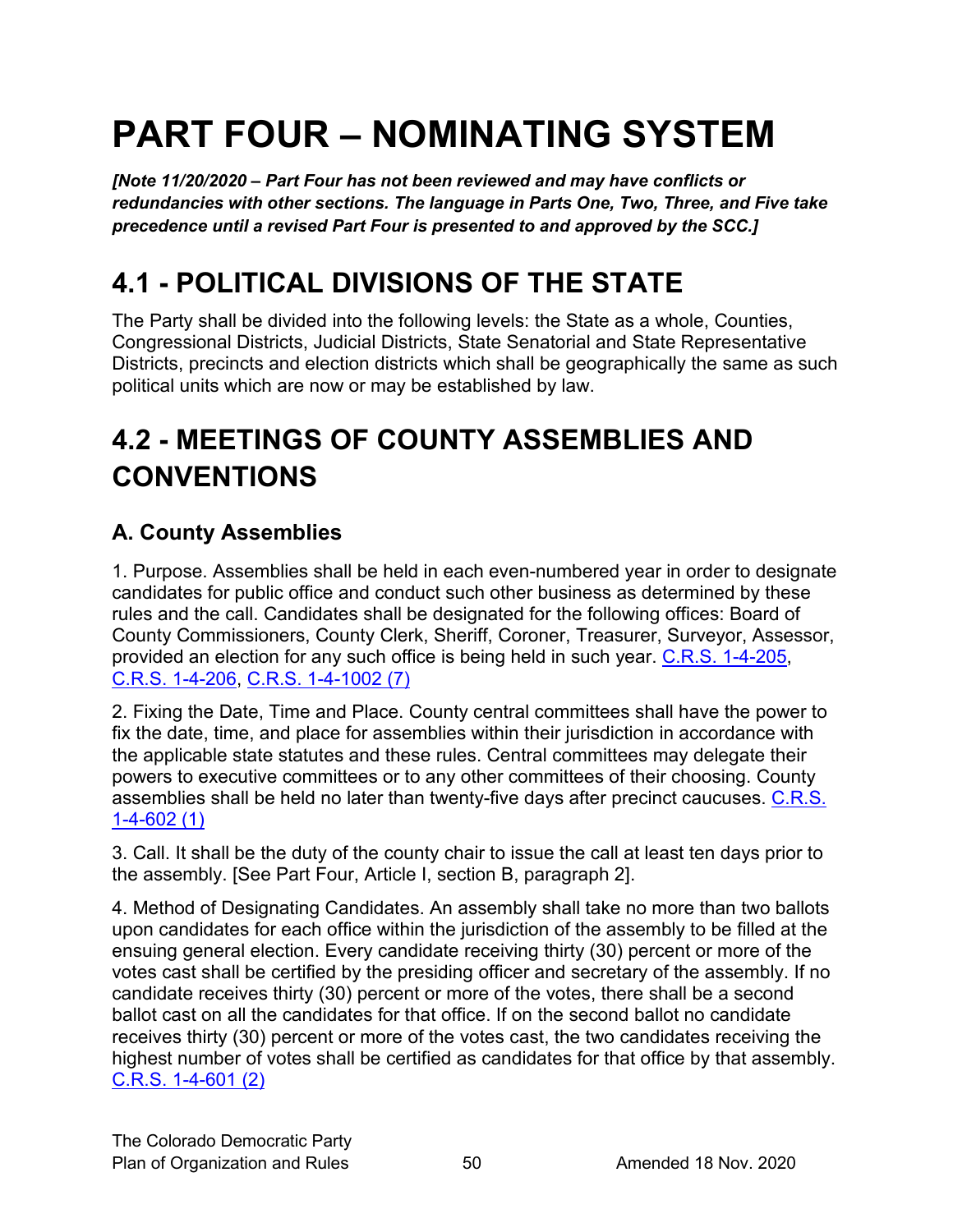# PART FOUR – NOMINATING SYSTEM

***[Note 11/20/2020 – Part Four has not been reviewed and may have conflicts or redundancies with other sections. The language in Parts One, Two, Three, and Five take precedence until a revised Part Four is presented to and approved by the SCC.]***

## 4.1 - POLITICAL DIVISIONS OF THE STATE

The Party shall be divided into the following levels: the State as a whole, Counties, Congressional Districts, Judicial Districts, State Senatorial and State Representative Districts, precincts and election districts which shall be geographically the same as such political units which are now or may be established by law.

## 4.2 - MEETINGS OF COUNTY ASSEMBLIES AND CONVENTIONS

### A. County Assemblies

1. Purpose. Assemblies shall be held in each even-numbered year in order to designate candidates for public office and conduct such other business as determined by these rules and the call. Candidates shall be designated for the following offices: Board of County Commissioners, County Clerk, Sheriff, Coroner, Treasurer, Surveyor, Assessor, provided an election for any such office is being held in such year. C.R.S. 1-4-205, C.R.S. 1-4-206, C.R.S. 1-4-1002 (7)

2. Fixing the Date, Time and Place. County central committees shall have the power to fix the date, time, and place for assemblies within their jurisdiction in accordance with the applicable state statutes and these rules. Central committees may delegate their powers to executive committees or to any other committees of their choosing. County assemblies shall be held no later than twenty-five days after precinct caucuses. C.R.S. 1-4-602 (1)

3. Call. It shall be the duty of the county chair to issue the call at least ten days prior to the assembly. [See Part Four, Article I, section B, paragraph 2].

4. Method of Designating Candidates. An assembly shall take no more than two ballots upon candidates for each office within the jurisdiction of the assembly to be filled at the ensuing general election. Every candidate receiving thirty (30) percent or more of the votes cast shall be certified by the presiding officer and secretary of the assembly. If no candidate receives thirty (30) percent or more of the votes, there shall be a second ballot cast on all the candidates for that office. If on the second ballot no candidate receives thirty (30) percent or more of the votes cast, the two candidates receiving the highest number of votes shall be certified as candidates for that office by that assembly. C.R.S. 1-4-601 (2)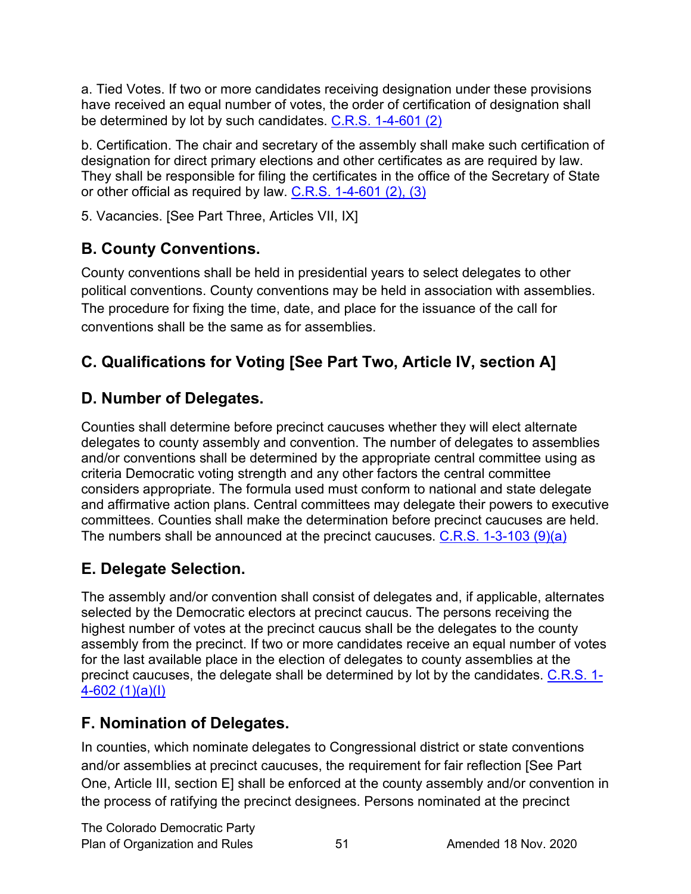a. Tied Votes. If two or more candidates receiving designation under these provisions have received an equal number of votes, the order of certification of designation shall be determined by lot by such candidates. C.R.S. 1-4-601 (2)

b. Certification. The chair and secretary of the assembly shall make such certification of designation for direct primary elections and other certificates as are required by law. They shall be responsible for filing the certificates in the office of the Secretary of State or other official as required by law. C.R.S. 1-4-601 (2), (3)

5. Vacancies. [See Part Three, Articles VII, IX]

## B. County Conventions.

County conventions shall be held in presidential years to select delegates to other political conventions. County conventions may be held in association with assemblies. The procedure for fixing the time, date, and place for the issuance of the call for conventions shall be the same as for assemblies.

## C. Qualifications for Voting [See Part Two, Article IV, section A]

## D. Number of Delegates.

Counties shall determine before precinct caucuses whether they will elect alternate delegates to county assembly and convention. The number of delegates to assemblies and/or conventions shall be determined by the appropriate central committee using as criteria Democratic voting strength and any other factors the central committee considers appropriate. The formula used must conform to national and state delegate and affirmative action plans. Central committees may delegate their powers to executive committees. Counties shall make the determination before precinct caucuses are held. The numbers shall be announced at the precinct caucuses. C.R.S. 1-3-103 (9)(a)

## E. Delegate Selection.

The assembly and/or convention shall consist of delegates and, if applicable, alternates selected by the Democratic electors at precinct caucus. The persons receiving the highest number of votes at the precinct caucus shall be the delegates to the county assembly from the precinct. If two or more candidates receive an equal number of votes for the last available place in the election of delegates to county assemblies at the precinct caucuses, the delegate shall be determined by lot by the candidates. C.R.S. 1-4-602 (1)(a)(I)

## F. Nomination of Delegates.

In counties, which nominate delegates to Congressional district or state conventions and/or assemblies at precinct caucuses, the requirement for fair reflection [See Part One, Article III, section E] shall be enforced at the county assembly and/or convention in the process of ratifying the precinct designees. Persons nominated at the precinct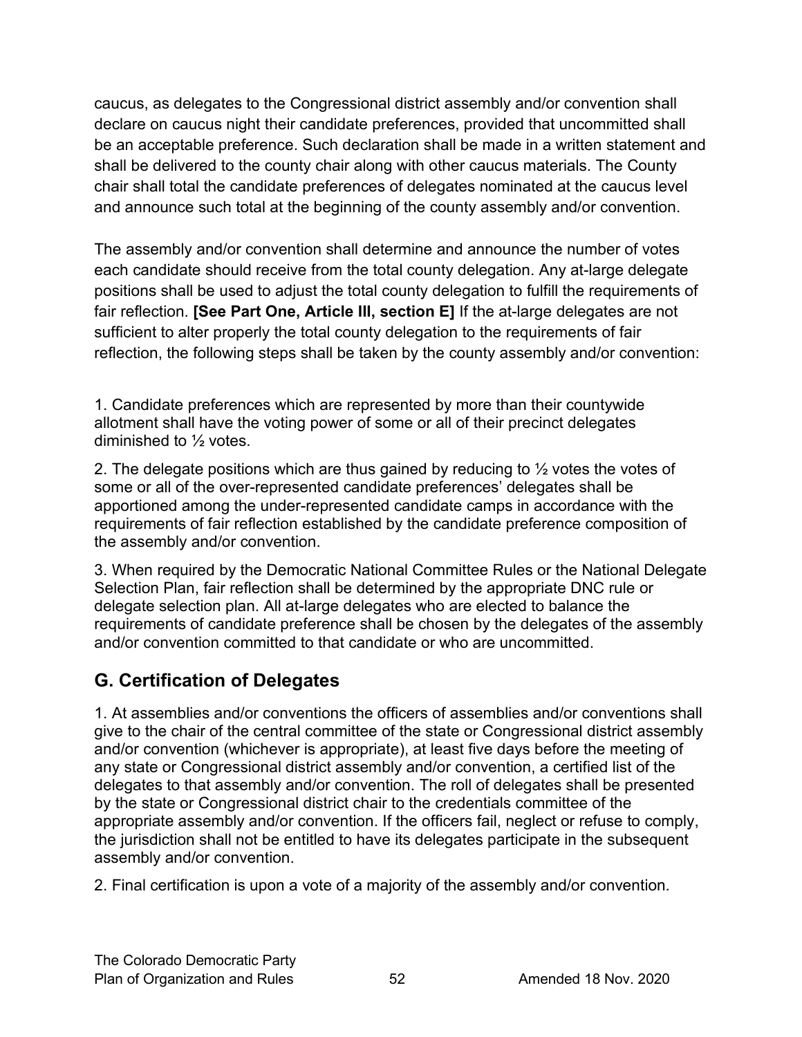caucus, as delegates to the Congressional district assembly and/or convention shall declare on caucus night their candidate preferences, provided that uncommitted shall be an acceptable preference. Such declaration shall be made in a written statement and shall be delivered to the county chair along with other caucus materials. The County chair shall total the candidate preferences of delegates nominated at the caucus level and announce such total at the beginning of the county assembly and/or convention.

The assembly and/or convention shall determine and announce the number of votes each candidate should receive from the total county delegation. Any at-large delegate positions shall be used to adjust the total county delegation to fulfill the requirements of fair reflection. **[See Part One, Article III, section E]** If the at-large delegates are not sufficient to alter properly the total county delegation to the requirements of fair reflection, the following steps shall be taken by the county assembly and/or convention:

1. Candidate preferences which are represented by more than their countywide allotment shall have the voting power of some or all of their precinct delegates diminished to ½ votes.

2. The delegate positions which are thus gained by reducing to ½ votes the votes of some or all of the over-represented candidate preferences' delegates shall be apportioned among the under-represented candidate camps in accordance with the requirements of fair reflection established by the candidate preference composition of the assembly and/or convention.

3. When required by the Democratic National Committee Rules or the National Delegate Selection Plan, fair reflection shall be determined by the appropriate DNC rule or delegate selection plan. All at-large delegates who are elected to balance the requirements of candidate preference shall be chosen by the delegates of the assembly and/or convention committed to that candidate or who are uncommitted.

## G. Certification of Delegates

1. At assemblies and/or conventions the officers of assemblies and/or conventions shall give to the chair of the central committee of the state or Congressional district assembly and/or convention (whichever is appropriate), at least five days before the meeting of any state or Congressional district assembly and/or convention, a certified list of the delegates to that assembly and/or convention. The roll of delegates shall be presented by the state or Congressional district chair to the credentials committee of the appropriate assembly and/or convention. If the officers fail, neglect or refuse to comply, the jurisdiction shall not be entitled to have its delegates participate in the subsequent assembly and/or convention.

2. Final certification is upon a vote of a majority of the assembly and/or convention.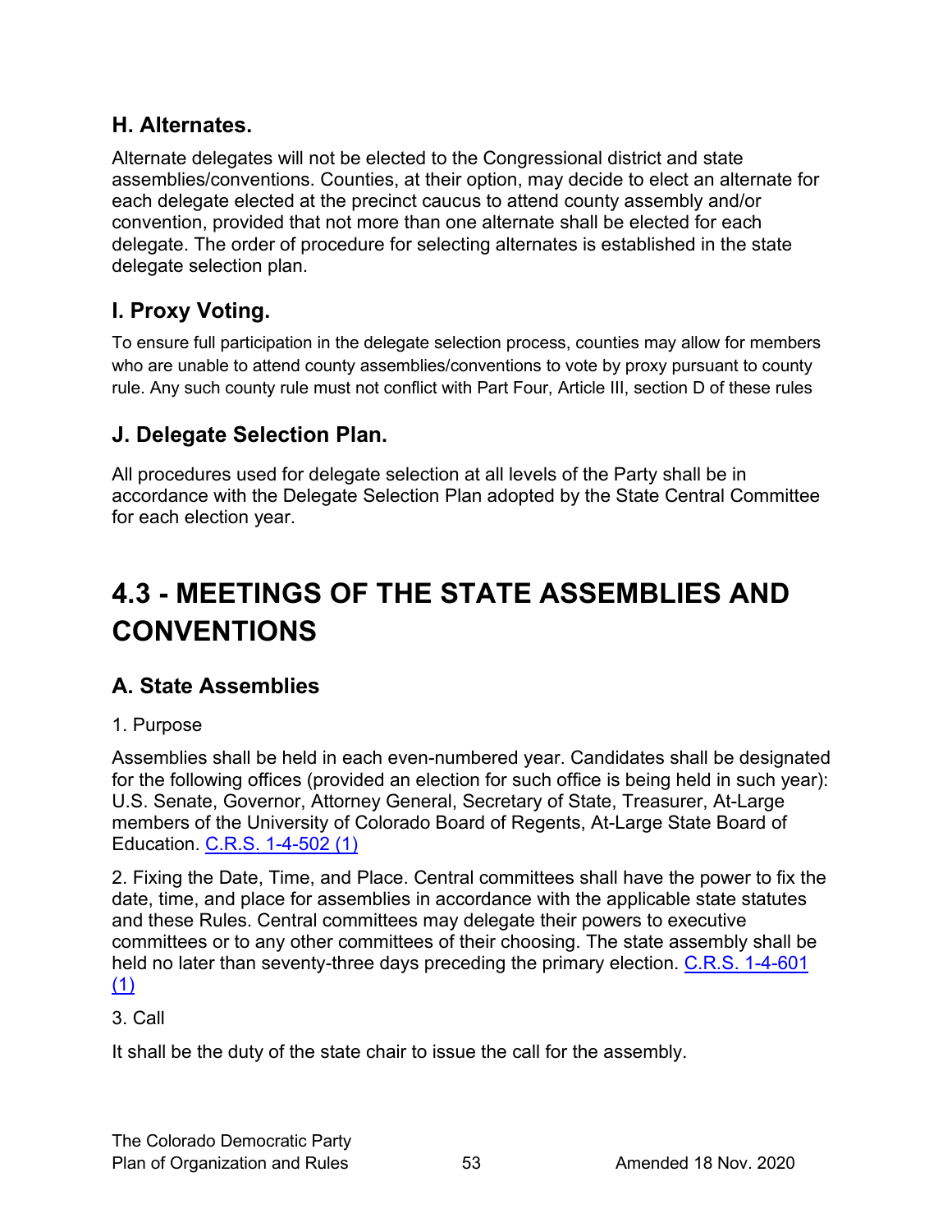### H. Alternates.

Alternate delegates will not be elected to the Congressional district and state assemblies/conventions. Counties, at their option, may decide to elect an alternate for each delegate elected at the precinct caucus to attend county assembly and/or convention, provided that not more than one alternate shall be elected for each delegate. The order of procedure for selecting alternates is established in the state delegate selection plan.

### I. Proxy Voting.

To ensure full participation in the delegate selection process, counties may allow for members who are unable to attend county assemblies/conventions to vote by proxy pursuant to county rule. Any such county rule must not conflict with Part Four, Article III, section D of these rules

### J. Delegate Selection Plan.

All procedures used for delegate selection at all levels of the Party shall be in accordance with the Delegate Selection Plan adopted by the State Central Committee for each election year.

# 4.3 - MEETINGS OF THE STATE ASSEMBLIES AND CONVENTIONS

### A. State Assemblies

1. Purpose

Assemblies shall be held in each even-numbered year. Candidates shall be designated for the following offices (provided an election for such office is being held in such year): U.S. Senate, Governor, Attorney General, Secretary of State, Treasurer, At-Large members of the University of Colorado Board of Regents, At-Large State Board of Education. C.R.S. 1-4-502 (1)

2. Fixing the Date, Time, and Place. Central committees shall have the power to fix the date, time, and place for assemblies in accordance with the applicable state statutes and these Rules. Central committees may delegate their powers to executive committees or to any other committees of their choosing. The state assembly shall be held no later than seventy-three days preceding the primary election. C.R.S. 1-4-601 (1)

3. Call

It shall be the duty of the state chair to issue the call for the assembly.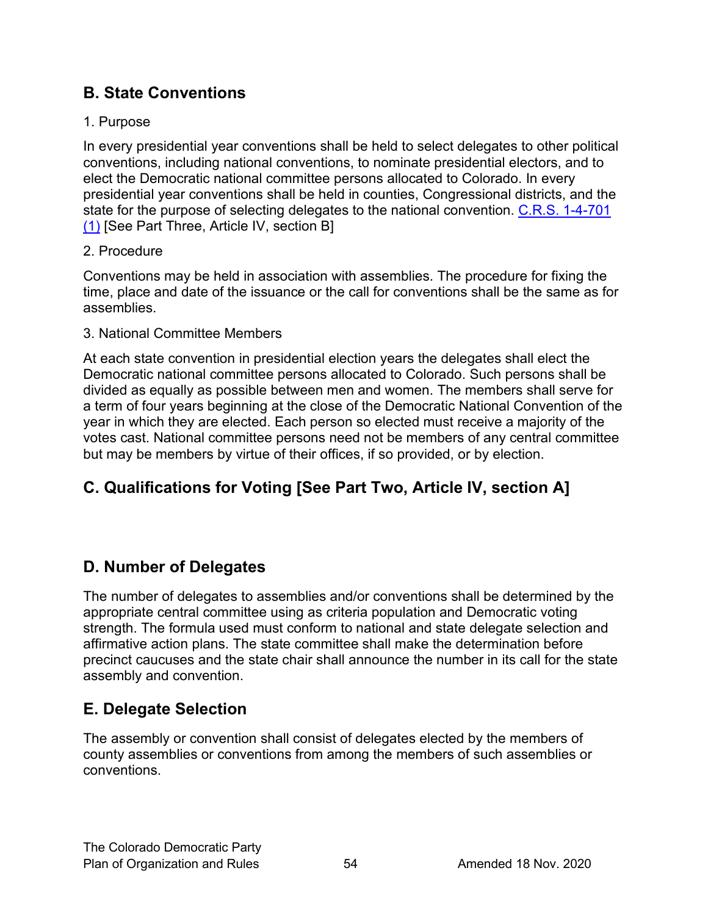## B. State Conventions

1. Purpose

In every presidential year conventions shall be held to select delegates to other political conventions, including national conventions, to nominate presidential electors, and to elect the Democratic national committee persons allocated to Colorado. In every presidential year conventions shall be held in counties, Congressional districts, and the state for the purpose of selecting delegates to the national convention. C.R.S. 1-4-701 (1) [See Part Three, Article IV, section B]

2. Procedure

Conventions may be held in association with assemblies. The procedure for fixing the time, place and date of the issuance or the call for conventions shall be the same as for assemblies.

3. National Committee Members

At each state convention in presidential election years the delegates shall elect the Democratic national committee persons allocated to Colorado. Such persons shall be divided as equally as possible between men and women. The members shall serve for a term of four years beginning at the close of the Democratic National Convention of the year in which they are elected. Each person so elected must receive a majority of the votes cast. National committee persons need not be members of any central committee but may be members by virtue of their offices, if so provided, or by election.

## C. Qualifications for Voting [See Part Two, Article IV, section A]

## D. Number of Delegates

The number of delegates to assemblies and/or conventions shall be determined by the appropriate central committee using as criteria population and Democratic voting strength. The formula used must conform to national and state delegate selection and affirmative action plans. The state committee shall make the determination before precinct caucuses and the state chair shall announce the number in its call for the state assembly and convention.

## E. Delegate Selection

The assembly or convention shall consist of delegates elected by the members of county assemblies or conventions from among the members of such assemblies or conventions.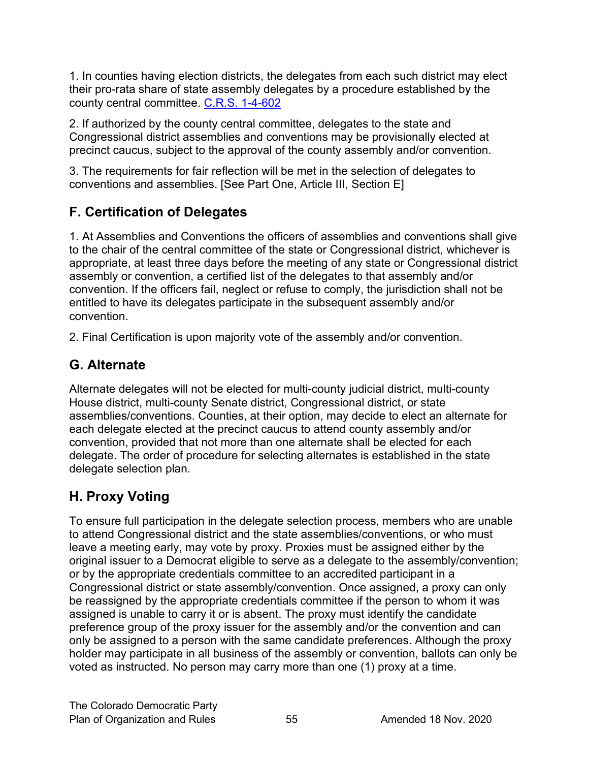1. In counties having election districts, the delegates from each such district may elect their pro-rata share of state assembly delegates by a procedure established by the county central committee. [C.R.S. 1-4-602](C.R.S. 1-4-602)

2. If authorized by the county central committee, delegates to the state and Congressional district assemblies and conventions may be provisionally elected at precinct caucus, subject to the approval of the county assembly and/or convention.

3. The requirements for fair reflection will be met in the selection of delegates to conventions and assemblies. [See Part One, Article III, Section E]

## F. Certification of Delegates

1. At Assemblies and Conventions the officers of assemblies and conventions shall give to the chair of the central committee of the state or Congressional district, whichever is appropriate, at least three days before the meeting of any state or Congressional district assembly or convention, a certified list of the delegates to that assembly and/or convention. If the officers fail, neglect or refuse to comply, the jurisdiction shall not be entitled to have its delegates participate in the subsequent assembly and/or convention.

2. Final Certification is upon majority vote of the assembly and/or convention.

## G. Alternate

Alternate delegates will not be elected for multi-county judicial district, multi-county House district, multi-county Senate district, Congressional district, or state assemblies/conventions. Counties, at their option, may decide to elect an alternate for each delegate elected at the precinct caucus to attend county assembly and/or convention, provided that not more than one alternate shall be elected for each delegate. The order of procedure for selecting alternates is established in the state delegate selection plan.

## H. Proxy Voting

To ensure full participation in the delegate selection process, members who are unable to attend Congressional district and the state assemblies/conventions, or who must leave a meeting early, may vote by proxy. Proxies must be assigned either by the original issuer to a Democrat eligible to serve as a delegate to the assembly/convention; or by the appropriate credentials committee to an accredited participant in a Congressional district or state assembly/convention. Once assigned, a proxy can only be reassigned by the appropriate credentials committee if the person to whom it was assigned is unable to carry it or is absent. The proxy must identify the candidate preference group of the proxy issuer for the assembly and/or the convention and can only be assigned to a person with the same candidate preferences. Although the proxy holder may participate in all business of the assembly or convention, ballots can only be voted as instructed. No person may carry more than one (1) proxy at a time.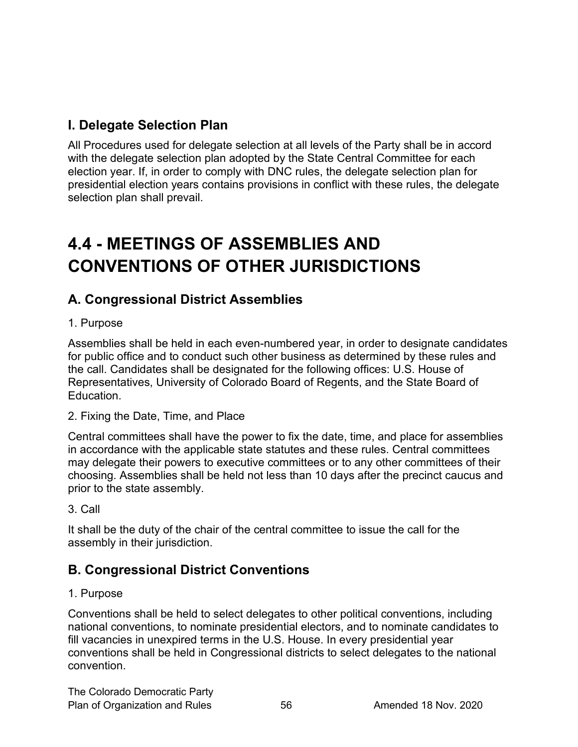### I. Delegate Selection Plan

All Procedures used for delegate selection at all levels of the Party shall be in accord with the delegate selection plan adopted by the State Central Committee for each election year. If, in order to comply with DNC rules, the delegate selection plan for presidential election years contains provisions in conflict with these rules, the delegate selection plan shall prevail.

## 4.4 - MEETINGS OF ASSEMBLIES AND CONVENTIONS OF OTHER JURISDICTIONS

### A. Congressional District Assemblies

1. Purpose

Assemblies shall be held in each even-numbered year, in order to designate candidates for public office and to conduct such other business as determined by these rules and the call. Candidates shall be designated for the following offices: U.S. House of Representatives, University of Colorado Board of Regents, and the State Board of Education.

2. Fixing the Date, Time, and Place

Central committees shall have the power to fix the date, time, and place for assemblies in accordance with the applicable state statutes and these rules. Central committees may delegate their powers to executive committees or to any other committees of their choosing. Assemblies shall be held not less than 10 days after the precinct caucus and prior to the state assembly.

3. Call

It shall be the duty of the chair of the central committee to issue the call for the assembly in their jurisdiction.

### B. Congressional District Conventions

1. Purpose

Conventions shall be held to select delegates to other political conventions, including national conventions, to nominate presidential electors, and to nominate candidates to fill vacancies in unexpired terms in the U.S. House. In every presidential year conventions shall be held in Congressional districts to select delegates to the national convention.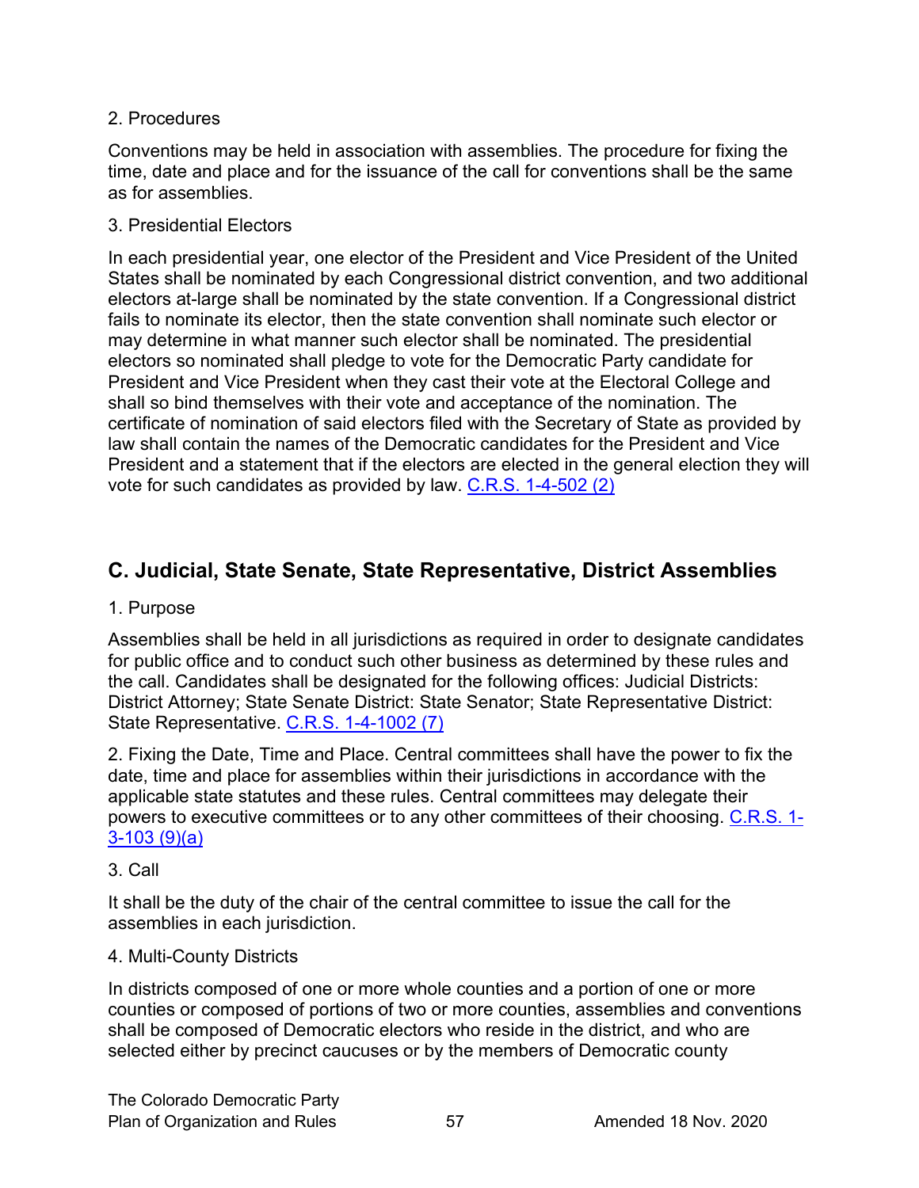2. Procedures

Conventions may be held in association with assemblies. The procedure for fixing the time, date and place and for the issuance of the call for conventions shall be the same as for assemblies.

3. Presidential Electors

In each presidential year, one elector of the President and Vice President of the United States shall be nominated by each Congressional district convention, and two additional electors at-large shall be nominated by the state convention. If a Congressional district fails to nominate its elector, then the state convention shall nominate such elector or may determine in what manner such elector shall be nominated. The presidential electors so nominated shall pledge to vote for the Democratic Party candidate for President and Vice President when they cast their vote at the Electoral College and shall so bind themselves with their vote and acceptance of the nomination. The certificate of nomination of said electors filed with the Secretary of State as provided by law shall contain the names of the Democratic candidates for the President and Vice President and a statement that if the electors are elected in the general election they will vote for such candidates as provided by law. C.R.S. 1-4-502 (2)

## C. Judicial, State Senate, State Representative, District Assemblies

1. Purpose

Assemblies shall be held in all jurisdictions as required in order to designate candidates for public office and to conduct such other business as determined by these rules and the call. Candidates shall be designated for the following offices: Judicial Districts: District Attorney; State Senate District: State Senator; State Representative District: State Representative. C.R.S. 1-4-1002 (7)

2. Fixing the Date, Time and Place. Central committees shall have the power to fix the date, time and place for assemblies within their jurisdictions in accordance with the applicable state statutes and these rules. Central committees may delegate their powers to executive committees or to any other committees of their choosing. C.R.S. 1-3-103 (9)(a)

3. Call

It shall be the duty of the chair of the central committee to issue the call for the assemblies in each jurisdiction.

4. Multi-County Districts

In districts composed of one or more whole counties and a portion of one or more counties or composed of portions of two or more counties, assemblies and conventions shall be composed of Democratic electors who reside in the district, and who are selected either by precinct caucuses or by the members of Democratic county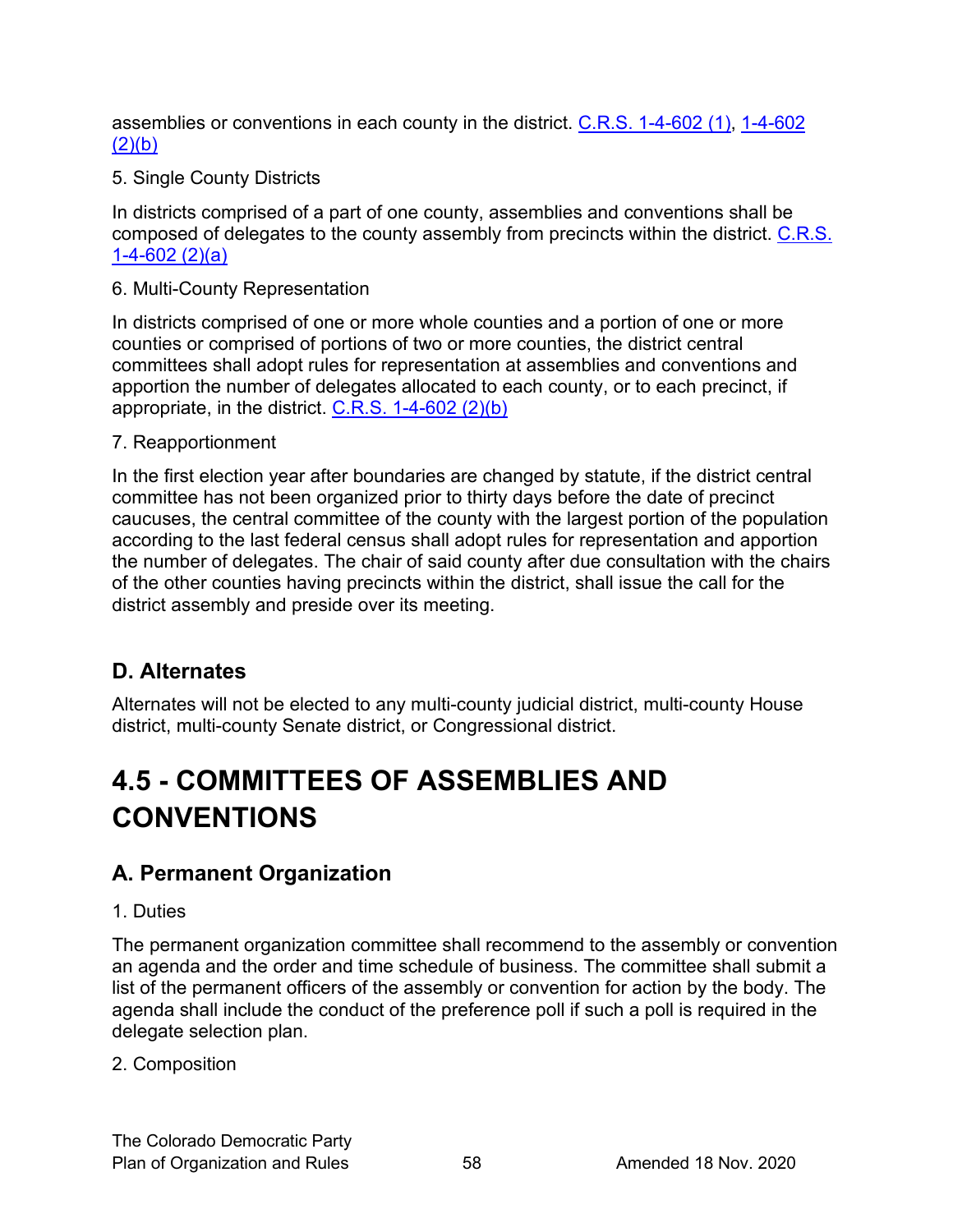assemblies or conventions in each county in the district. C.R.S. 1-4-602 (1), 1-4-602 (2)(b)

5. Single County Districts

In districts comprised of a part of one county, assemblies and conventions shall be composed of delegates to the county assembly from precincts within the district. C.R.S. 1-4-602 (2)(a)

6. Multi-County Representation

In districts comprised of one or more whole counties and a portion of one or more counties or comprised of portions of two or more counties, the district central committees shall adopt rules for representation at assemblies and conventions and apportion the number of delegates allocated to each county, or to each precinct, if appropriate, in the district. C.R.S. 1-4-602 (2)(b)

7. Reapportionment

In the first election year after boundaries are changed by statute, if the district central committee has not been organized prior to thirty days before the date of precinct caucuses, the central committee of the county with the largest portion of the population according to the last federal census shall adopt rules for representation and apportion the number of delegates. The chair of said county after due consultation with the chairs of the other counties having precincts within the district, shall issue the call for the district assembly and preside over its meeting.

## D. Alternates

Alternates will not be elected to any multi-county judicial district, multi-county House district, multi-county Senate district, or Congressional district.

# 4.5 - COMMITTEES OF ASSEMBLIES AND CONVENTIONS

## A. Permanent Organization

1. Duties

The permanent organization committee shall recommend to the assembly or convention an agenda and the order and time schedule of business. The committee shall submit a list of the permanent officers of the assembly or convention for action by the body. The agenda shall include the conduct of the preference poll if such a poll is required in the delegate selection plan.

2. Composition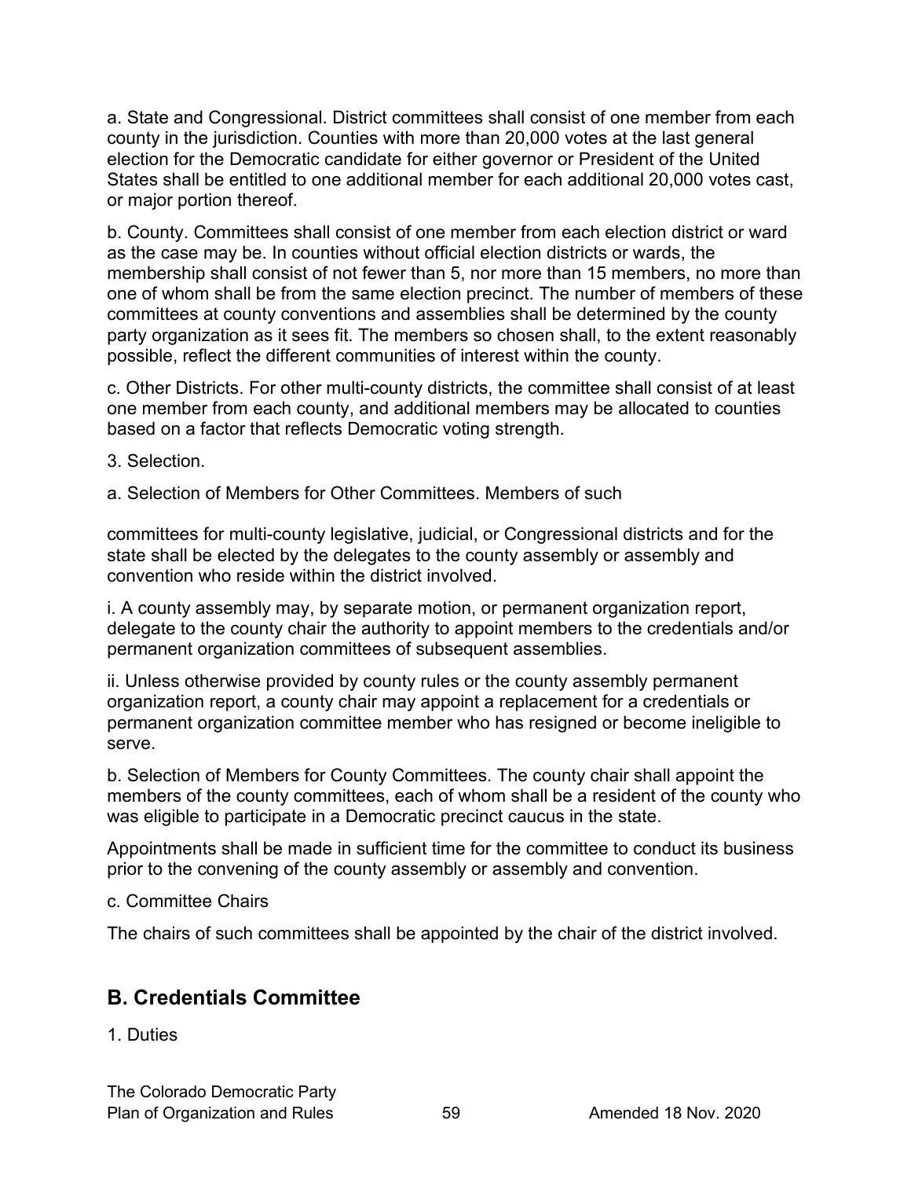a. State and Congressional. District committees shall consist of one member from each county in the jurisdiction. Counties with more than 20,000 votes at the last general election for the Democratic candidate for either governor or President of the United States shall be entitled to one additional member for each additional 20,000 votes cast, or major portion thereof.

b. County. Committees shall consist of one member from each election district or ward as the case may be. In counties without official election districts or wards, the membership shall consist of not fewer than 5, nor more than 15 members, no more than one of whom shall be from the same election precinct. The number of members of these committees at county conventions and assemblies shall be determined by the county party organization as it sees fit. The members so chosen shall, to the extent reasonably possible, reflect the different communities of interest within the county.

c. Other Districts. For other multi-county districts, the committee shall consist of at least one member from each county, and additional members may be allocated to counties based on a factor that reflects Democratic voting strength.

3. Selection.

a. Selection of Members for Other Committees. Members of such

committees for multi-county legislative, judicial, or Congressional districts and for the state shall be elected by the delegates to the county assembly or assembly and convention who reside within the district involved.

i. A county assembly may, by separate motion, or permanent organization report, delegate to the county chair the authority to appoint members to the credentials and/or permanent organization committees of subsequent assemblies.

ii. Unless otherwise provided by county rules or the county assembly permanent organization report, a county chair may appoint a replacement for a credentials or permanent organization committee member who has resigned or become ineligible to serve.

b. Selection of Members for County Committees. The county chair shall appoint the members of the county committees, each of whom shall be a resident of the county who was eligible to participate in a Democratic precinct caucus in the state.

Appointments shall be made in sufficient time for the committee to conduct its business prior to the convening of the county assembly or assembly and convention.

c. Committee Chairs

The chairs of such committees shall be appointed by the chair of the district involved.

## B. Credentials Committee

1. Duties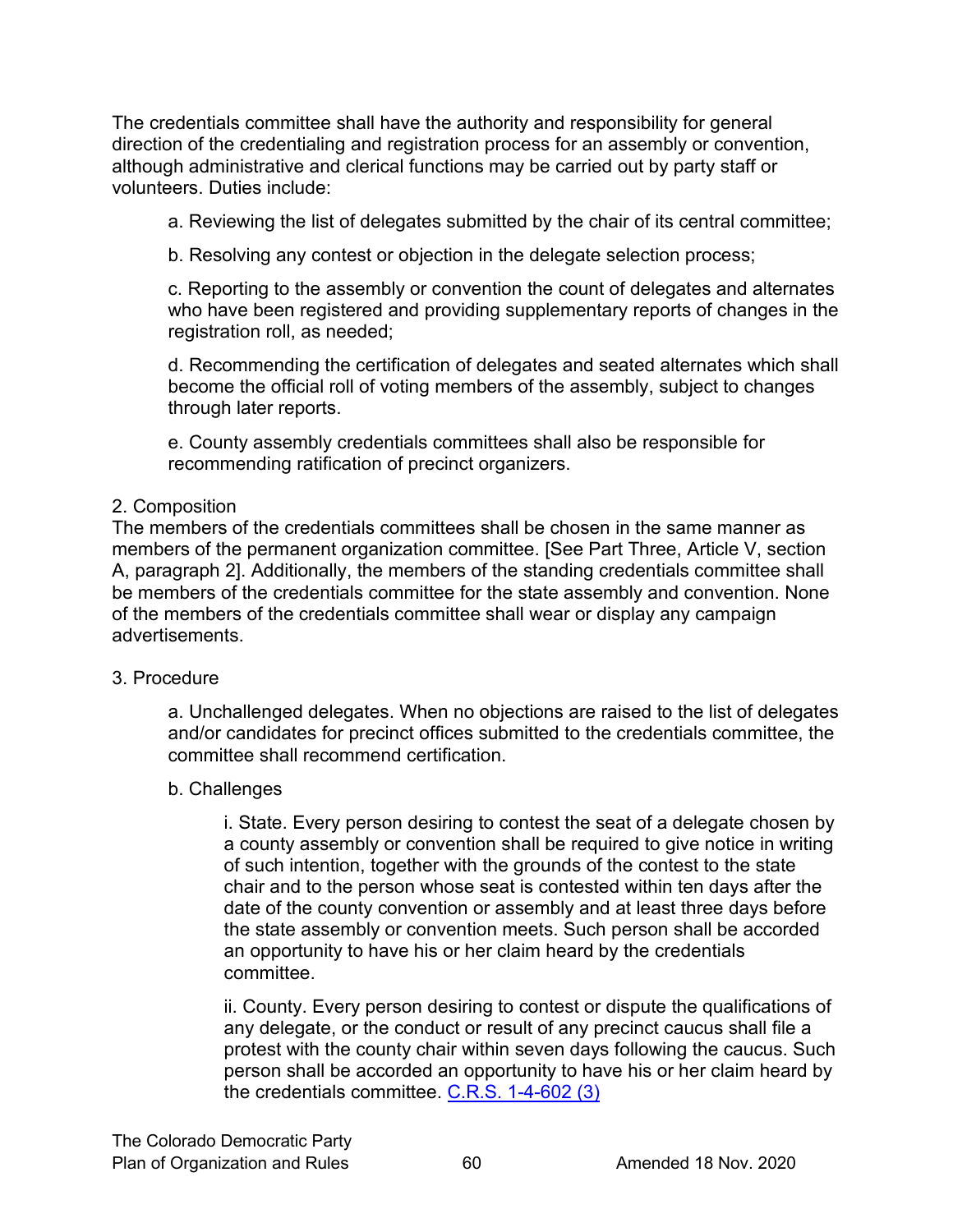The credentials committee shall have the authority and responsibility for general direction of the credentialing and registration process for an assembly or convention, although administrative and clerical functions may be carried out by party staff or volunteers. Duties include:

a. Reviewing the list of delegates submitted by the chair of its central committee;

b. Resolving any contest or objection in the delegate selection process;

c. Reporting to the assembly or convention the count of delegates and alternates who have been registered and providing supplementary reports of changes in the registration roll, as needed;

d. Recommending the certification of delegates and seated alternates which shall become the official roll of voting members of the assembly, subject to changes through later reports.

e. County assembly credentials committees shall also be responsible for recommending ratification of precinct organizers.

2. Composition
The members of the credentials committees shall be chosen in the same manner as members of the permanent organization committee. [See Part Three, Article V, section A, paragraph 2]. Additionally, the members of the standing credentials committee shall be members of the credentials committee for the state assembly and convention. None of the members of the credentials committee shall wear or display any campaign advertisements.

3. Procedure

a. Unchallenged delegates. When no objections are raised to the list of delegates and/or candidates for precinct offices submitted to the credentials committee, the committee shall recommend certification.

b. Challenges

i. State. Every person desiring to contest the seat of a delegate chosen by a county assembly or convention shall be required to give notice in writing of such intention, together with the grounds of the contest to the state chair and to the person whose seat is contested within ten days after the date of the county convention or assembly and at least three days before the state assembly or convention meets. Such person shall be accorded an opportunity to have his or her claim heard by the credentials committee.

ii. County. Every person desiring to contest or dispute the qualifications of any delegate, or the conduct or result of any precinct caucus shall file a protest with the county chair within seven days following the caucus. Such person shall be accorded an opportunity to have his or her claim heard by the credentials committee. C.R.S. 1-4-602 (3)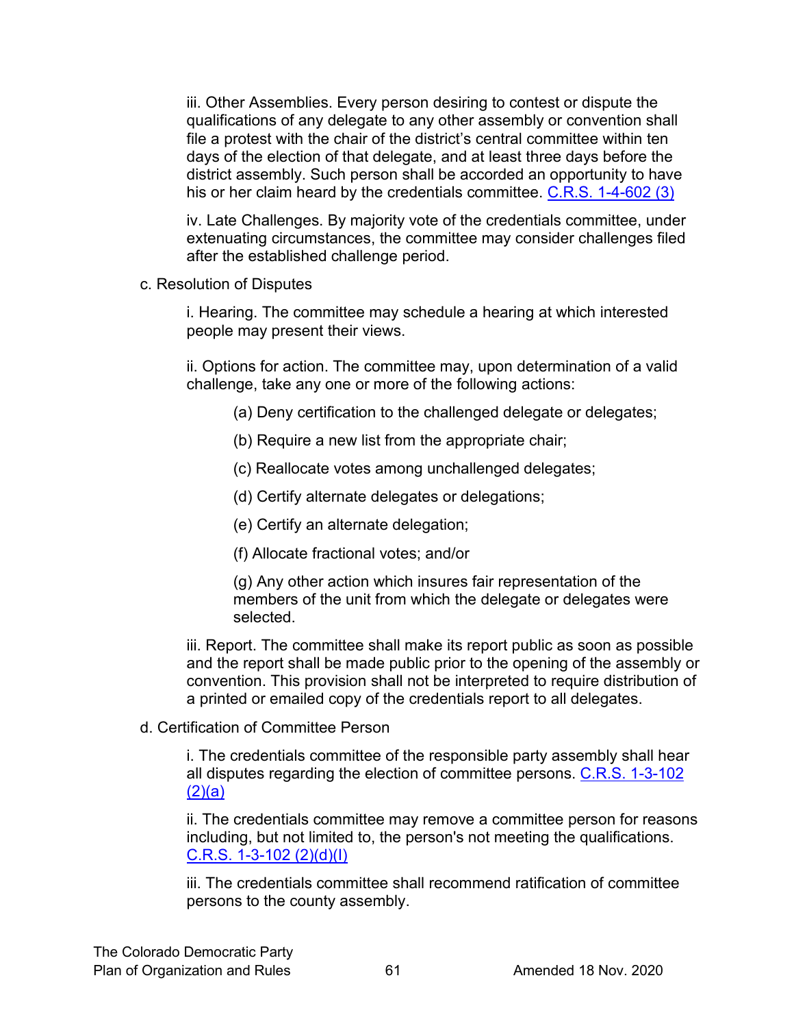iii. Other Assemblies. Every person desiring to contest or dispute the qualifications of any delegate to any other assembly or convention shall file a protest with the chair of the district's central committee within ten days of the election of that delegate, and at least three days before the district assembly. Such person shall be accorded an opportunity to have his or her claim heard by the credentials committee. [C.R.S. 1-4-602 (3)]

iv. Late Challenges. By majority vote of the credentials committee, under extenuating circumstances, the committee may consider challenges filed after the established challenge period.

c. Resolution of Disputes

i. Hearing. The committee may schedule a hearing at which interested people may present their views.

ii. Options for action. The committee may, upon determination of a valid challenge, take any one or more of the following actions:

(a) Deny certification to the challenged delegate or delegates;

(b) Require a new list from the appropriate chair;

(c) Reallocate votes among unchallenged delegates;

(d) Certify alternate delegates or delegations;

(e) Certify an alternate delegation;

(f) Allocate fractional votes; and/or

(g) Any other action which insures fair representation of the members of the unit from which the delegate or delegates were selected.

iii. Report. The committee shall make its report public as soon as possible and the report shall be made public prior to the opening of the assembly or convention. This provision shall not be interpreted to require distribution of a printed or emailed copy of the credentials report to all delegates.

d. Certification of Committee Person

i. The credentials committee of the responsible party assembly shall hear all disputes regarding the election of committee persons. [C.R.S. 1-3-102 (2)(a)]

ii. The credentials committee may remove a committee person for reasons including, but not limited to, the person's not meeting the qualifications. [C.R.S. 1-3-102 (2)(d)(I)]

iii. The credentials committee shall recommend ratification of committee persons to the county assembly.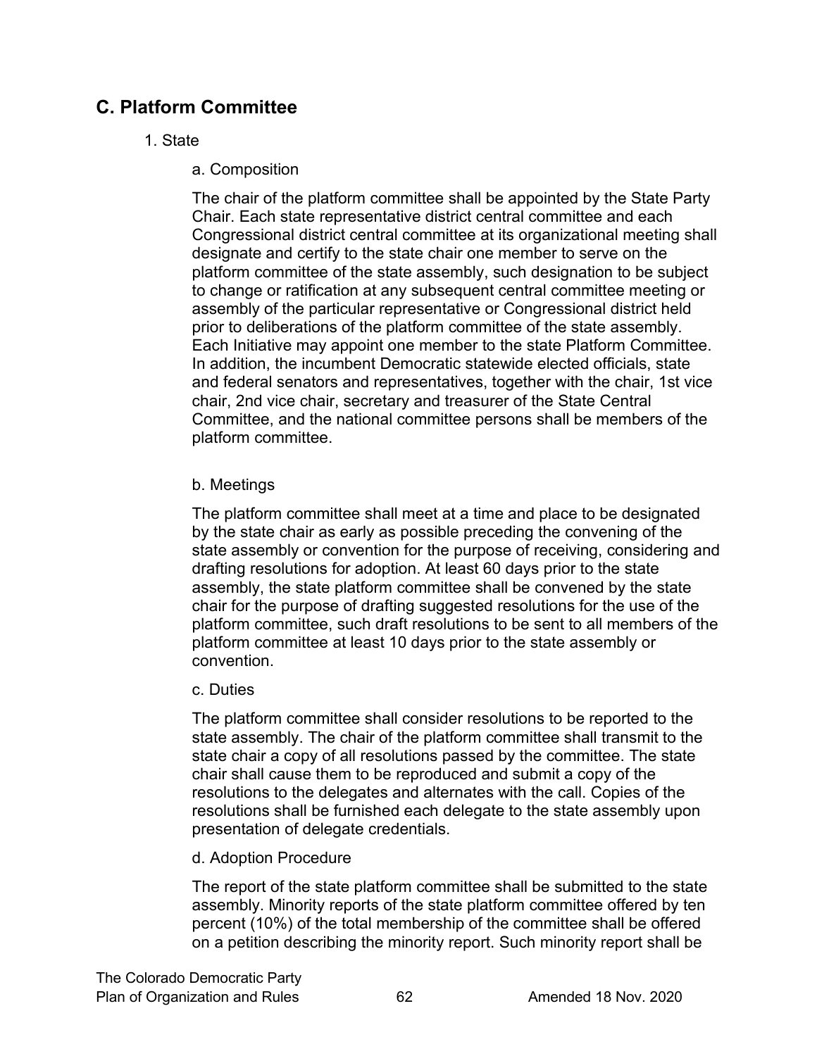## C. Platform Committee

1. State

a. Composition

The chair of the platform committee shall be appointed by the State Party Chair. Each state representative district central committee and each Congressional district central committee at its organizational meeting shall designate and certify to the state chair one member to serve on the platform committee of the state assembly, such designation to be subject to change or ratification at any subsequent central committee meeting or assembly of the particular representative or Congressional district held prior to deliberations of the platform committee of the state assembly. Each Initiative may appoint one member to the state Platform Committee. In addition, the incumbent Democratic statewide elected officials, state and federal senators and representatives, together with the chair, 1st vice chair, 2nd vice chair, secretary and treasurer of the State Central Committee, and the national committee persons shall be members of the platform committee.

b. Meetings

The platform committee shall meet at a time and place to be designated by the state chair as early as possible preceding the convening of the state assembly or convention for the purpose of receiving, considering and drafting resolutions for adoption. At least 60 days prior to the state assembly, the state platform committee shall be convened by the state chair for the purpose of drafting suggested resolutions for the use of the platform committee, such draft resolutions to be sent to all members of the platform committee at least 10 days prior to the state assembly or convention.

c. Duties

The platform committee shall consider resolutions to be reported to the state assembly. The chair of the platform committee shall transmit to the state chair a copy of all resolutions passed by the committee. The state chair shall cause them to be reproduced and submit a copy of the resolutions to the delegates and alternates with the call. Copies of the resolutions shall be furnished each delegate to the state assembly upon presentation of delegate credentials.

d. Adoption Procedure

The report of the state platform committee shall be submitted to the state assembly. Minority reports of the state platform committee offered by ten percent (10%) of the total membership of the committee shall be offered on a petition describing the minority report. Such minority report shall be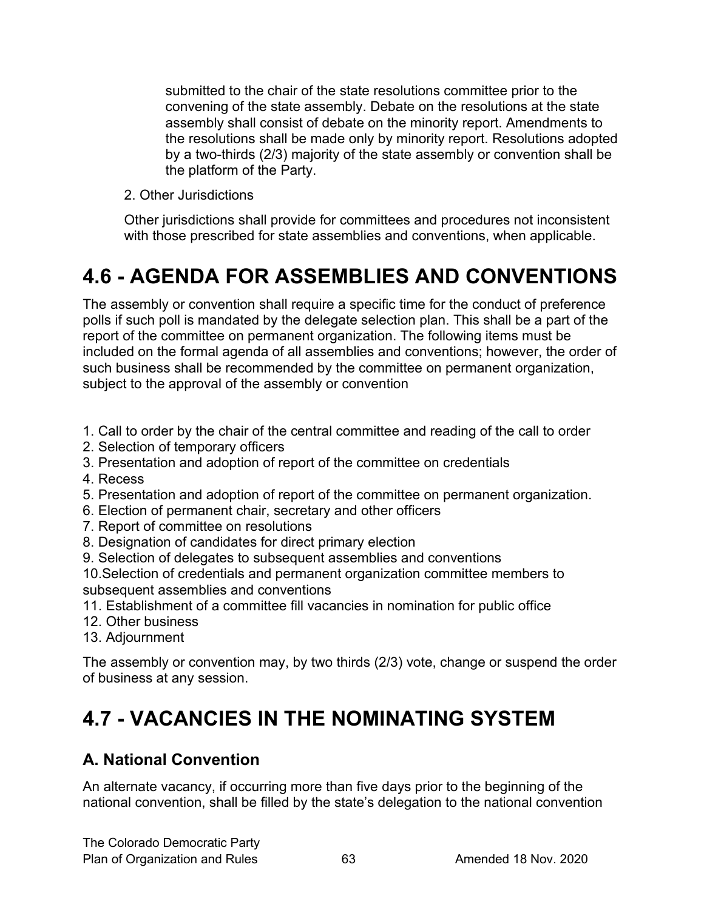submitted to the chair of the state resolutions committee prior to the convening of the state assembly. Debate on the resolutions at the state assembly shall consist of debate on the minority report. Amendments to the resolutions shall be made only by minority report. Resolutions adopted by a two-thirds (2/3) majority of the state assembly or convention shall be the platform of the Party.

2. Other Jurisdictions

Other jurisdictions shall provide for committees and procedures not inconsistent with those prescribed for state assemblies and conventions, when applicable.

# 4.6 - AGENDA FOR ASSEMBLIES AND CONVENTIONS

The assembly or convention shall require a specific time for the conduct of preference polls if such poll is mandated by the delegate selection plan. This shall be a part of the report of the committee on permanent organization. The following items must be included on the formal agenda of all assemblies and conventions; however, the order of such business shall be recommended by the committee on permanent organization, subject to the approval of the assembly or convention

1. Call to order by the chair of the central committee and reading of the call to order
2. Selection of temporary officers
3. Presentation and adoption of report of the committee on credentials
4. Recess
5. Presentation and adoption of report of the committee on permanent organization.
6. Election of permanent chair, secretary and other officers
7. Report of committee on resolutions
8. Designation of candidates for direct primary election
9. Selection of delegates to subsequent assemblies and conventions
10. Selection of credentials and permanent organization committee members to subsequent assemblies and conventions
11. Establishment of a committee fill vacancies in nomination for public office
12. Other business
13. Adjournment

The assembly or convention may, by two thirds (2/3) vote, change or suspend the order of business at any session.

# 4.7 - VACANCIES IN THE NOMINATING SYSTEM

## A. National Convention

An alternate vacancy, if occurring more than five days prior to the beginning of the national convention, shall be filled by the state's delegation to the national convention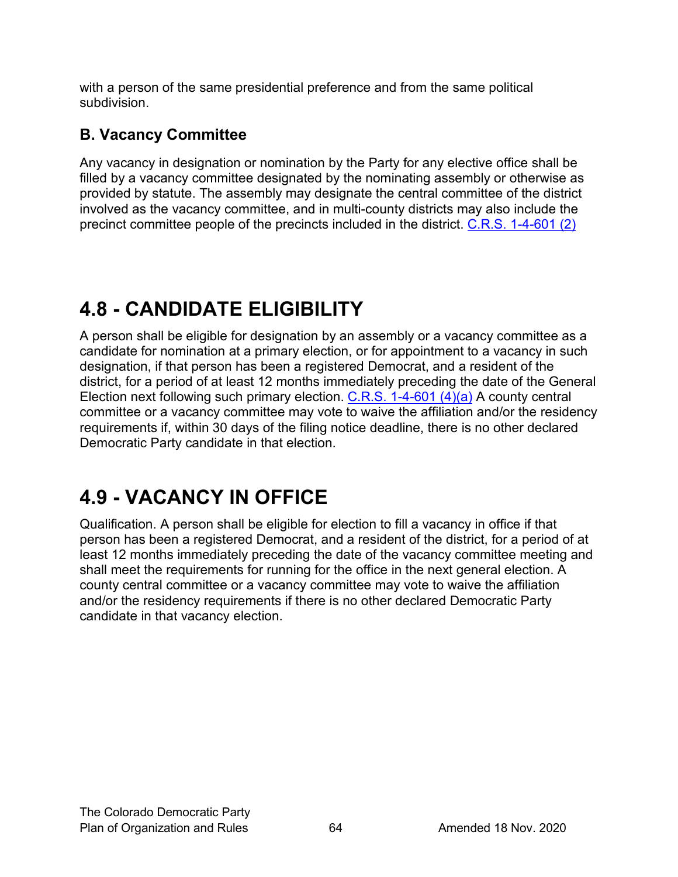with a person of the same presidential preference and from the same political subdivision.

### B. Vacancy Committee

Any vacancy in designation or nomination by the Party for any elective office shall be filled by a vacancy committee designated by the nominating assembly or otherwise as provided by statute. The assembly may designate the central committee of the district involved as the vacancy committee, and in multi-county districts may also include the precinct committee people of the precincts included in the district. C.R.S. 1-4-601 (2)

# 4.8 - CANDIDATE ELIGIBILITY

A person shall be eligible for designation by an assembly or a vacancy committee as a candidate for nomination at a primary election, or for appointment to a vacancy in such designation, if that person has been a registered Democrat, and a resident of the district, for a period of at least 12 months immediately preceding the date of the General Election next following such primary election. C.R.S. 1-4-601 (4)(a) A county central committee or a vacancy committee may vote to waive the affiliation and/or the residency requirements if, within 30 days of the filing notice deadline, there is no other declared Democratic Party candidate in that election.

# 4.9 - VACANCY IN OFFICE

Qualification. A person shall be eligible for election to fill a vacancy in office if that person has been a registered Democrat, and a resident of the district, for a period of at least 12 months immediately preceding the date of the vacancy committee meeting and shall meet the requirements for running for the office in the next general election. A county central committee or a vacancy committee may vote to waive the affiliation and/or the residency requirements if there is no other declared Democratic Party candidate in that vacancy election.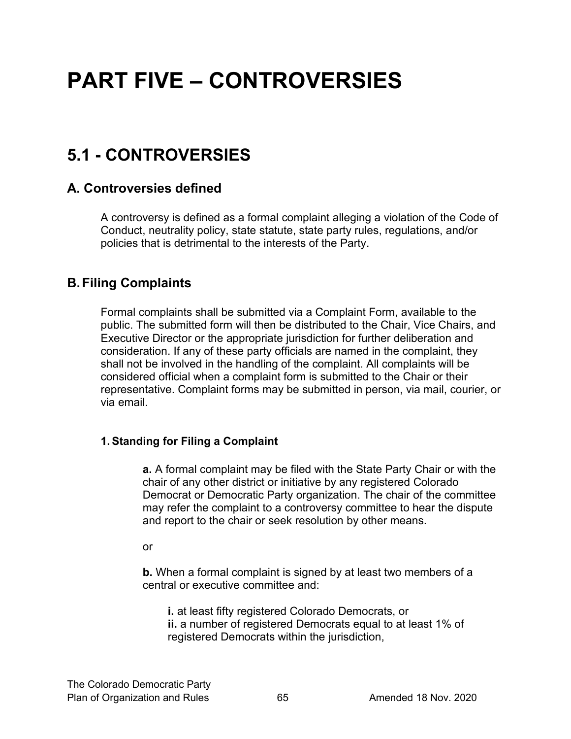# PART FIVE – CONTROVERSIES

## 5.1 - CONTROVERSIES

### A. Controversies defined

A controversy is defined as a formal complaint alleging a violation of the Code of Conduct, neutrality policy, state statute, state party rules, regulations, and/or policies that is detrimental to the interests of the Party.

### B. Filing Complaints

Formal complaints shall be submitted via a Complaint Form, available to the public. The submitted form will then be distributed to the Chair, Vice Chairs, and Executive Director or the appropriate jurisdiction for further deliberation and consideration. If any of these party officials are named in the complaint, they shall not be involved in the handling of the complaint. All complaints will be considered official when a complaint form is submitted to the Chair or their representative. Complaint forms may be submitted in person, via mail, courier, or via email.

#### 1. Standing for Filing a Complaint

**a.** A formal complaint may be filed with the State Party Chair or with the chair of any other district or initiative by any registered Colorado Democrat or Democratic Party organization. The chair of the committee may refer the complaint to a controversy committee to hear the dispute and report to the chair or seek resolution by other means.

or

**b.** When a formal complaint is signed by at least two members of a central or executive committee and:

**i.** at least fifty registered Colorado Democrats, or
**ii.** a number of registered Democrats equal to at least 1% of registered Democrats within the jurisdiction,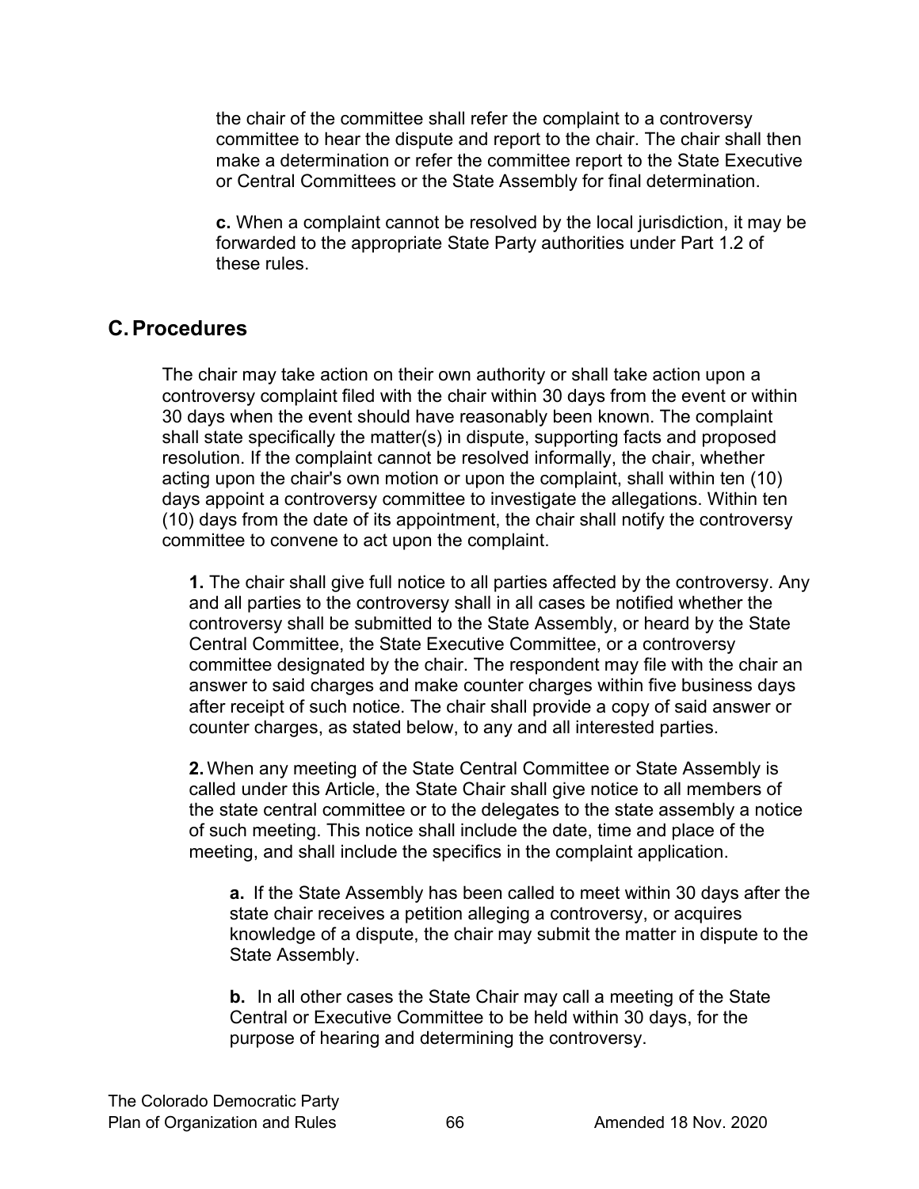the chair of the committee shall refer the complaint to a controversy committee to hear the dispute and report to the chair. The chair shall then make a determination or refer the committee report to the State Executive or Central Committees or the State Assembly for final determination.

**c.** When a complaint cannot be resolved by the local jurisdiction, it may be forwarded to the appropriate State Party authorities under Part 1.2 of these rules.

## C. Procedures

The chair may take action on their own authority or shall take action upon a controversy complaint filed with the chair within 30 days from the event or within 30 days when the event should have reasonably been known. The complaint shall state specifically the matter(s) in dispute, supporting facts and proposed resolution. If the complaint cannot be resolved informally, the chair, whether acting upon the chair's own motion or upon the complaint, shall within ten (10) days appoint a controversy committee to investigate the allegations. Within ten (10) days from the date of its appointment, the chair shall notify the controversy committee to convene to act upon the complaint.

**1.** The chair shall give full notice to all parties affected by the controversy. Any and all parties to the controversy shall in all cases be notified whether the controversy shall be submitted to the State Assembly, or heard by the State Central Committee, the State Executive Committee, or a controversy committee designated by the chair. The respondent may file with the chair an answer to said charges and make counter charges within five business days after receipt of such notice. The chair shall provide a copy of said answer or counter charges, as stated below, to any and all interested parties.

**2.** When any meeting of the State Central Committee or State Assembly is called under this Article, the State Chair shall give notice to all members of the state central committee or to the delegates to the state assembly a notice of such meeting. This notice shall include the date, time and place of the meeting, and shall include the specifics in the complaint application.

**a.** If the State Assembly has been called to meet within 30 days after the state chair receives a petition alleging a controversy, or acquires knowledge of a dispute, the chair may submit the matter in dispute to the State Assembly.

**b.** In all other cases the State Chair may call a meeting of the State Central or Executive Committee to be held within 30 days, for the purpose of hearing and determining the controversy.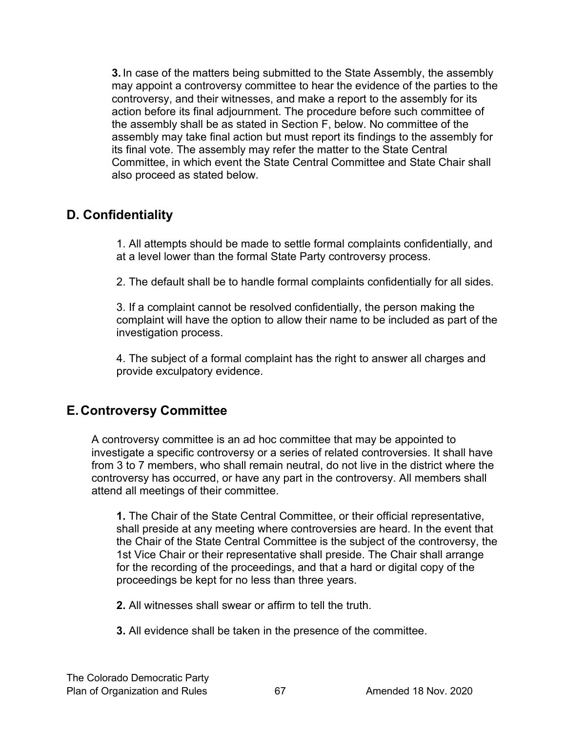**3.** In case of the matters being submitted to the State Assembly, the assembly may appoint a controversy committee to hear the evidence of the parties to the controversy, and their witnesses, and make a report to the assembly for its action before its final adjournment. The procedure before such committee of the assembly shall be as stated in Section F, below. No committee of the assembly may take final action but must report its findings to the assembly for its final vote. The assembly may refer the matter to the State Central Committee, in which event the State Central Committee and State Chair shall also proceed as stated below.

## D. Confidentiality

1. All attempts should be made to settle formal complaints confidentially, and at a level lower than the formal State Party controversy process.

2. The default shall be to handle formal complaints confidentially for all sides.

3. If a complaint cannot be resolved confidentially, the person making the complaint will have the option to allow their name to be included as part of the investigation process.

4. The subject of a formal complaint has the right to answer all charges and provide exculpatory evidence.

## E. Controversy Committee

A controversy committee is an ad hoc committee that may be appointed to investigate a specific controversy or a series of related controversies. It shall have from 3 to 7 members, who shall remain neutral, do not live in the district where the controversy has occurred, or have any part in the controversy. All members shall attend all meetings of their committee.

**1.** The Chair of the State Central Committee, or their official representative, shall preside at any meeting where controversies are heard. In the event that the Chair of the State Central Committee is the subject of the controversy, the 1st Vice Chair or their representative shall preside. The Chair shall arrange for the recording of the proceedings, and that a hard or digital copy of the proceedings be kept for no less than three years.

**2.** All witnesses shall swear or affirm to tell the truth.

**3.** All evidence shall be taken in the presence of the committee.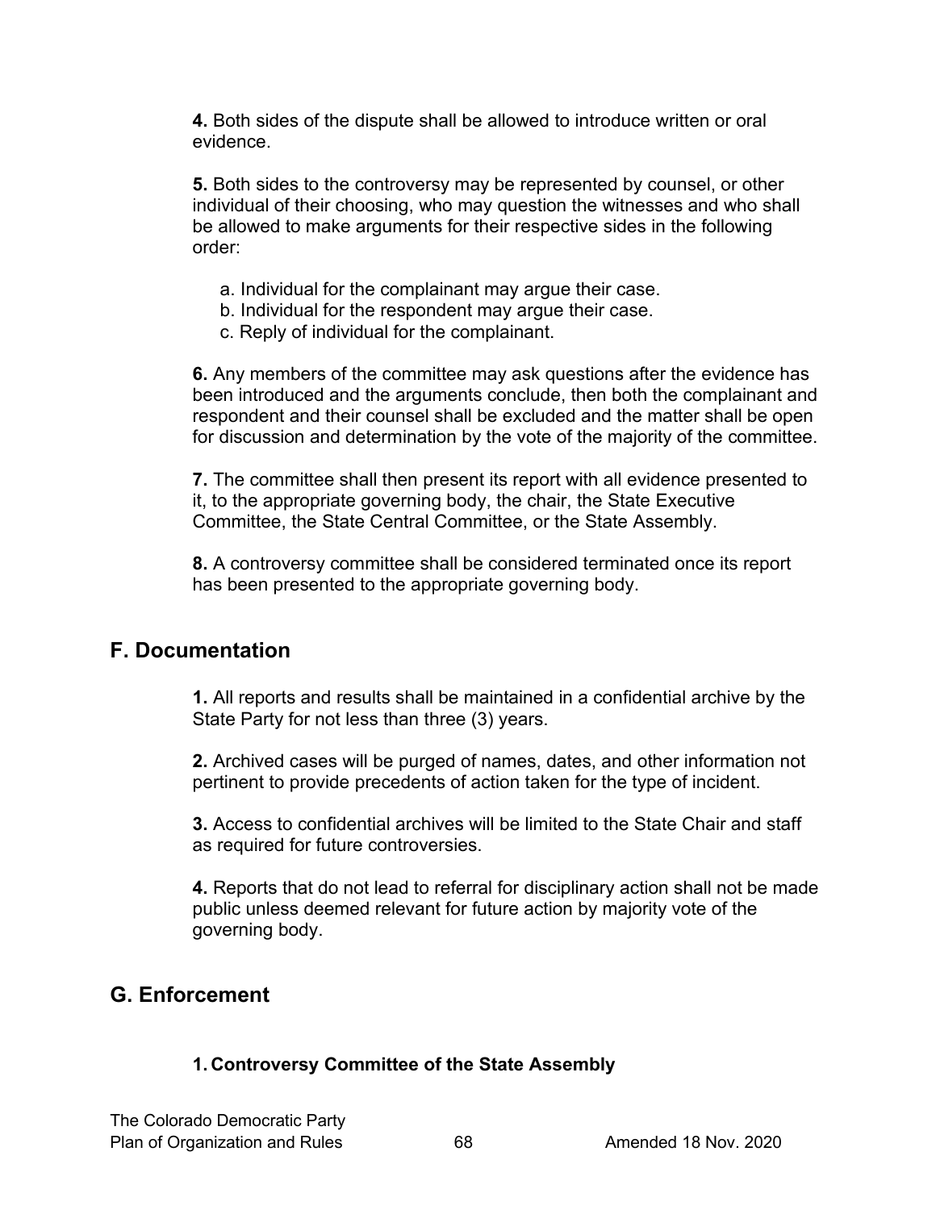**4.** Both sides of the dispute shall be allowed to introduce written or oral evidence.

**5.** Both sides to the controversy may be represented by counsel, or other individual of their choosing, who may question the witnesses and who shall be allowed to make arguments for their respective sides in the following order:

a. Individual for the complainant may argue their case.
b. Individual for the respondent may argue their case.
c. Reply of individual for the complainant.

**6.** Any members of the committee may ask questions after the evidence has been introduced and the arguments conclude, then both the complainant and respondent and their counsel shall be excluded and the matter shall be open for discussion and determination by the vote of the majority of the committee.

**7.** The committee shall then present its report with all evidence presented to it, to the appropriate governing body, the chair, the State Executive Committee, the State Central Committee, or the State Assembly.

**8.** A controversy committee shall be considered terminated once its report has been presented to the appropriate governing body.

## F. Documentation

**1.** All reports and results shall be maintained in a confidential archive by the State Party for not less than three (3) years.

**2.** Archived cases will be purged of names, dates, and other information not pertinent to provide precedents of action taken for the type of incident.

**3.** Access to confidential archives will be limited to the State Chair and staff as required for future controversies.

**4.** Reports that do not lead to referral for disciplinary action shall not be made public unless deemed relevant for future action by majority vote of the governing body.

## G. Enforcement

### 1. Controversy Committee of the State Assembly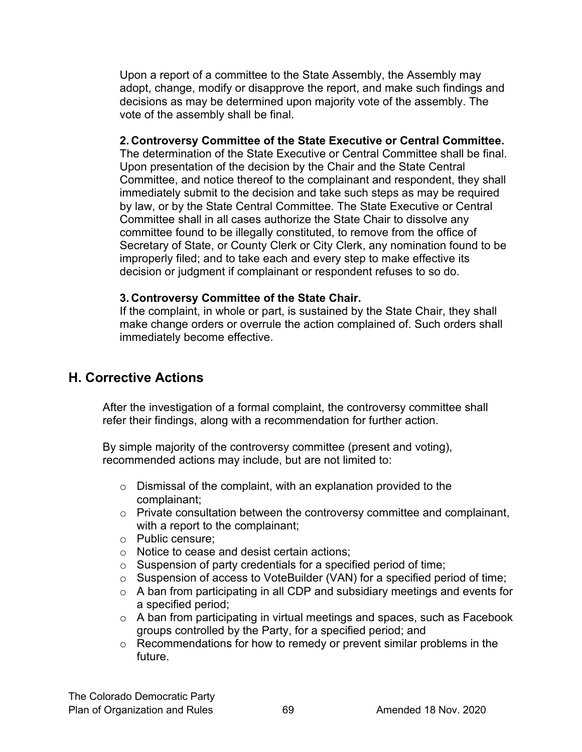Upon a report of a committee to the State Assembly, the Assembly may adopt, change, modify or disapprove the report, and make such findings and decisions as may be determined upon majority vote of the assembly. The vote of the assembly shall be final.

**2. Controversy Committee of the State Executive or Central Committee.**
The determination of the State Executive or Central Committee shall be final. Upon presentation of the decision by the Chair and the State Central Committee, and notice thereof to the complainant and respondent, they shall immediately submit to the decision and take such steps as may be required by law, or by the State Central Committee. The State Executive or Central Committee shall in all cases authorize the State Chair to dissolve any committee found to be illegally constituted, to remove from the office of Secretary of State, or County Clerk or City Clerk, any nomination found to be improperly filed; and to take each and every step to make effective its decision or judgment if complainant or respondent refuses to so do.

**3. Controversy Committee of the State Chair.**
If the complaint, in whole or part, is sustained by the State Chair, they shall make change orders or overrule the action complained of. Such orders shall immediately become effective.

## H. Corrective Actions

After the investigation of a formal complaint, the controversy committee shall refer their findings, along with a recommendation for further action.

By simple majority of the controversy committee (present and voting), recommended actions may include, but are not limited to:

- Dismissal of the complaint, with an explanation provided to the complainant;
- Private consultation between the controversy committee and complainant, with a report to the complainant;
- Public censure;
- Notice to cease and desist certain actions;
- Suspension of party credentials for a specified period of time;
- Suspension of access to VoteBuilder (VAN) for a specified period of time;
- A ban from participating in all CDP and subsidiary meetings and events for a specified period;
- A ban from participating in virtual meetings and spaces, such as Facebook groups controlled by the Party, for a specified period; and
- Recommendations for how to remedy or prevent similar problems in the future.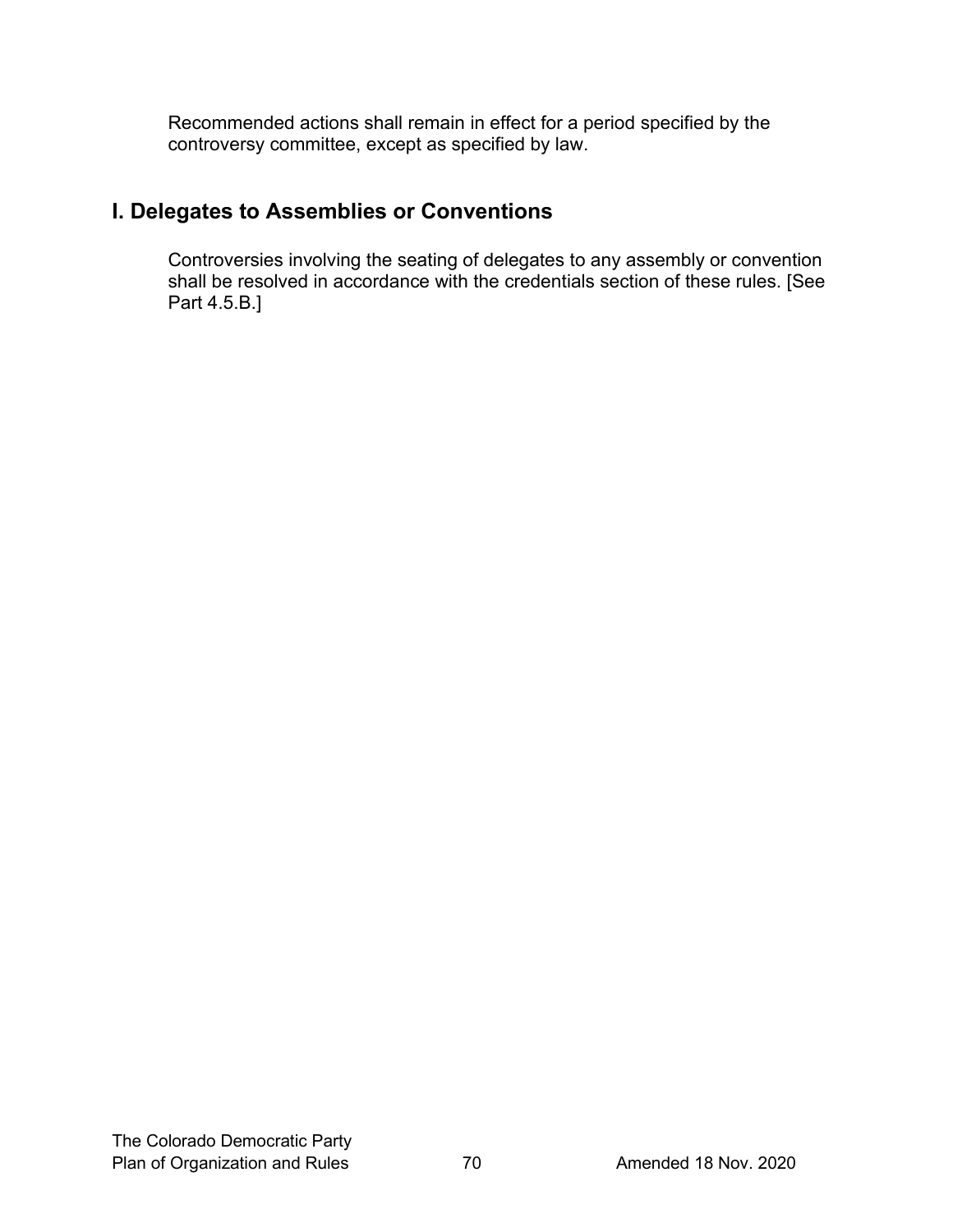Recommended actions shall remain in effect for a period specified by the controversy committee, except as specified by law.

## I. Delegates to Assemblies or Conventions

Controversies involving the seating of delegates to any assembly or convention shall be resolved in accordance with the credentials section of these rules. [See Part 4.5.B.]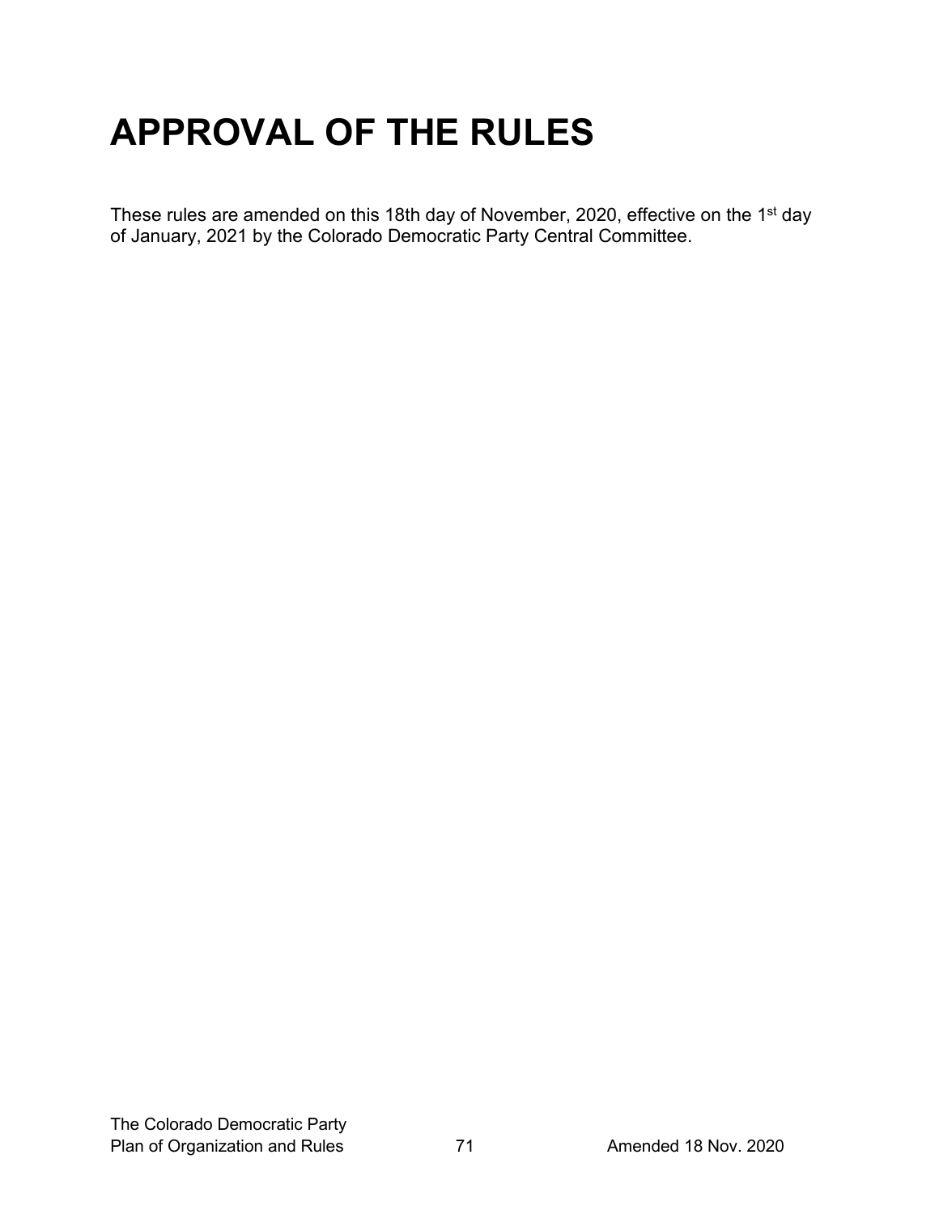# APPROVAL OF THE RULES

These rules are amended on this 18th day of November, 2020, effective on the 1st day of January, 2021 by the Colorado Democratic Party Central Committee.